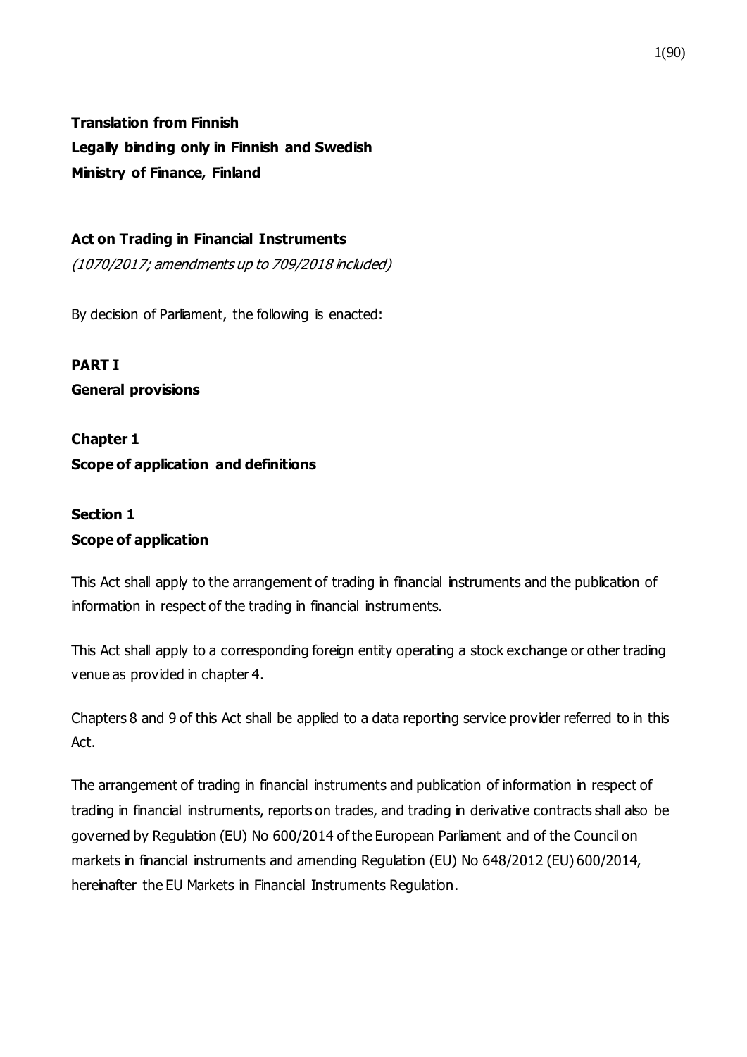**Translation from Finnish**
**Legally binding only in Finnish and Swedish**
**Ministry of Finance, Finland**

# Act on Trading in Financial Instruments

*(1070/2017; amendments up to 709/2018 included)*

By decision of Parliament, the following is enacted:

## PART I
## General provisions

### Chapter 1
### Scope of application and definitions

#### Section 1
#### Scope of application

This Act shall apply to the arrangement of trading in financial instruments and the publication of information in respect of the trading in financial instruments.

This Act shall apply to a corresponding foreign entity operating a stock exchange or other trading venue as provided in chapter 4.

Chapters 8 and 9 of this Act shall be applied to a data reporting service provider referred to in this Act.

The arrangement of trading in financial instruments and publication of information in respect of trading in financial instruments, reports on trades, and trading in derivative contracts shall also be governed by Regulation (EU) No 600/2014 of the European Parliament and of the Council on markets in financial instruments and amending Regulation (EU) No 648/2012 (EU) 600/2014, hereinafter the EU Markets in Financial Instruments Regulation.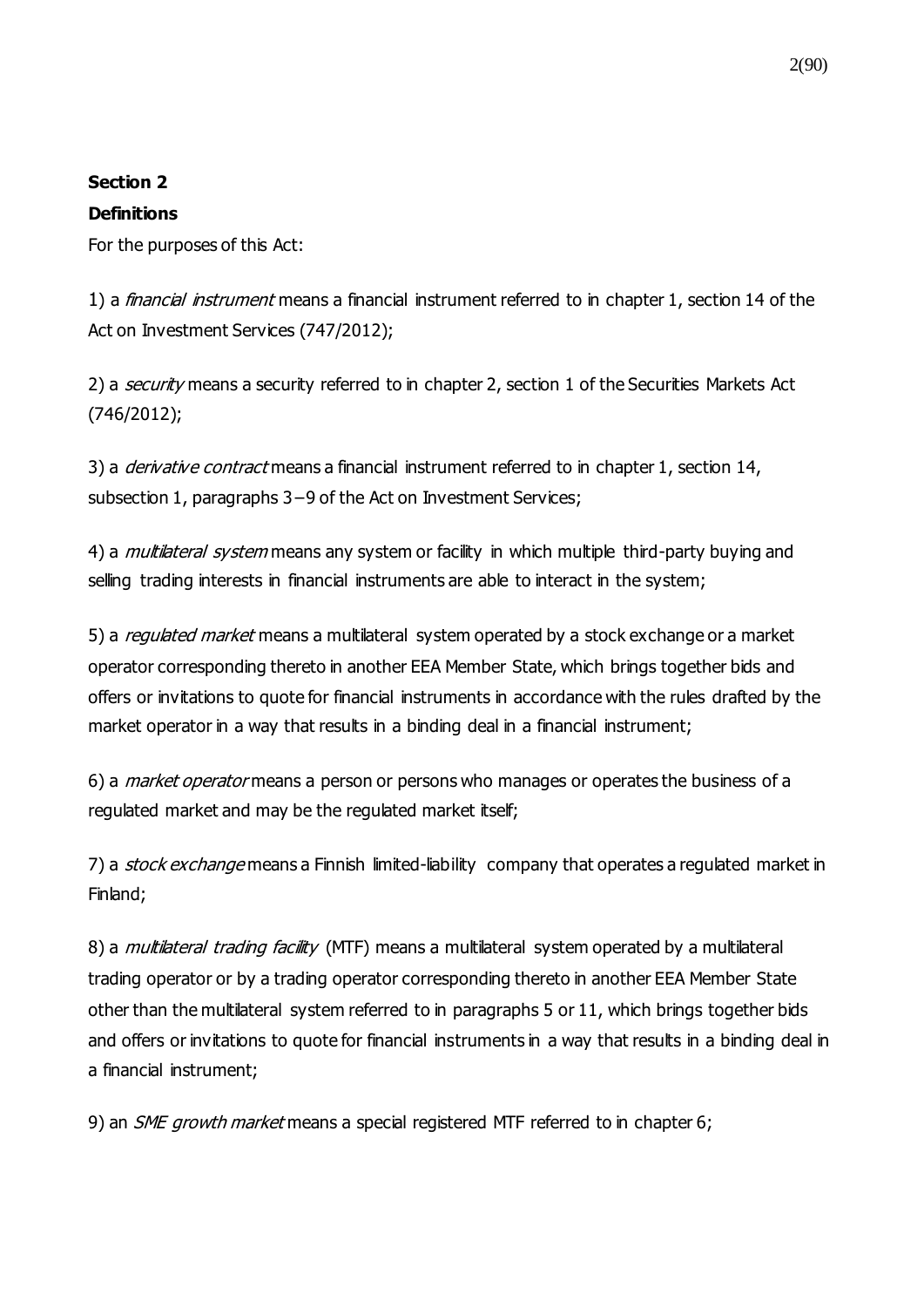**Section 2**

**Definitions**

For the purposes of this Act:

1) a *financial instrument* means a financial instrument referred to in chapter 1, section 14 of the Act on Investment Services (747/2012);

2) a *security* means a security referred to in chapter 2, section 1 of the Securities Markets Act (746/2012);

3) a *derivative contract* means a financial instrument referred to in chapter 1, section 14, subsection 1, paragraphs 3−9 of the Act on Investment Services;

4) a *multilateral system* means any system or facility in which multiple third-party buying and selling trading interests in financial instruments are able to interact in the system;

5) a *regulated market* means a multilateral system operated by a stock exchange or a market operator corresponding thereto in another EEA Member State, which brings together bids and offers or invitations to quote for financial instruments in accordance with the rules drafted by the market operator in a way that results in a binding deal in a financial instrument;

6) a *market operator* means a person or persons who manages or operates the business of a regulated market and may be the regulated market itself;

7) a *stock exchange* means a Finnish limited-liability company that operates a regulated market in Finland;

8) a *multilateral trading facility* (MTF) means a multilateral system operated by a multilateral trading operator or by a trading operator corresponding thereto in another EEA Member State other than the multilateral system referred to in paragraphs 5 or 11, which brings together bids and offers or invitations to quote for financial instruments in a way that results in a binding deal in a financial instrument;

9) an *SME growth market* means a special registered MTF referred to in chapter 6;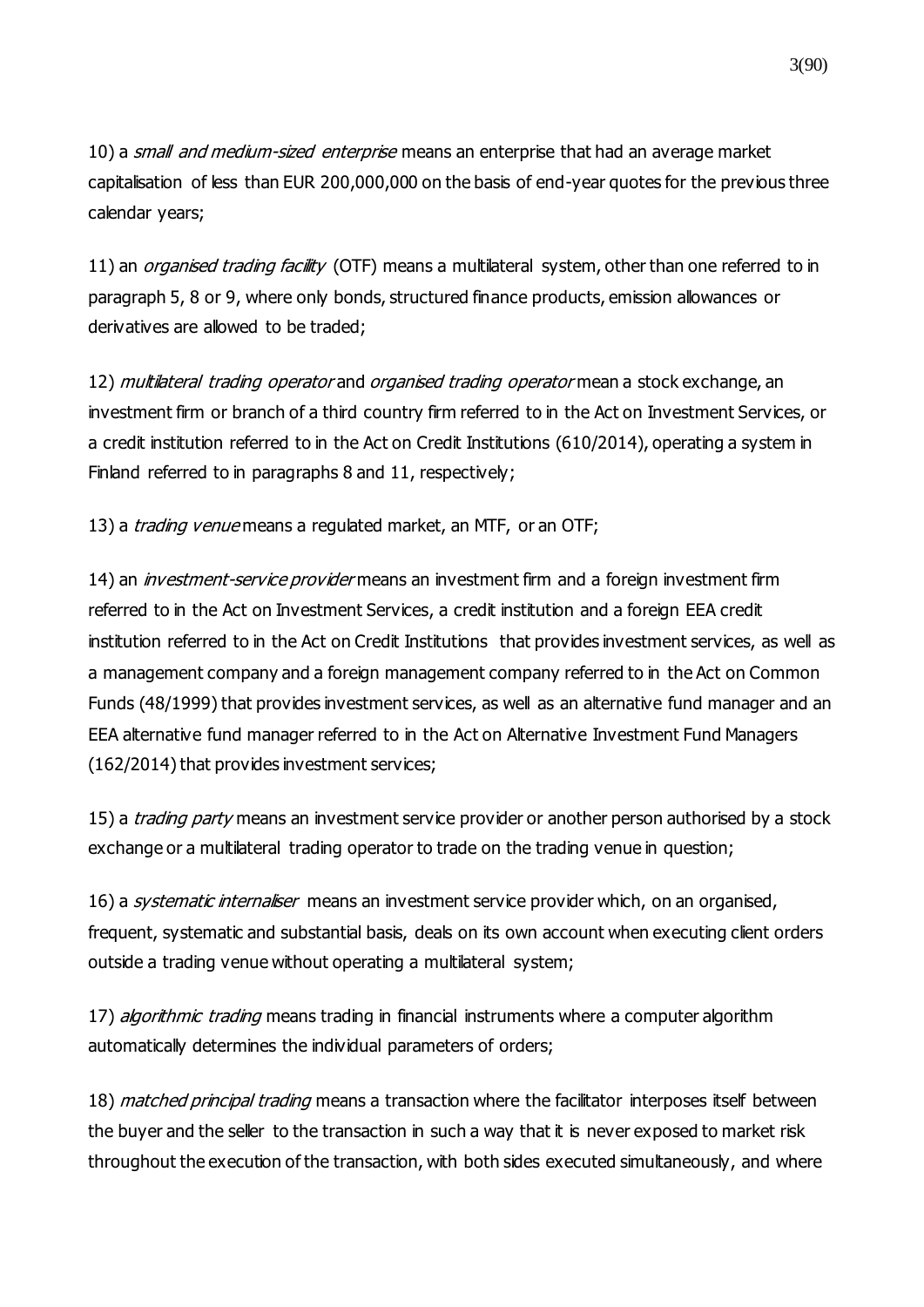10) a *small and medium-sized enterprise* means an enterprise that had an average market capitalisation of less than EUR 200,000,000 on the basis of end-year quotes for the previous three calendar years;

11) an *organised trading facility* (OTF) means a multilateral system, other than one referred to in paragraph 5, 8 or 9, where only bonds, structured finance products, emission allowances or derivatives are allowed to be traded;

12) *multilateral trading operator* and *organised trading operator* mean a stock exchange, an investment firm or branch of a third country firm referred to in the Act on Investment Services, or a credit institution referred to in the Act on Credit Institutions (610/2014), operating a system in Finland referred to in paragraphs 8 and 11, respectively;

13) a *trading venue* means a regulated market, an MTF, or an OTF;

14) an *investment-service provider* means an investment firm and a foreign investment firm referred to in the Act on Investment Services, a credit institution and a foreign EEA credit institution referred to in the Act on Credit Institutions that provides investment services, as well as a management company and a foreign management company referred to in the Act on Common Funds (48/1999) that provides investment services, as well as an alternative fund manager and an EEA alternative fund manager referred to in the Act on Alternative Investment Fund Managers (162/2014) that provides investment services;

15) a *trading party* means an investment service provider or another person authorised by a stock exchange or a multilateral trading operator to trade on the trading venue in question;

16) a *systematic internaliser* means an investment service provider which, on an organised, frequent, systematic and substantial basis, deals on its own account when executing client orders outside a trading venue without operating a multilateral system;

17) *algorithmic trading* means trading in financial instruments where a computer algorithm automatically determines the individual parameters of orders;

18) *matched principal trading* means a transaction where the facilitator interposes itself between the buyer and the seller to the transaction in such a way that it is never exposed to market risk throughout the execution of the transaction, with both sides executed simultaneously, and where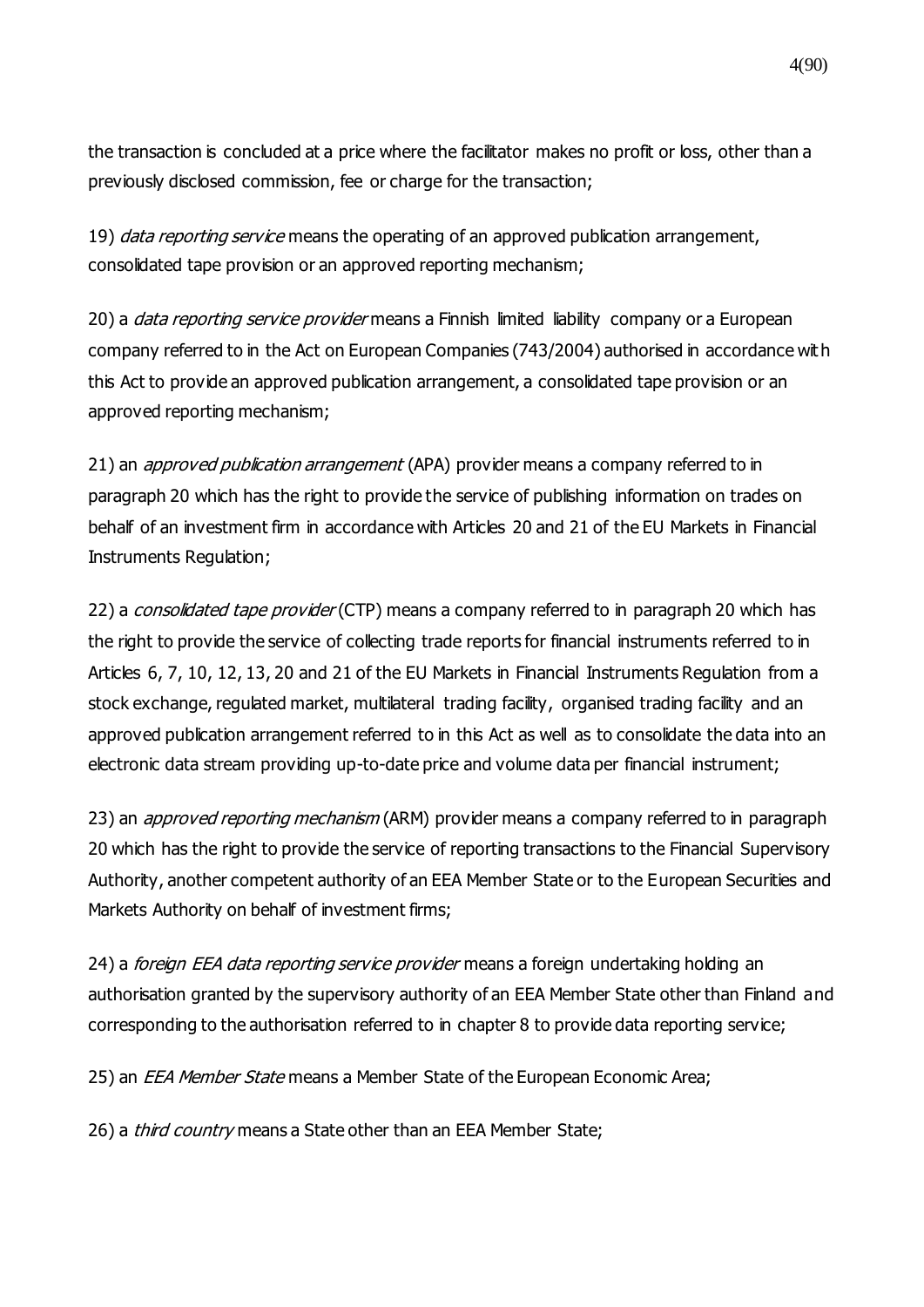the transaction is concluded at a price where the facilitator makes no profit or loss, other than a previously disclosed commission, fee or charge for the transaction;

19) *data reporting service* means the operating of an approved publication arrangement, consolidated tape provision or an approved reporting mechanism;

20) a *data reporting service provider* means a Finnish limited liability company or a European company referred to in the Act on European Companies (743/2004) authorised in accordance with this Act to provide an approved publication arrangement, a consolidated tape provision or an approved reporting mechanism;

21) an *approved publication arrangement* (APA) provider means a company referred to in paragraph 20 which has the right to provide the service of publishing information on trades on behalf of an investment firm in accordance with Articles 20 and 21 of the EU Markets in Financial Instruments Regulation;

22) a *consolidated tape provider* (CTP) means a company referred to in paragraph 20 which has the right to provide the service of collecting trade reports for financial instruments referred to in Articles 6, 7, 10, 12, 13, 20 and 21 of the EU Markets in Financial Instruments Regulation from a stock exchange, regulated market, multilateral trading facility, organised trading facility and an approved publication arrangement referred to in this Act as well as to consolidate the data into an electronic data stream providing up-to-date price and volume data per financial instrument;

23) an *approved reporting mechanism* (ARM) provider means a company referred to in paragraph 20 which has the right to provide the service of reporting transactions to the Financial Supervisory Authority, another competent authority of an EEA Member State or to the European Securities and Markets Authority on behalf of investment firms;

24) a *foreign EEA data reporting service provider* means a foreign undertaking holding an authorisation granted by the supervisory authority of an EEA Member State other than Finland and corresponding to the authorisation referred to in chapter 8 to provide data reporting service;

25) an *EEA Member State* means a Member State of the European Economic Area;

26) a *third country* means a State other than an EEA Member State;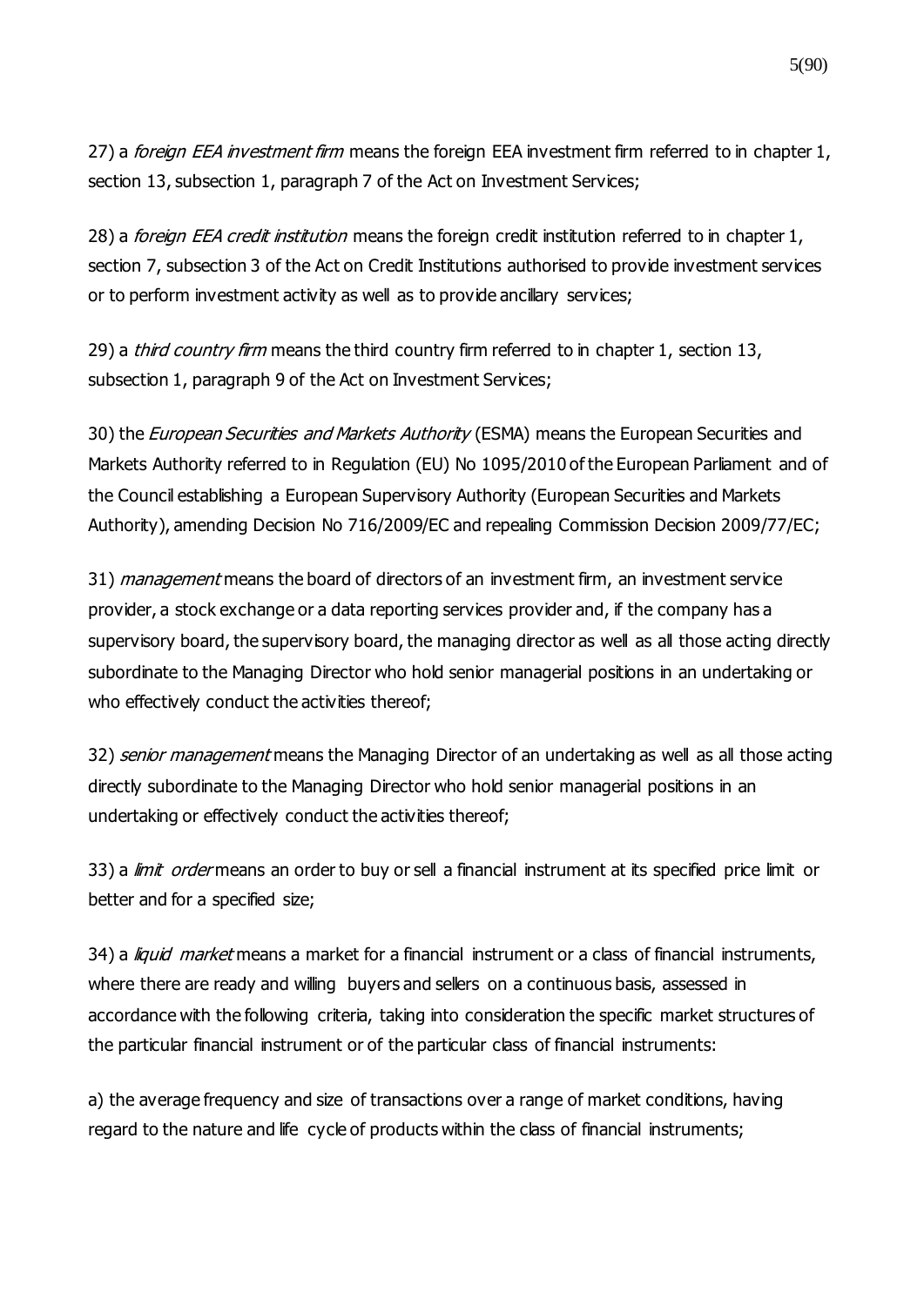27) a *foreign EEA investment firm* means the foreign EEA investment firm referred to in chapter 1, section 13, subsection 1, paragraph 7 of the Act on Investment Services;

28) a *foreign EEA credit institution* means the foreign credit institution referred to in chapter 1, section 7, subsection 3 of the Act on Credit Institutions authorised to provide investment services or to perform investment activity as well as to provide ancillary services;

29) a *third country firm* means the third country firm referred to in chapter 1, section 13, subsection 1, paragraph 9 of the Act on Investment Services;

30) the *European Securities and Markets Authority* (ESMA) means the European Securities and Markets Authority referred to in Regulation (EU) No 1095/2010 of the European Parliament and of the Council establishing a European Supervisory Authority (European Securities and Markets Authority), amending Decision No 716/2009/EC and repealing Commission Decision 2009/77/EC;

31) *management* means the board of directors of an investment firm, an investment service provider, a stock exchange or a data reporting services provider and, if the company has a supervisory board, the supervisory board, the managing director as well as all those acting directly subordinate to the Managing Director who hold senior managerial positions in an undertaking or who effectively conduct the activities thereof;

32) *senior management* means the Managing Director of an undertaking as well as all those acting directly subordinate to the Managing Director who hold senior managerial positions in an undertaking or effectively conduct the activities thereof;

33) a *limit order* means an order to buy or sell a financial instrument at its specified price limit or better and for a specified size;

34) a *liquid market* means a market for a financial instrument or a class of financial instruments, where there are ready and willing buyers and sellers on a continuous basis, assessed in accordance with the following criteria, taking into consideration the specific market structures of the particular financial instrument or of the particular class of financial instruments:

a) the average frequency and size of transactions over a range of market conditions, having regard to the nature and life cycle of products within the class of financial instruments;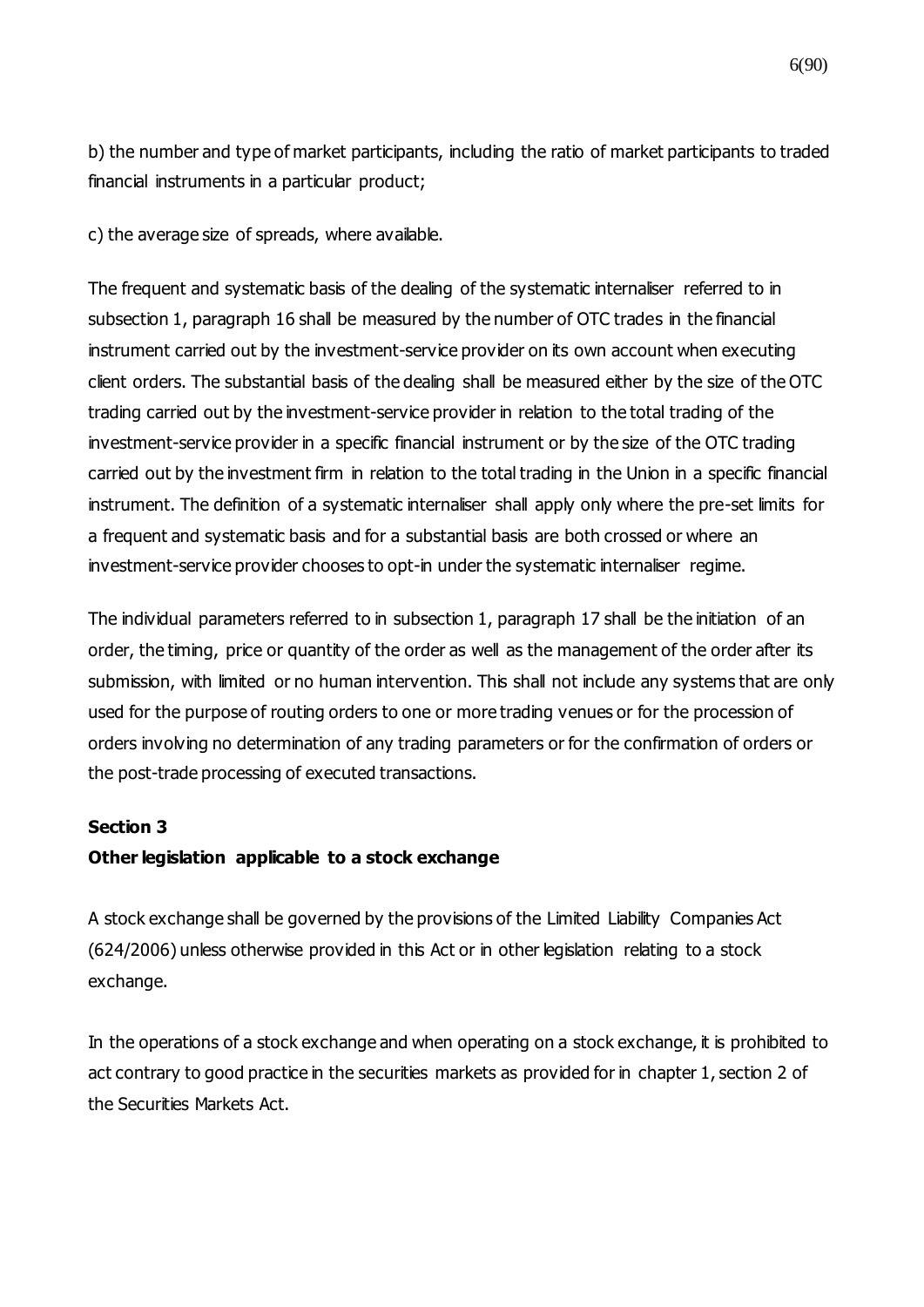b) the number and type of market participants, including the ratio of market participants to traded financial instruments in a particular product;

c) the average size of spreads, where available.

The frequent and systematic basis of the dealing of the systematic internaliser referred to in subsection 1, paragraph 16 shall be measured by the number of OTC trades in the financial instrument carried out by the investment-service provider on its own account when executing client orders. The substantial basis of the dealing shall be measured either by the size of the OTC trading carried out by the investment-service provider in relation to the total trading of the investment-service provider in a specific financial instrument or by the size of the OTC trading carried out by the investment firm in relation to the total trading in the Union in a specific financial instrument. The definition of a systematic internaliser shall apply only where the pre-set limits for a frequent and systematic basis and for a substantial basis are both crossed or where an investment-service provider chooses to opt-in under the systematic internaliser regime.

The individual parameters referred to in subsection 1, paragraph 17 shall be the initiation of an order, the timing, price or quantity of the order as well as the management of the order after its submission, with limited or no human intervention. This shall not include any systems that are only used for the purpose of routing orders to one or more trading venues or for the procession of orders involving no determination of any trading parameters or for the confirmation of orders or the post-trade processing of executed transactions.

**Section 3**

**Other legislation applicable to a stock exchange**

A stock exchange shall be governed by the provisions of the Limited Liability Companies Act (624/2006) unless otherwise provided in this Act or in other legislation relating to a stock exchange.

In the operations of a stock exchange and when operating on a stock exchange, it is prohibited to act contrary to good practice in the securities markets as provided for in chapter 1, section 2 of the Securities Markets Act.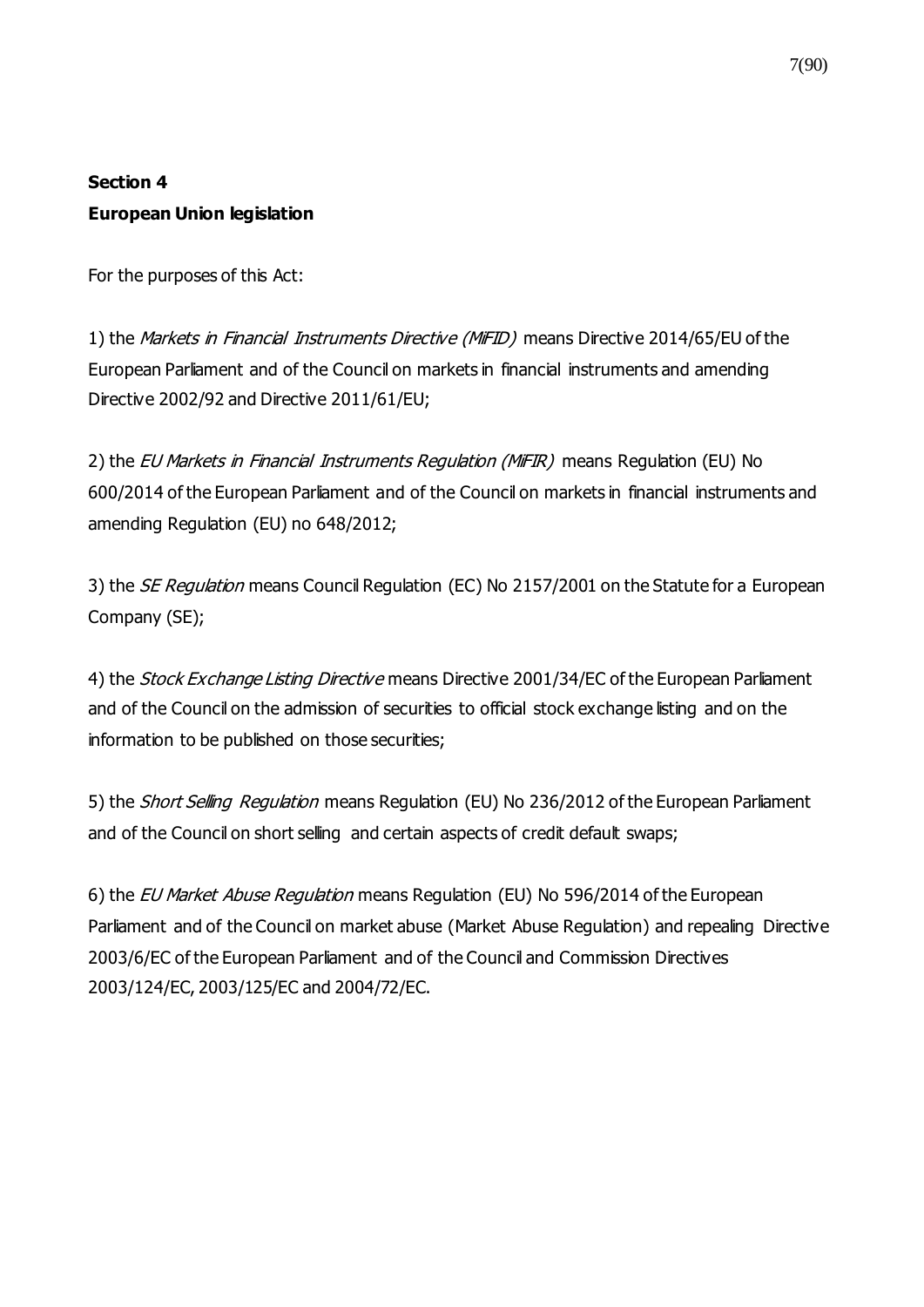**Section 4**

**European Union legislation**

For the purposes of this Act:

1) the *Markets in Financial Instruments Directive (MiFID)* means Directive 2014/65/EU of the European Parliament and of the Council on markets in financial instruments and amending Directive 2002/92 and Directive 2011/61/EU;

2) the *EU Markets in Financial Instruments Regulation (MiFIR)* means Regulation (EU) No 600/2014 of the European Parliament and of the Council on markets in financial instruments and amending Regulation (EU) no 648/2012;

3) the *SE Regulation* means Council Regulation (EC) No 2157/2001 on the Statute for a European Company (SE);

4) the *Stock Exchange Listing Directive* means Directive 2001/34/EC of the European Parliament and of the Council on the admission of securities to official stock exchange listing and on the information to be published on those securities;

5) the *Short Selling Regulation* means Regulation (EU) No 236/2012 of the European Parliament and of the Council on short selling and certain aspects of credit default swaps;

6) the *EU Market Abuse Regulation* means Regulation (EU) No 596/2014 of the European Parliament and of the Council on market abuse (Market Abuse Regulation) and repealing Directive 2003/6/EC of the European Parliament and of the Council and Commission Directives 2003/124/EC, 2003/125/EC and 2004/72/EC.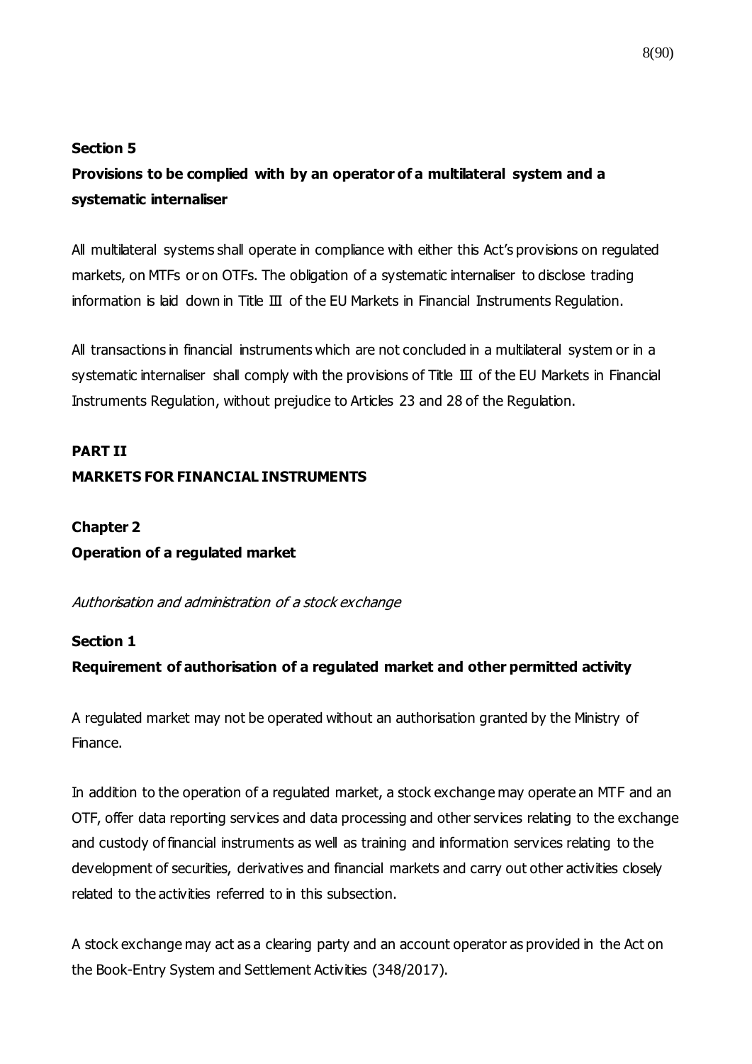**Section 5**

**Provisions to be complied with by an operator of a multilateral system and a systematic internaliser**

All multilateral systems shall operate in compliance with either this Act's provisions on regulated markets, on MTFs or on OTFs. The obligation of a systematic internaliser to disclose trading information is laid down in Title III of the EU Markets in Financial Instruments Regulation.

All transactions in financial instruments which are not concluded in a multilateral system or in a systematic internaliser shall comply with the provisions of Title III of the EU Markets in Financial Instruments Regulation, without prejudice to Articles 23 and 28 of the Regulation.

## PART II
## MARKETS FOR FINANCIAL INSTRUMENTS

## Chapter 2
## Operation of a regulated market

*Authorisation and administration of a stock exchange*

**Section 1**

**Requirement of authorisation of a regulated market and other permitted activity**

A regulated market may not be operated without an authorisation granted by the Ministry of Finance.

In addition to the operation of a regulated market, a stock exchange may operate an MTF and an OTF, offer data reporting services and data processing and other services relating to the exchange and custody of financial instruments as well as training and information services relating to the development of securities, derivatives and financial markets and carry out other activities closely related to the activities referred to in this subsection.

A stock exchange may act as a clearing party and an account operator as provided in the Act on the Book-Entry System and Settlement Activities (348/2017).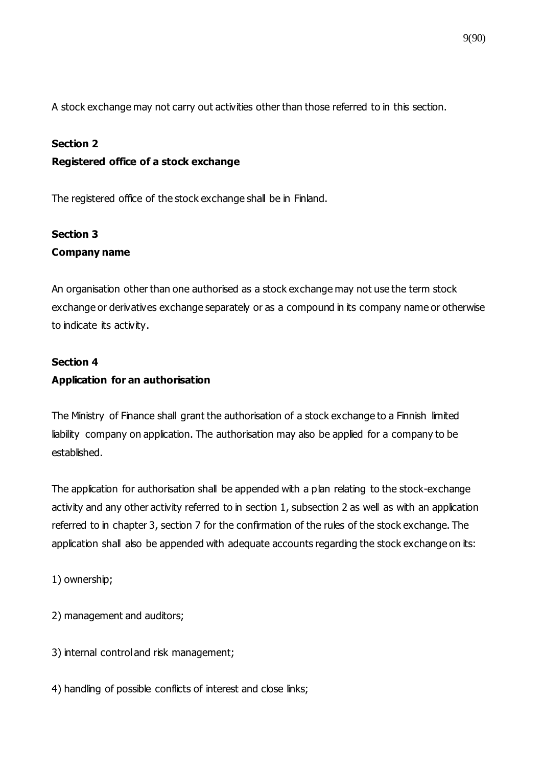A stock exchange may not carry out activities other than those referred to in this section.

**Section 2**
**Registered office of a stock exchange**

The registered office of the stock exchange shall be in Finland.

**Section 3**
**Company name**

An organisation other than one authorised as a stock exchange may not use the term stock exchange or derivatives exchange separately or as a compound in its company name or otherwise to indicate its activity.

**Section 4**
**Application for an authorisation**

The Ministry of Finance shall grant the authorisation of a stock exchange to a Finnish limited liability company on application. The authorisation may also be applied for a company to be established.

The application for authorisation shall be appended with a plan relating to the stock-exchange activity and any other activity referred to in section 1, subsection 2 as well as with an application referred to in chapter 3, section 7 for the confirmation of the rules of the stock exchange. The application shall also be appended with adequate accounts regarding the stock exchange on its:

1) ownership;

2) management and auditors;

3) internal control and risk management;

4) handling of possible conflicts of interest and close links;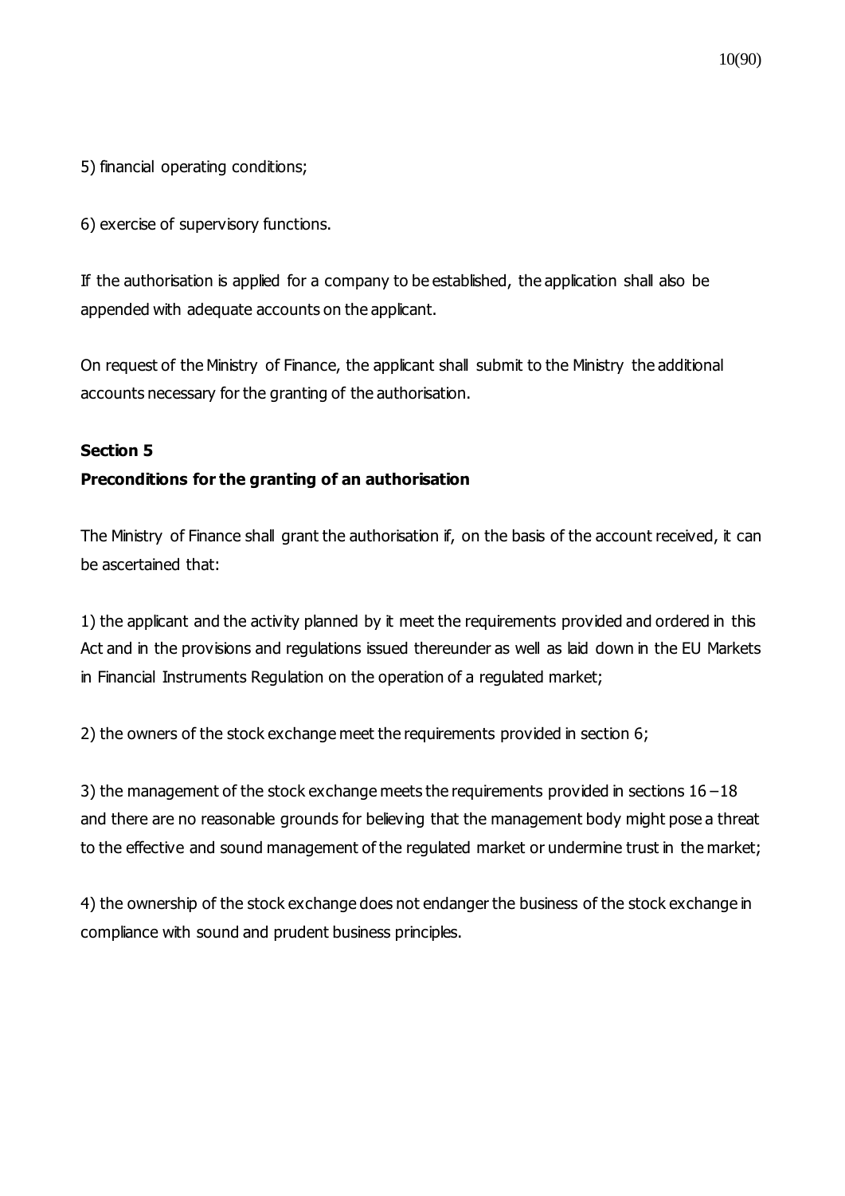5) financial operating conditions;

6) exercise of supervisory functions.

If the authorisation is applied for a company to be established, the application shall also be appended with adequate accounts on the applicant.

On request of the Ministry of Finance, the applicant shall submit to the Ministry the additional accounts necessary for the granting of the authorisation.

**Section 5**

**Preconditions for the granting of an authorisation**

The Ministry of Finance shall grant the authorisation if, on the basis of the account received, it can be ascertained that:

1) the applicant and the activity planned by it meet the requirements provided and ordered in this Act and in the provisions and regulations issued thereunder as well as laid down in the EU Markets in Financial Instruments Regulation on the operation of a regulated market;

2) the owners of the stock exchange meet the requirements provided in section 6;

3) the management of the stock exchange meets the requirements provided in sections 16 – 18 and there are no reasonable grounds for believing that the management body might pose a threat to the effective and sound management of the regulated market or undermine trust in the market;

4) the ownership of the stock exchange does not endanger the business of the stock exchange in compliance with sound and prudent business principles.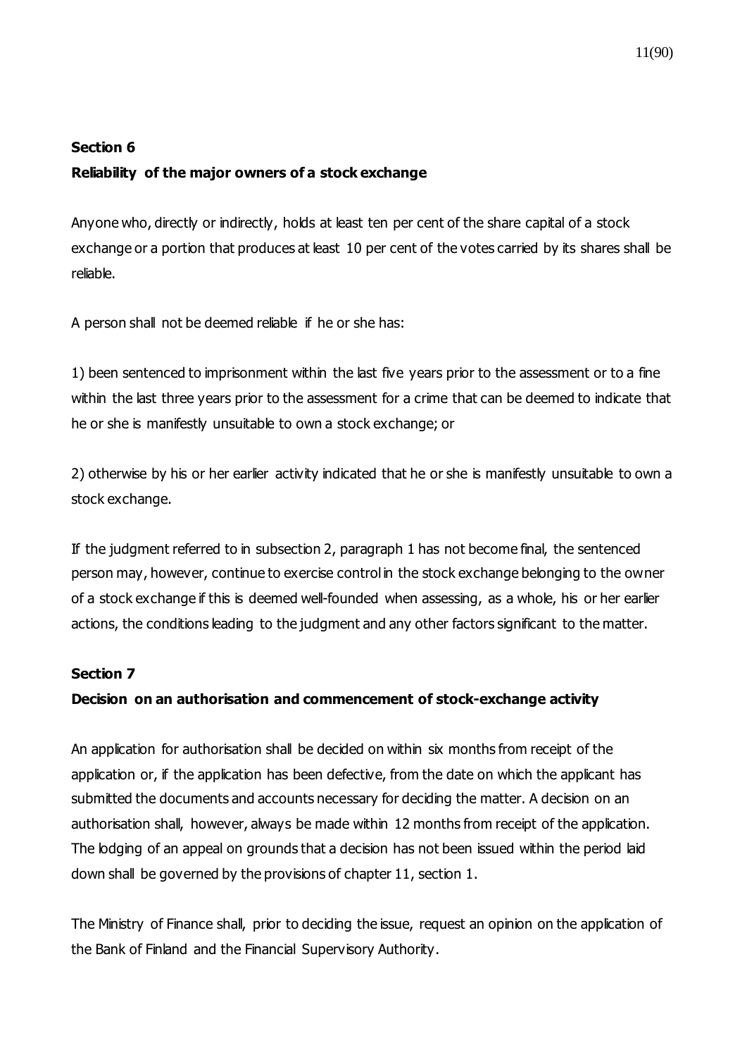**Section 6**

**Reliability of the major owners of a stock exchange**

Anyone who, directly or indirectly, holds at least ten per cent of the share capital of a stock exchange or a portion that produces at least 10 per cent of the votes carried by its shares shall be reliable.

A person shall not be deemed reliable if he or she has:

1) been sentenced to imprisonment within the last five years prior to the assessment or to a fine within the last three years prior to the assessment for a crime that can be deemed to indicate that he or she is manifestly unsuitable to own a stock exchange; or

2) otherwise by his or her earlier activity indicated that he or she is manifestly unsuitable to own a stock exchange.

If the judgment referred to in subsection 2, paragraph 1 has not become final, the sentenced person may, however, continue to exercise control in the stock exchange belonging to the owner of a stock exchange if this is deemed well-founded when assessing, as a whole, his or her earlier actions, the conditions leading to the judgment and any other factors significant to the matter.

**Section 7**

**Decision on an authorisation and commencement of stock-exchange activity**

An application for authorisation shall be decided on within six months from receipt of the application or, if the application has been defective, from the date on which the applicant has submitted the documents and accounts necessary for deciding the matter. A decision on an authorisation shall, however, always be made within 12 months from receipt of the application. The lodging of an appeal on grounds that a decision has not been issued within the period laid down shall be governed by the provisions of chapter 11, section 1.

The Ministry of Finance shall, prior to deciding the issue, request an opinion on the application of the Bank of Finland and the Financial Supervisory Authority.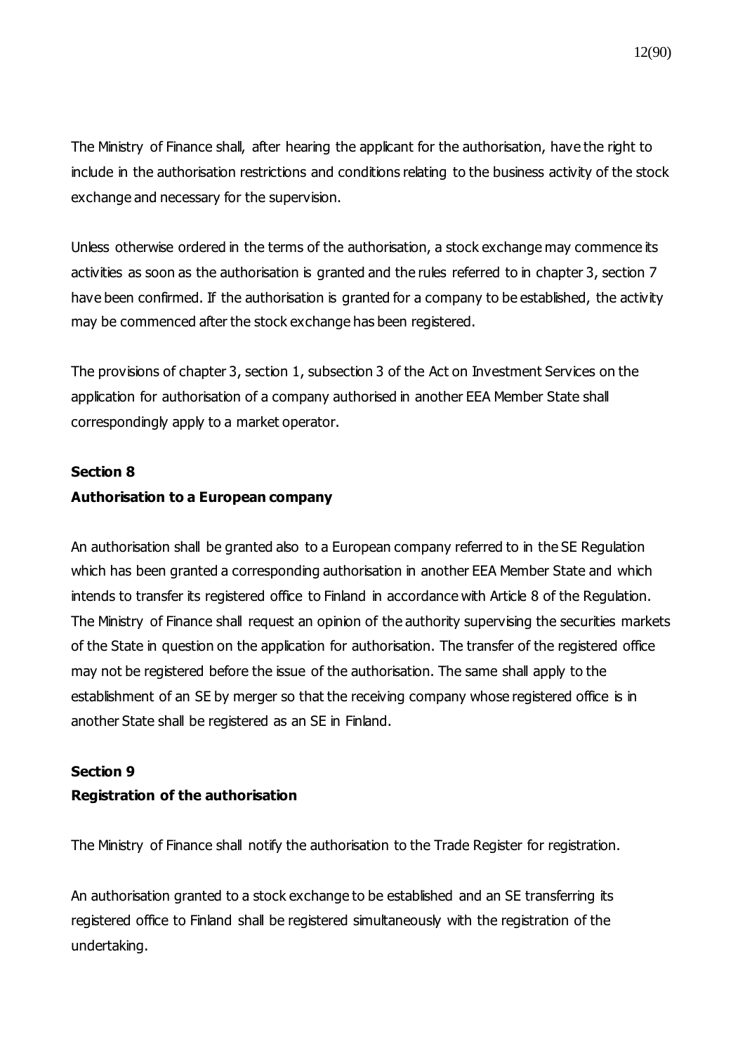The Ministry of Finance shall, after hearing the applicant for the authorisation, have the right to include in the authorisation restrictions and conditions relating to the business activity of the stock exchange and necessary for the supervision.

Unless otherwise ordered in the terms of the authorisation, a stock exchange may commence its activities as soon as the authorisation is granted and the rules referred to in chapter 3, section 7 have been confirmed. If the authorisation is granted for a company to be established, the activity may be commenced after the stock exchange has been registered.

The provisions of chapter 3, section 1, subsection 3 of the Act on Investment Services on the application for authorisation of a company authorised in another EEA Member State shall correspondingly apply to a market operator.

**Section 8**

**Authorisation to a European company**

An authorisation shall be granted also to a European company referred to in the SE Regulation which has been granted a corresponding authorisation in another EEA Member State and which intends to transfer its registered office to Finland in accordance with Article 8 of the Regulation. The Ministry of Finance shall request an opinion of the authority supervising the securities markets of the State in question on the application for authorisation. The transfer of the registered office may not be registered before the issue of the authorisation. The same shall apply to the establishment of an SE by merger so that the receiving company whose registered office is in another State shall be registered as an SE in Finland.

**Section 9**

**Registration of the authorisation**

The Ministry of Finance shall notify the authorisation to the Trade Register for registration.

An authorisation granted to a stock exchange to be established and an SE transferring its registered office to Finland shall be registered simultaneously with the registration of the undertaking.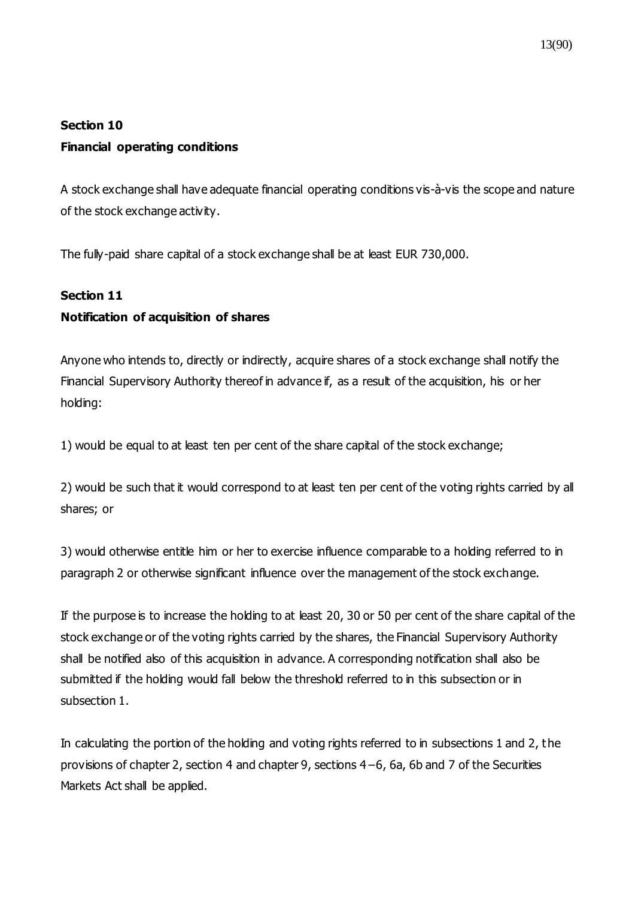**Section 10**

**Financial operating conditions**

A stock exchange shall have adequate financial operating conditions vis-à-vis the scope and nature of the stock exchange activity.

The fully-paid share capital of a stock exchange shall be at least EUR 730,000.

**Section 11**

**Notification of acquisition of shares**

Anyone who intends to, directly or indirectly, acquire shares of a stock exchange shall notify the Financial Supervisory Authority thereof in advance if, as a result of the acquisition, his or her holding:

1) would be equal to at least ten per cent of the share capital of the stock exchange;

2) would be such that it would correspond to at least ten per cent of the voting rights carried by all shares; or

3) would otherwise entitle him or her to exercise influence comparable to a holding referred to in paragraph 2 or otherwise significant influence over the management of the stock exchange.

If the purpose is to increase the holding to at least 20, 30 or 50 per cent of the share capital of the stock exchange or of the voting rights carried by the shares, the Financial Supervisory Authority shall be notified also of this acquisition in advance. A corresponding notification shall also be submitted if the holding would fall below the threshold referred to in this subsection or in subsection 1.

In calculating the portion of the holding and voting rights referred to in subsections 1 and 2, the provisions of chapter 2, section 4 and chapter 9, sections 4–6, 6a, 6b and 7 of the Securities Markets Act shall be applied.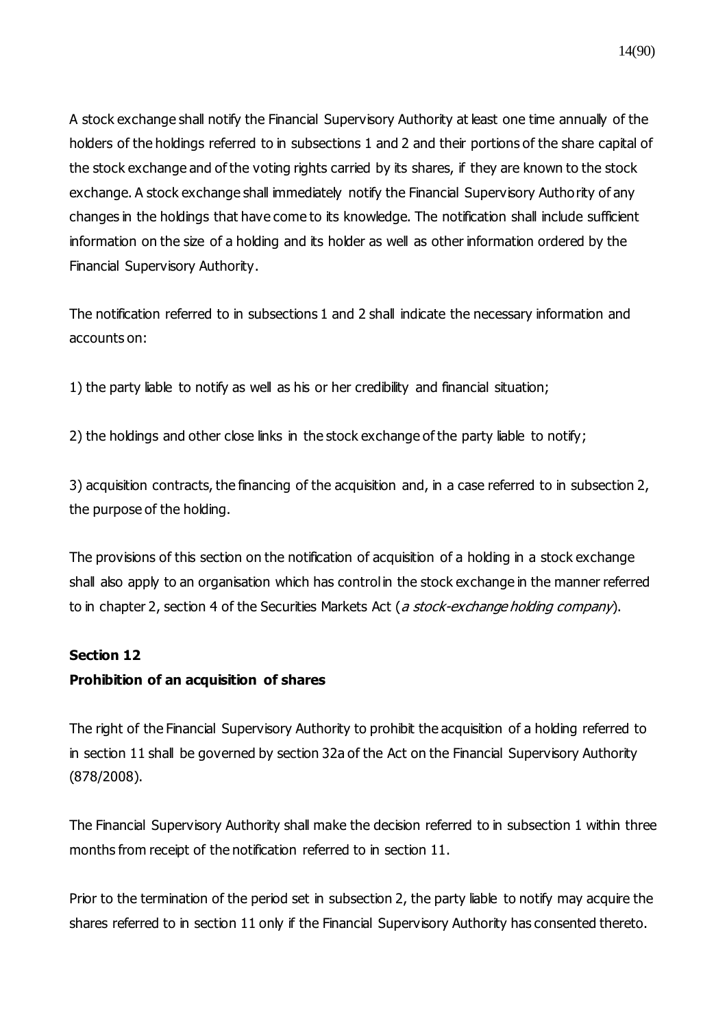A stock exchange shall notify the Financial Supervisory Authority at least one time annually of the holders of the holdings referred to in subsections 1 and 2 and their portions of the share capital of the stock exchange and of the voting rights carried by its shares, if they are known to the stock exchange. A stock exchange shall immediately notify the Financial Supervisory Authority of any changes in the holdings that have come to its knowledge. The notification shall include sufficient information on the size of a holding and its holder as well as other information ordered by the Financial Supervisory Authority.

The notification referred to in subsections 1 and 2 shall indicate the necessary information and accounts on:

1) the party liable to notify as well as his or her credibility and financial situation;

2) the holdings and other close links in the stock exchange of the party liable to notify;

3) acquisition contracts, the financing of the acquisition and, in a case referred to in subsection 2, the purpose of the holding.

The provisions of this section on the notification of acquisition of a holding in a stock exchange shall also apply to an organisation which has control in the stock exchange in the manner referred to in chapter 2, section 4 of the Securities Markets Act (*a stock-exchange holding company*).

**Section 12**
**Prohibition of an acquisition of shares**

The right of the Financial Supervisory Authority to prohibit the acquisition of a holding referred to in section 11 shall be governed by section 32a of the Act on the Financial Supervisory Authority (878/2008).

The Financial Supervisory Authority shall make the decision referred to in subsection 1 within three months from receipt of the notification referred to in section 11.

Prior to the termination of the period set in subsection 2, the party liable to notify may acquire the shares referred to in section 11 only if the Financial Supervisory Authority has consented thereto.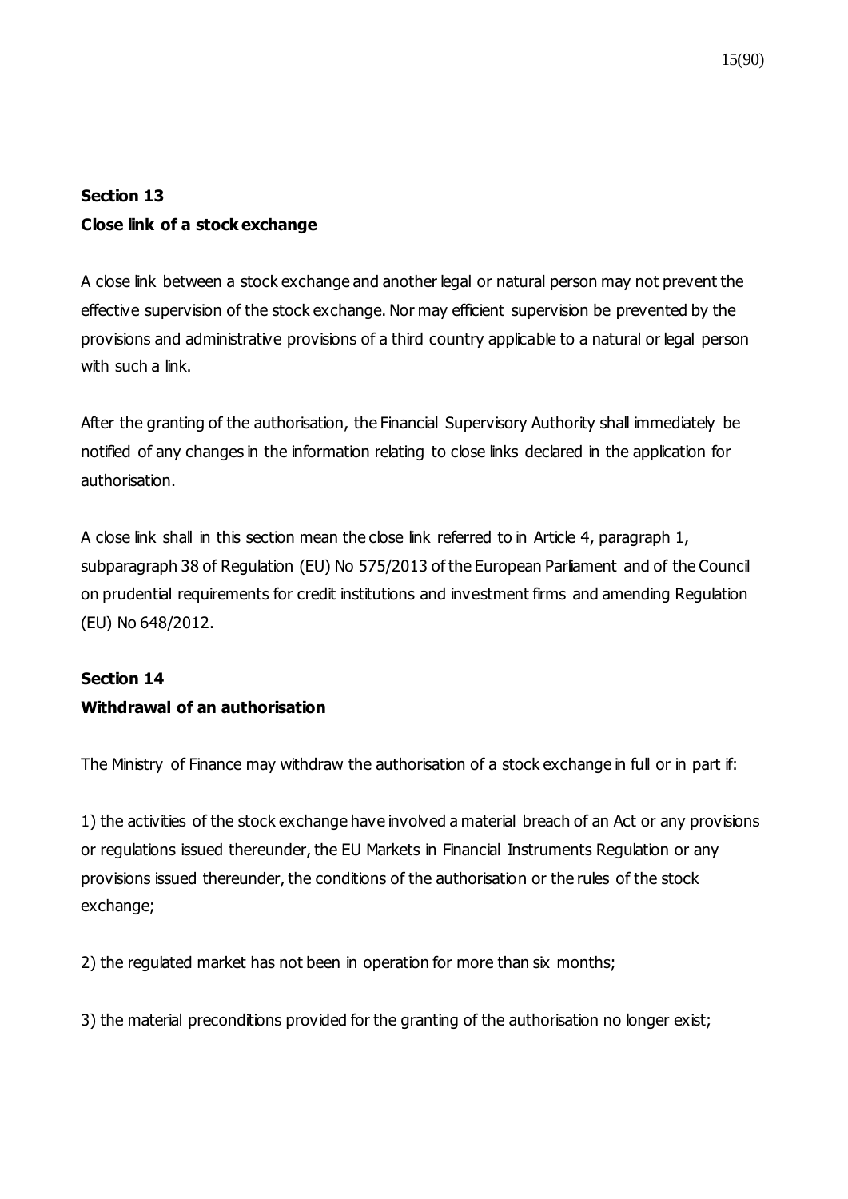**Section 13**
**Close link of a stock exchange**

A close link between a stock exchange and another legal or natural person may not prevent the effective supervision of the stock exchange. Nor may efficient supervision be prevented by the provisions and administrative provisions of a third country applicable to a natural or legal person with such a link.

After the granting of the authorisation, the Financial Supervisory Authority shall immediately be notified of any changes in the information relating to close links declared in the application for authorisation.

A close link shall in this section mean the close link referred to in Article 4, paragraph 1, subparagraph 38 of Regulation (EU) No 575/2013 of the European Parliament and of the Council on prudential requirements for credit institutions and investment firms and amending Regulation (EU) No 648/2012.

**Section 14**
**Withdrawal of an authorisation**

The Ministry of Finance may withdraw the authorisation of a stock exchange in full or in part if:

1) the activities of the stock exchange have involved a material breach of an Act or any provisions or regulations issued thereunder, the EU Markets in Financial Instruments Regulation or any provisions issued thereunder, the conditions of the authorisation or the rules of the stock exchange;

2) the regulated market has not been in operation for more than six months;

3) the material preconditions provided for the granting of the authorisation no longer exist;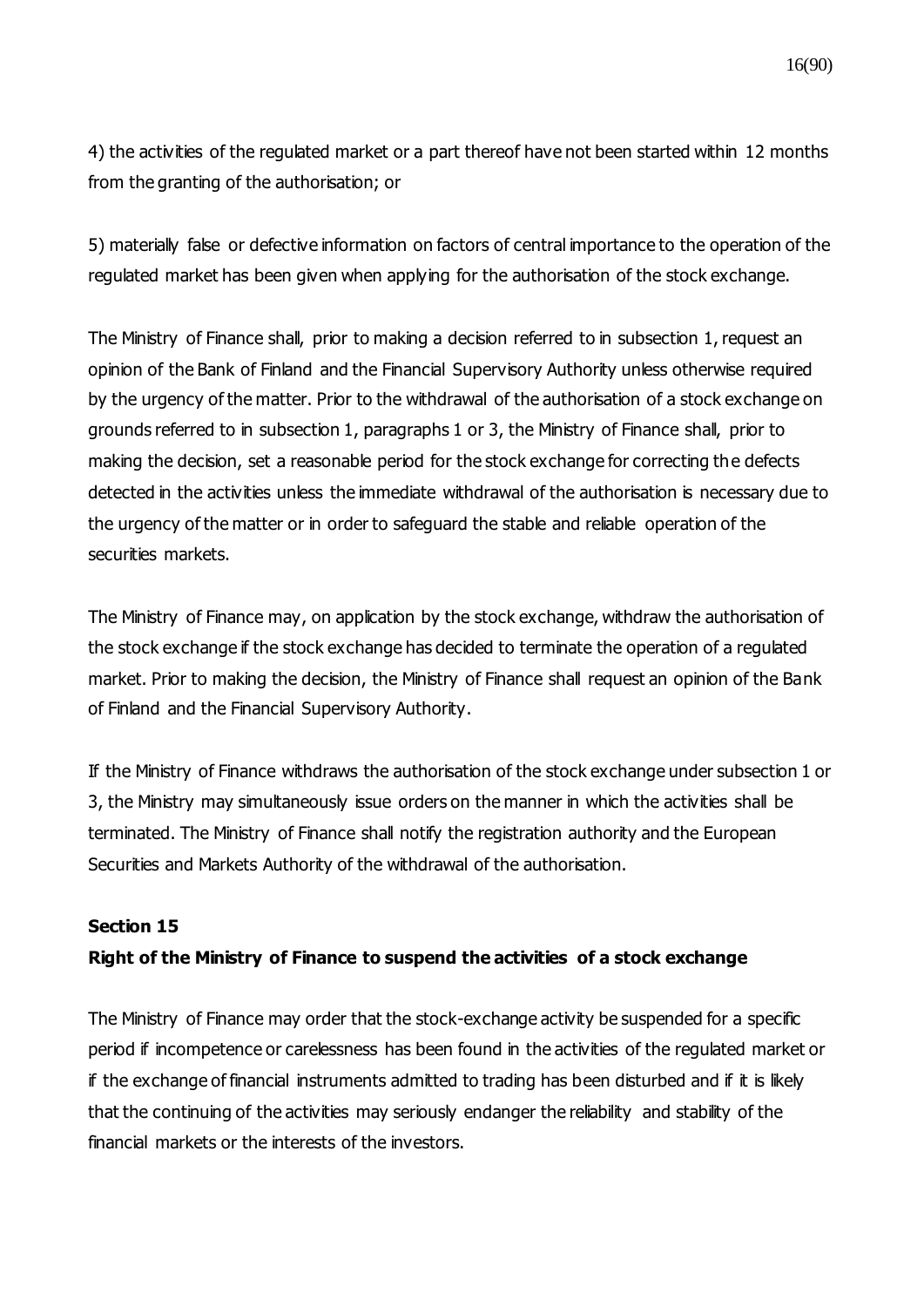4) the activities of the regulated market or a part thereof have not been started within 12 months from the granting of the authorisation; or

5) materially false or defective information on factors of central importance to the operation of the regulated market has been given when applying for the authorisation of the stock exchange.

The Ministry of Finance shall, prior to making a decision referred to in subsection 1, request an opinion of the Bank of Finland and the Financial Supervisory Authority unless otherwise required by the urgency of the matter. Prior to the withdrawal of the authorisation of a stock exchange on grounds referred to in subsection 1, paragraphs 1 or 3, the Ministry of Finance shall, prior to making the decision, set a reasonable period for the stock exchange for correcting the defects detected in the activities unless the immediate withdrawal of the authorisation is necessary due to the urgency of the matter or in order to safeguard the stable and reliable operation of the securities markets.

The Ministry of Finance may, on application by the stock exchange, withdraw the authorisation of the stock exchange if the stock exchange has decided to terminate the operation of a regulated market. Prior to making the decision, the Ministry of Finance shall request an opinion of the Bank of Finland and the Financial Supervisory Authority.

If the Ministry of Finance withdraws the authorisation of the stock exchange under subsection 1 or 3, the Ministry may simultaneously issue orders on the manner in which the activities shall be terminated. The Ministry of Finance shall notify the registration authority and the European Securities and Markets Authority of the withdrawal of the authorisation.

**Section 15**

**Right of the Ministry of Finance to suspend the activities of a stock exchange**

The Ministry of Finance may order that the stock-exchange activity be suspended for a specific period if incompetence or carelessness has been found in the activities of the regulated market or if the exchange of financial instruments admitted to trading has been disturbed and if it is likely that the continuing of the activities may seriously endanger the reliability and stability of the financial markets or the interests of the investors.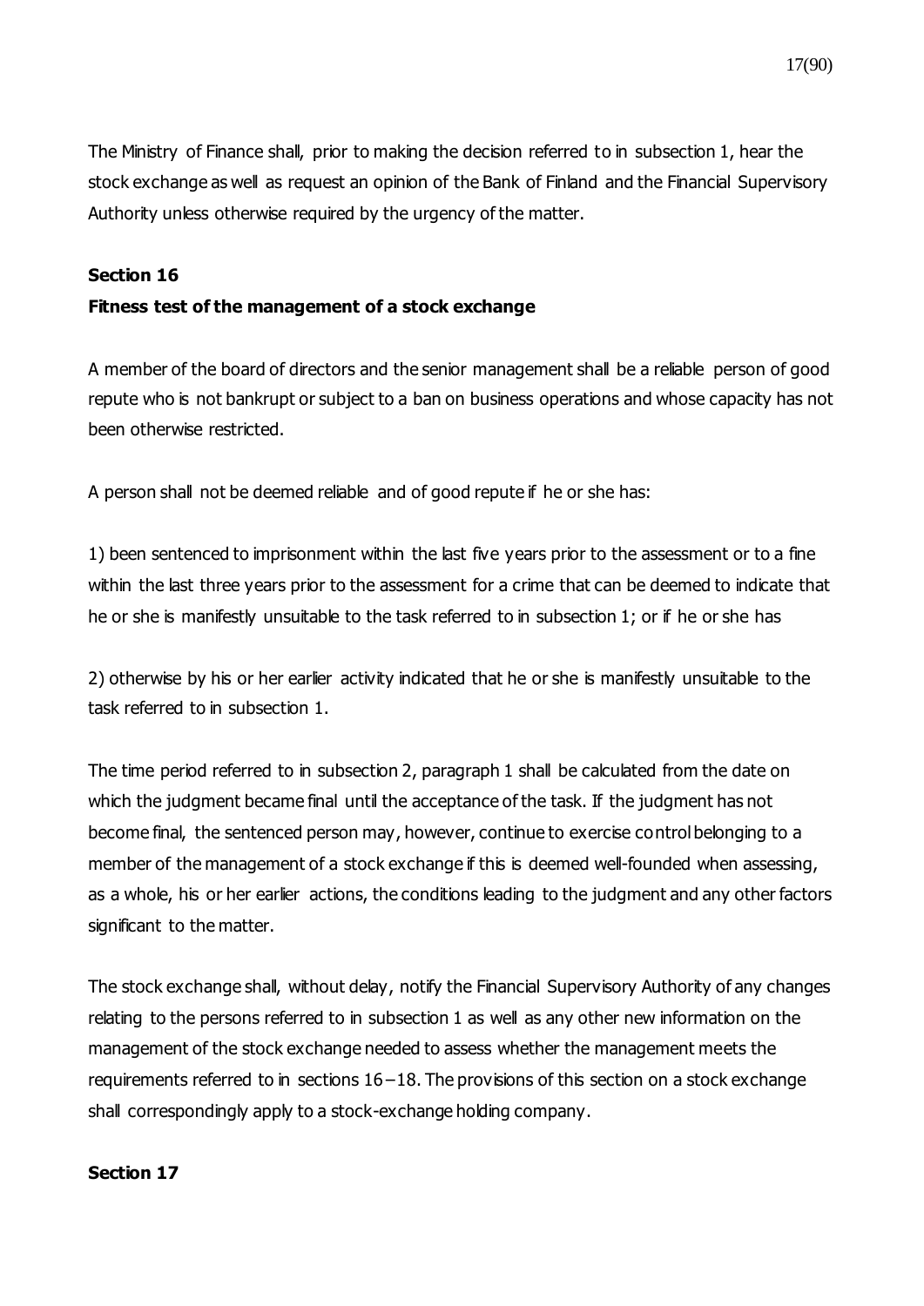The Ministry of Finance shall, prior to making the decision referred to in subsection 1, hear the stock exchange as well as request an opinion of the Bank of Finland and the Financial Supervisory Authority unless otherwise required by the urgency of the matter.

**Section 16**

**Fitness test of the management of a stock exchange**

A member of the board of directors and the senior management shall be a reliable person of good repute who is not bankrupt or subject to a ban on business operations and whose capacity has not been otherwise restricted.

A person shall not be deemed reliable and of good repute if he or she has:

1) been sentenced to imprisonment within the last five years prior to the assessment or to a fine within the last three years prior to the assessment for a crime that can be deemed to indicate that he or she is manifestly unsuitable to the task referred to in subsection 1; or if he or she has

2) otherwise by his or her earlier activity indicated that he or she is manifestly unsuitable to the task referred to in subsection 1.

The time period referred to in subsection 2, paragraph 1 shall be calculated from the date on which the judgment became final until the acceptance of the task. If the judgment has not become final, the sentenced person may, however, continue to exercise control belonging to a member of the management of a stock exchange if this is deemed well-founded when assessing, as a whole, his or her earlier actions, the conditions leading to the judgment and any other factors significant to the matter.

The stock exchange shall, without delay, notify the Financial Supervisory Authority of any changes relating to the persons referred to in subsection 1 as well as any other new information on the management of the stock exchange needed to assess whether the management meets the requirements referred to in sections 16–18. The provisions of this section on a stock exchange shall correspondingly apply to a stock-exchange holding company.

**Section 17**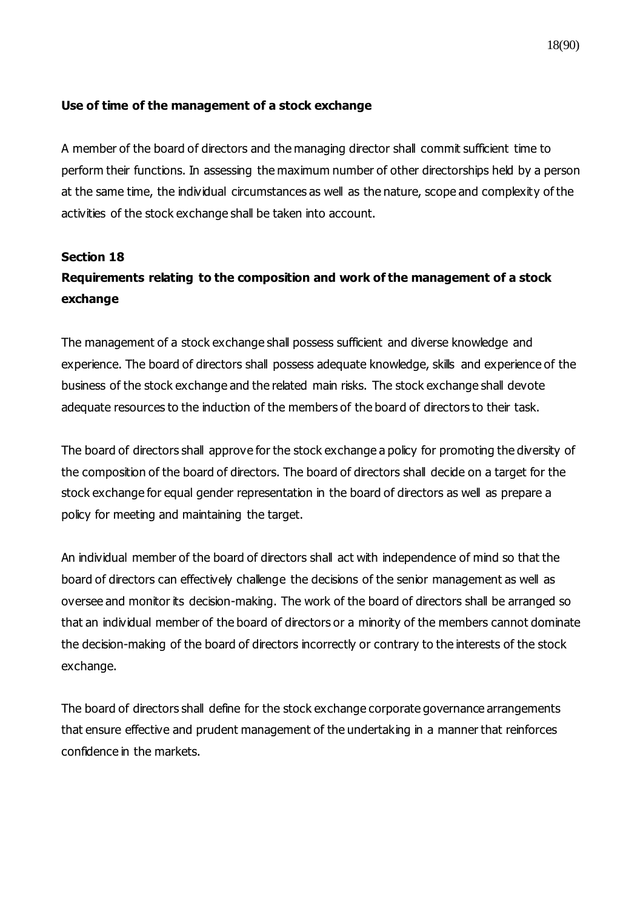**Use of time of the management of a stock exchange**

A member of the board of directors and the managing director shall commit sufficient time to perform their functions. In assessing the maximum number of other directorships held by a person at the same time, the individual circumstances as well as the nature, scope and complexity of the activities of the stock exchange shall be taken into account.

**Section 18**

**Requirements relating to the composition and work of the management of a stock exchange**

The management of a stock exchange shall possess sufficient and diverse knowledge and experience. The board of directors shall possess adequate knowledge, skills and experience of the business of the stock exchange and the related main risks. The stock exchange shall devote adequate resources to the induction of the members of the board of directors to their task.

The board of directors shall approve for the stock exchange a policy for promoting the diversity of the composition of the board of directors. The board of directors shall decide on a target for the stock exchange for equal gender representation in the board of directors as well as prepare a policy for meeting and maintaining the target.

An individual member of the board of directors shall act with independence of mind so that the board of directors can effectively challenge the decisions of the senior management as well as oversee and monitor its decision-making. The work of the board of directors shall be arranged so that an individual member of the board of directors or a minority of the members cannot dominate the decision-making of the board of directors incorrectly or contrary to the interests of the stock exchange.

The board of directors shall define for the stock exchange corporate governance arrangements that ensure effective and prudent management of the undertaking in a manner that reinforces confidence in the markets.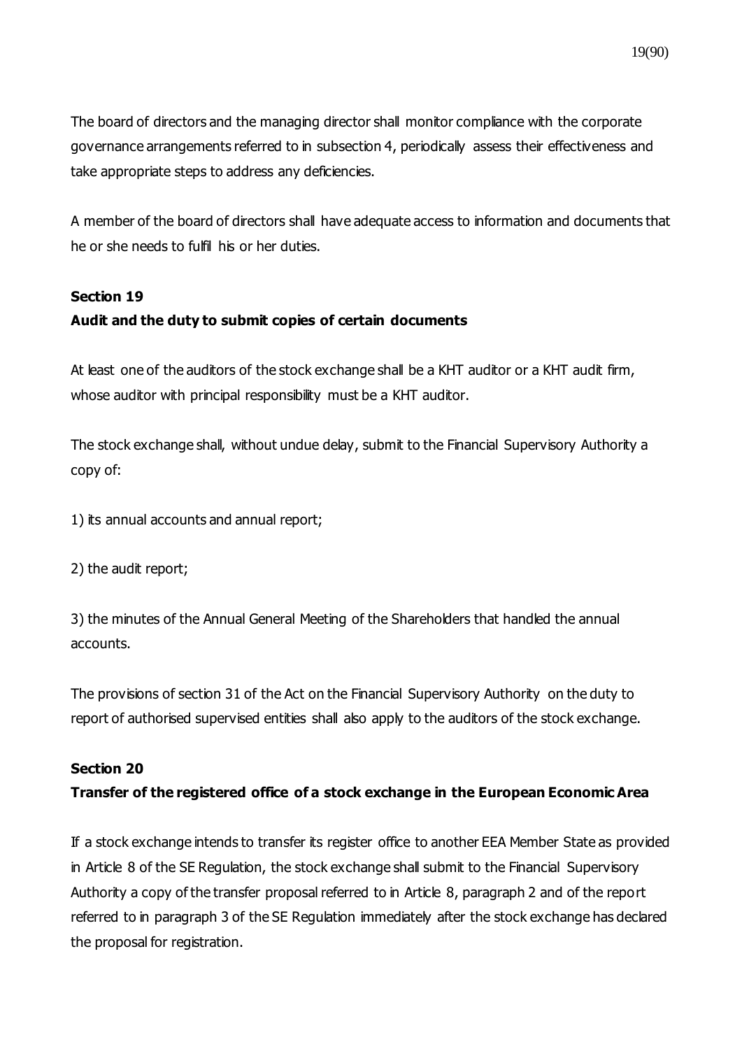The board of directors and the managing director shall monitor compliance with the corporate governance arrangements referred to in subsection 4, periodically assess their effectiveness and take appropriate steps to address any deficiencies.

A member of the board of directors shall have adequate access to information and documents that he or she needs to fulfil his or her duties.

**Section 19**
**Audit and the duty to submit copies of certain documents**

At least one of the auditors of the stock exchange shall be a KHT auditor or a KHT audit firm, whose auditor with principal responsibility must be a KHT auditor.

The stock exchange shall, without undue delay, submit to the Financial Supervisory Authority a copy of:

1) its annual accounts and annual report;

2) the audit report;

3) the minutes of the Annual General Meeting of the Shareholders that handled the annual accounts.

The provisions of section 31 of the Act on the Financial Supervisory Authority on the duty to report of authorised supervised entities shall also apply to the auditors of the stock exchange.

**Section 20**
**Transfer of the registered office of a stock exchange in the European Economic Area**

If a stock exchange intends to transfer its register office to another EEA Member State as provided in Article 8 of the SE Regulation, the stock exchange shall submit to the Financial Supervisory Authority a copy of the transfer proposal referred to in Article 8, paragraph 2 and of the report referred to in paragraph 3 of the SE Regulation immediately after the stock exchange has declared the proposal for registration.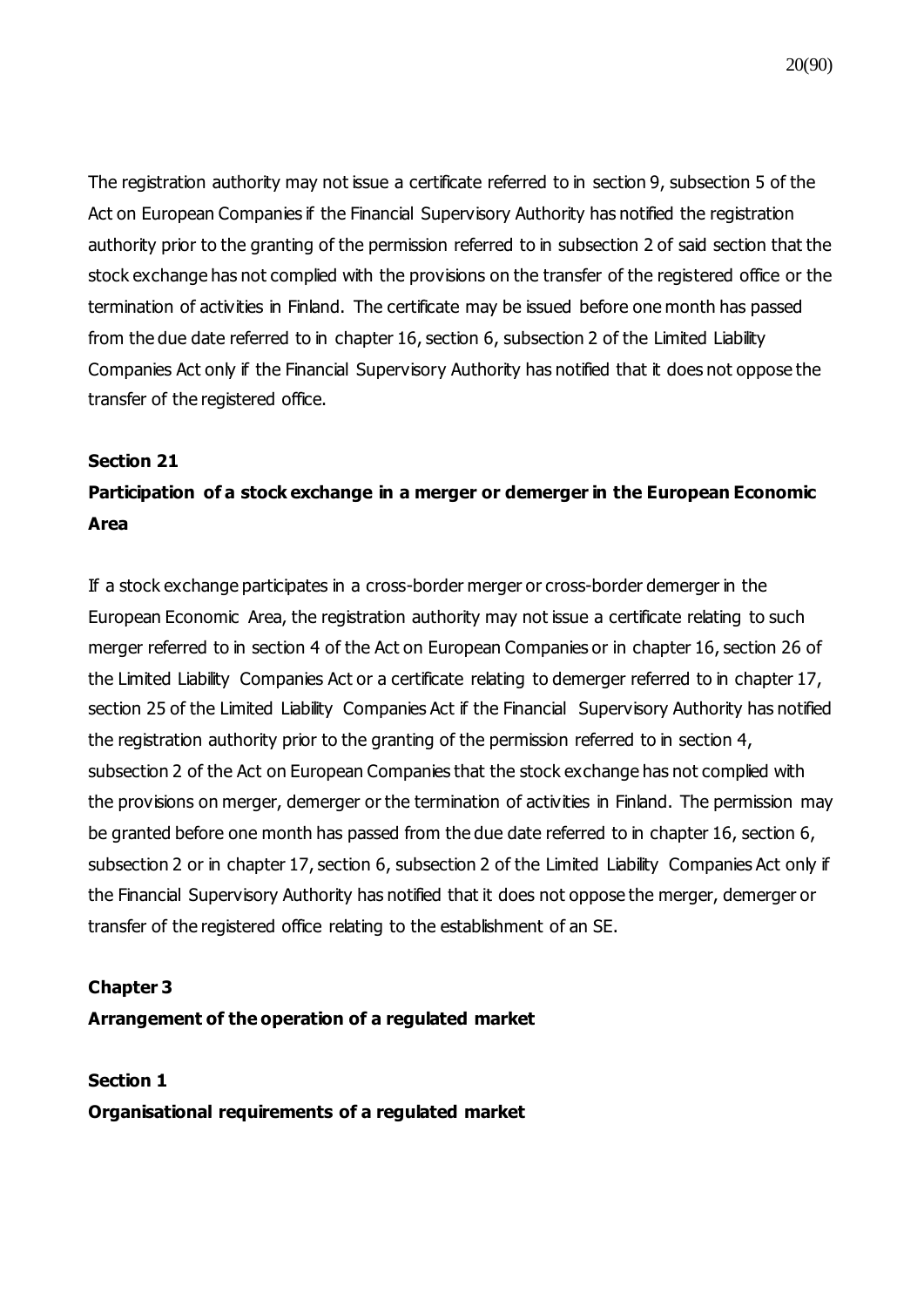The registration authority may not issue a certificate referred to in section 9, subsection 5 of the Act on European Companies if the Financial Supervisory Authority has notified the registration authority prior to the granting of the permission referred to in subsection 2 of said section that the stock exchange has not complied with the provisions on the transfer of the registered office or the termination of activities in Finland. The certificate may be issued before one month has passed from the due date referred to in chapter 16, section 6, subsection 2 of the Limited Liability Companies Act only if the Financial Supervisory Authority has notified that it does not oppose the transfer of the registered office.

**Section 21**

**Participation of a stock exchange in a merger or demerger in the European Economic Area**

If a stock exchange participates in a cross-border merger or cross-border demerger in the European Economic Area, the registration authority may not issue a certificate relating to such merger referred to in section 4 of the Act on European Companies or in chapter 16, section 26 of the Limited Liability Companies Act or a certificate relating to demerger referred to in chapter 17, section 25 of the Limited Liability Companies Act if the Financial Supervisory Authority has notified the registration authority prior to the granting of the permission referred to in section 4, subsection 2 of the Act on European Companies that the stock exchange has not complied with the provisions on merger, demerger or the termination of activities in Finland. The permission may be granted before one month has passed from the due date referred to in chapter 16, section 6, subsection 2 or in chapter 17, section 6, subsection 2 of the Limited Liability Companies Act only if the Financial Supervisory Authority has notified that it does not oppose the merger, demerger or transfer of the registered office relating to the establishment of an SE.

**Chapter 3**

**Arrangement of the operation of a regulated market**

**Section 1**

**Organisational requirements of a regulated market**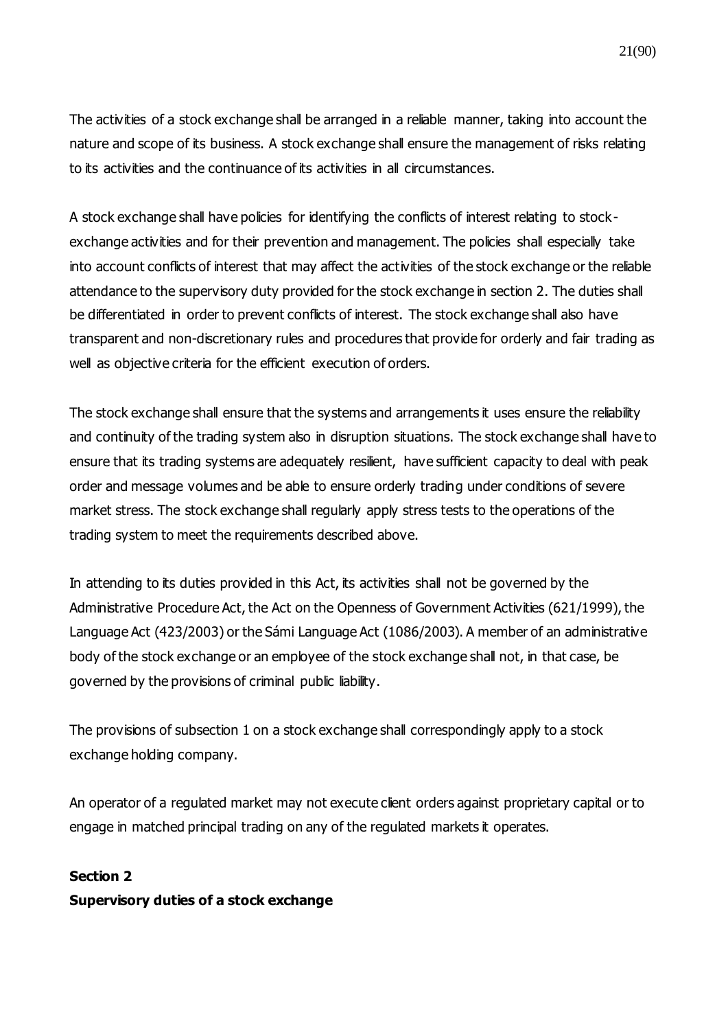The activities of a stock exchange shall be arranged in a reliable manner, taking into account the nature and scope of its business. A stock exchange shall ensure the management of risks relating to its activities and the continuance of its activities in all circumstances.

A stock exchange shall have policies for identifying the conflicts of interest relating to stock-exchange activities and for their prevention and management. The policies shall especially take into account conflicts of interest that may affect the activities of the stock exchange or the reliable attendance to the supervisory duty provided for the stock exchange in section 2. The duties shall be differentiated in order to prevent conflicts of interest. The stock exchange shall also have transparent and non-discretionary rules and procedures that provide for orderly and fair trading as well as objective criteria for the efficient execution of orders.

The stock exchange shall ensure that the systems and arrangements it uses ensure the reliability and continuity of the trading system also in disruption situations. The stock exchange shall have to ensure that its trading systems are adequately resilient, have sufficient capacity to deal with peak order and message volumes and be able to ensure orderly trading under conditions of severe market stress. The stock exchange shall regularly apply stress tests to the operations of the trading system to meet the requirements described above.

In attending to its duties provided in this Act, its activities shall not be governed by the Administrative Procedure Act, the Act on the Openness of Government Activities (621/1999), the Language Act (423/2003) or the Sámi Language Act (1086/2003). A member of an administrative body of the stock exchange or an employee of the stock exchange shall not, in that case, be governed by the provisions of criminal public liability.

The provisions of subsection 1 on a stock exchange shall correspondingly apply to a stock exchange holding company.

An operator of a regulated market may not execute client orders against proprietary capital or to engage in matched principal trading on any of the regulated markets it operates.

**Section 2**
**Supervisory duties of a stock exchange**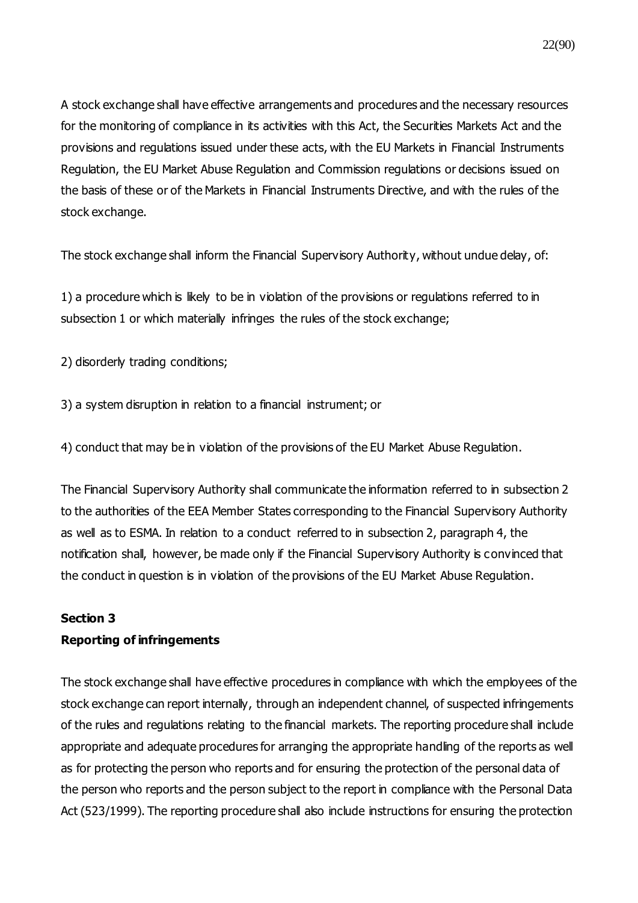A stock exchange shall have effective arrangements and procedures and the necessary resources for the monitoring of compliance in its activities with this Act, the Securities Markets Act and the provisions and regulations issued under these acts, with the EU Markets in Financial Instruments Regulation, the EU Market Abuse Regulation and Commission regulations or decisions issued on the basis of these or of the Markets in Financial Instruments Directive, and with the rules of the stock exchange.

The stock exchange shall inform the Financial Supervisory Authority, without undue delay, of:

1) a procedure which is likely to be in violation of the provisions or regulations referred to in subsection 1 or which materially infringes the rules of the stock exchange;

2) disorderly trading conditions;

3) a system disruption in relation to a financial instrument; or

4) conduct that may be in violation of the provisions of the EU Market Abuse Regulation.

The Financial Supervisory Authority shall communicate the information referred to in subsection 2 to the authorities of the EEA Member States corresponding to the Financial Supervisory Authority as well as to ESMA. In relation to a conduct referred to in subsection 2, paragraph 4, the notification shall, however, be made only if the Financial Supervisory Authority is convinced that the conduct in question is in violation of the provisions of the EU Market Abuse Regulation.

**Section 3**
**Reporting of infringements**

The stock exchange shall have effective procedures in compliance with which the employees of the stock exchange can report internally, through an independent channel, of suspected infringements of the rules and regulations relating to the financial markets. The reporting procedure shall include appropriate and adequate procedures for arranging the appropriate handling of the reports as well as for protecting the person who reports and for ensuring the protection of the personal data of the person who reports and the person subject to the report in compliance with the Personal Data Act (523/1999). The reporting procedure shall also include instructions for ensuring the protection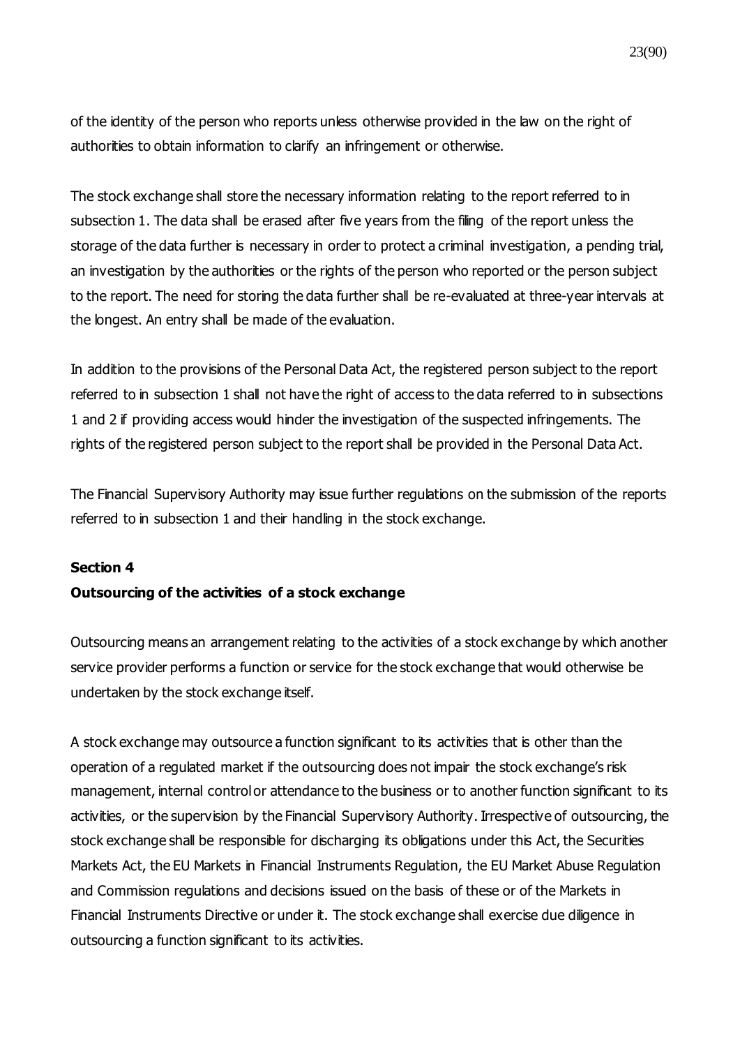of the identity of the person who reports unless otherwise provided in the law on the right of authorities to obtain information to clarify an infringement or otherwise.

The stock exchange shall store the necessary information relating to the report referred to in subsection 1. The data shall be erased after five years from the filing of the report unless the storage of the data further is necessary in order to protect a criminal investigation, a pending trial, an investigation by the authorities or the rights of the person who reported or the person subject to the report. The need for storing the data further shall be re-evaluated at three-year intervals at the longest. An entry shall be made of the evaluation.

In addition to the provisions of the Personal Data Act, the registered person subject to the report referred to in subsection 1 shall not have the right of access to the data referred to in subsections 1 and 2 if providing access would hinder the investigation of the suspected infringements. The rights of the registered person subject to the report shall be provided in the Personal Data Act.

The Financial Supervisory Authority may issue further regulations on the submission of the reports referred to in subsection 1 and their handling in the stock exchange.

**Section 4**

**Outsourcing of the activities of a stock exchange**

Outsourcing means an arrangement relating to the activities of a stock exchange by which another service provider performs a function or service for the stock exchange that would otherwise be undertaken by the stock exchange itself.

A stock exchange may outsource a function significant to its activities that is other than the operation of a regulated market if the outsourcing does not impair the stock exchange's risk management, internal control or attendance to the business or to another function significant to its activities, or the supervision by the Financial Supervisory Authority. Irrespective of outsourcing, the stock exchange shall be responsible for discharging its obligations under this Act, the Securities Markets Act, the EU Markets in Financial Instruments Regulation, the EU Market Abuse Regulation and Commission regulations and decisions issued on the basis of these or of the Markets in Financial Instruments Directive or under it. The stock exchange shall exercise due diligence in outsourcing a function significant to its activities.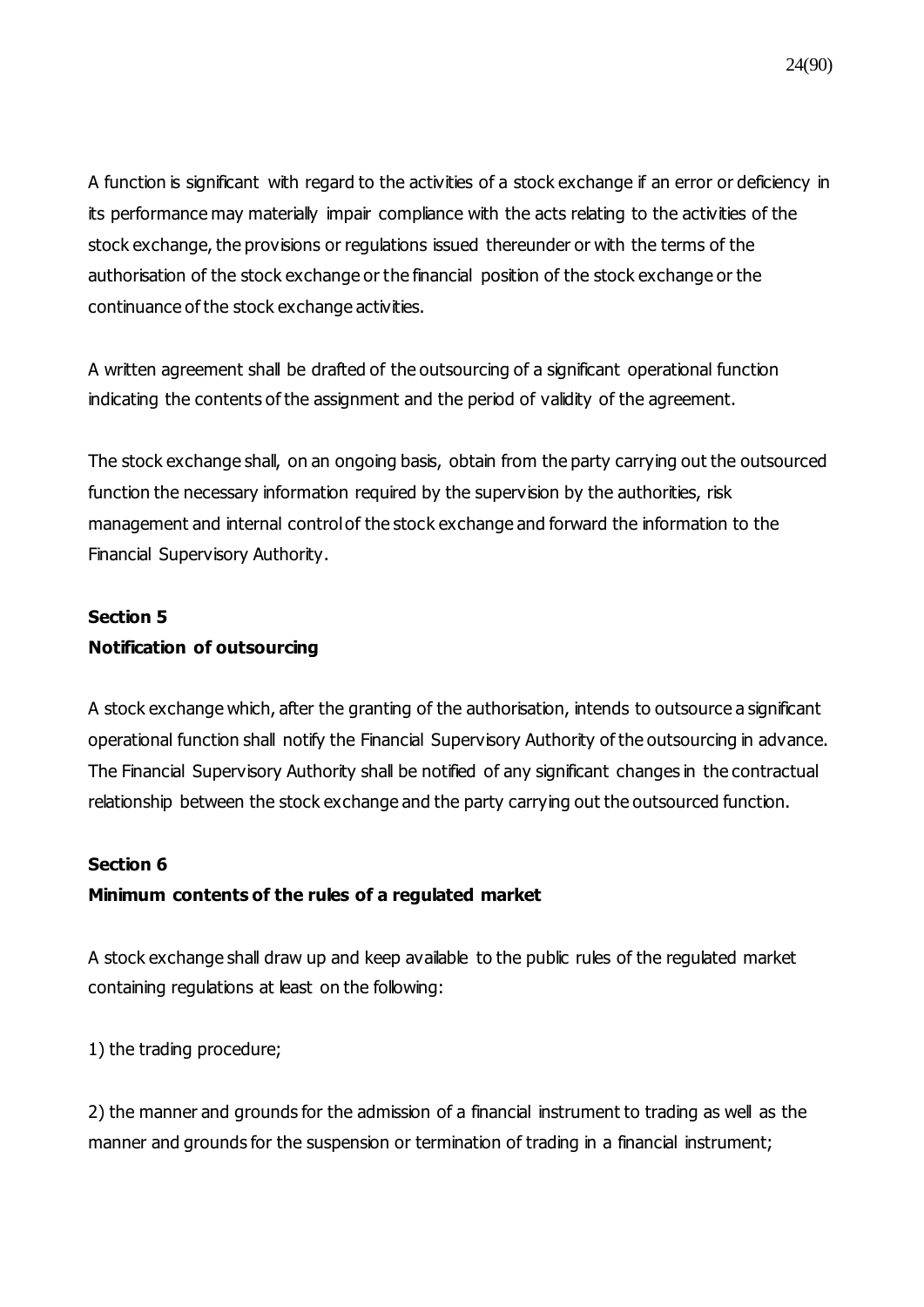A function is significant with regard to the activities of a stock exchange if an error or deficiency in its performance may materially impair compliance with the acts relating to the activities of the stock exchange, the provisions or regulations issued thereunder or with the terms of the authorisation of the stock exchange or the financial position of the stock exchange or the continuance of the stock exchange activities.

A written agreement shall be drafted of the outsourcing of a significant operational function indicating the contents of the assignment and the period of validity of the agreement.

The stock exchange shall, on an ongoing basis, obtain from the party carrying out the outsourced function the necessary information required by the supervision by the authorities, risk management and internal control of the stock exchange and forward the information to the Financial Supervisory Authority.

**Section 5**
**Notification of outsourcing**

A stock exchange which, after the granting of the authorisation, intends to outsource a significant operational function shall notify the Financial Supervisory Authority of the outsourcing in advance. The Financial Supervisory Authority shall be notified of any significant changes in the contractual relationship between the stock exchange and the party carrying out the outsourced function.

**Section 6**
**Minimum contents of the rules of a regulated market**

A stock exchange shall draw up and keep available to the public rules of the regulated market containing regulations at least on the following:

1) the trading procedure;

2) the manner and grounds for the admission of a financial instrument to trading as well as the manner and grounds for the suspension or termination of trading in a financial instrument;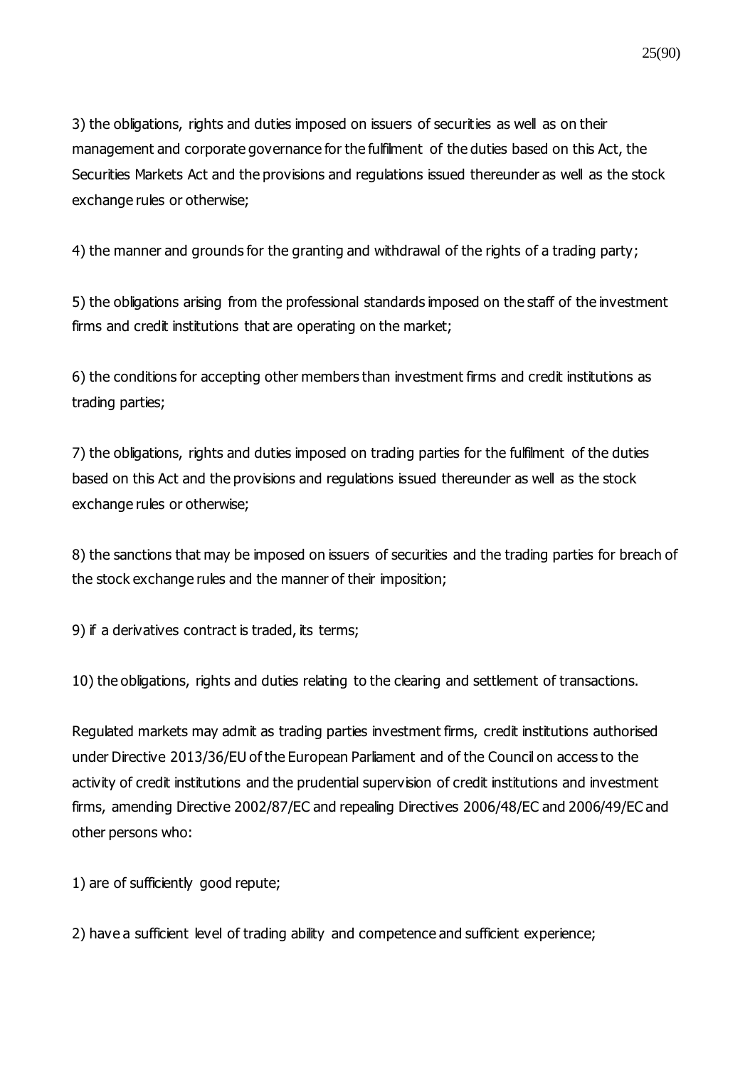3) the obligations, rights and duties imposed on issuers of securities as well as on their management and corporate governance for the fulfilment of the duties based on this Act, the Securities Markets Act and the provisions and regulations issued thereunder as well as the stock exchange rules or otherwise;

4) the manner and grounds for the granting and withdrawal of the rights of a trading party;

5) the obligations arising from the professional standards imposed on the staff of the investment firms and credit institutions that are operating on the market;

6) the conditions for accepting other members than investment firms and credit institutions as trading parties;

7) the obligations, rights and duties imposed on trading parties for the fulfilment of the duties based on this Act and the provisions and regulations issued thereunder as well as the stock exchange rules or otherwise;

8) the sanctions that may be imposed on issuers of securities and the trading parties for breach of the stock exchange rules and the manner of their imposition;

9) if a derivatives contract is traded, its terms;

10) the obligations, rights and duties relating to the clearing and settlement of transactions.

Regulated markets may admit as trading parties investment firms, credit institutions authorised under Directive 2013/36/EU of the European Parliament and of the Council on access to the activity of credit institutions and the prudential supervision of credit institutions and investment firms, amending Directive 2002/87/EC and repealing Directives 2006/48/EC and 2006/49/EC and other persons who:

1) are of sufficiently good repute;

2) have a sufficient level of trading ability and competence and sufficient experience;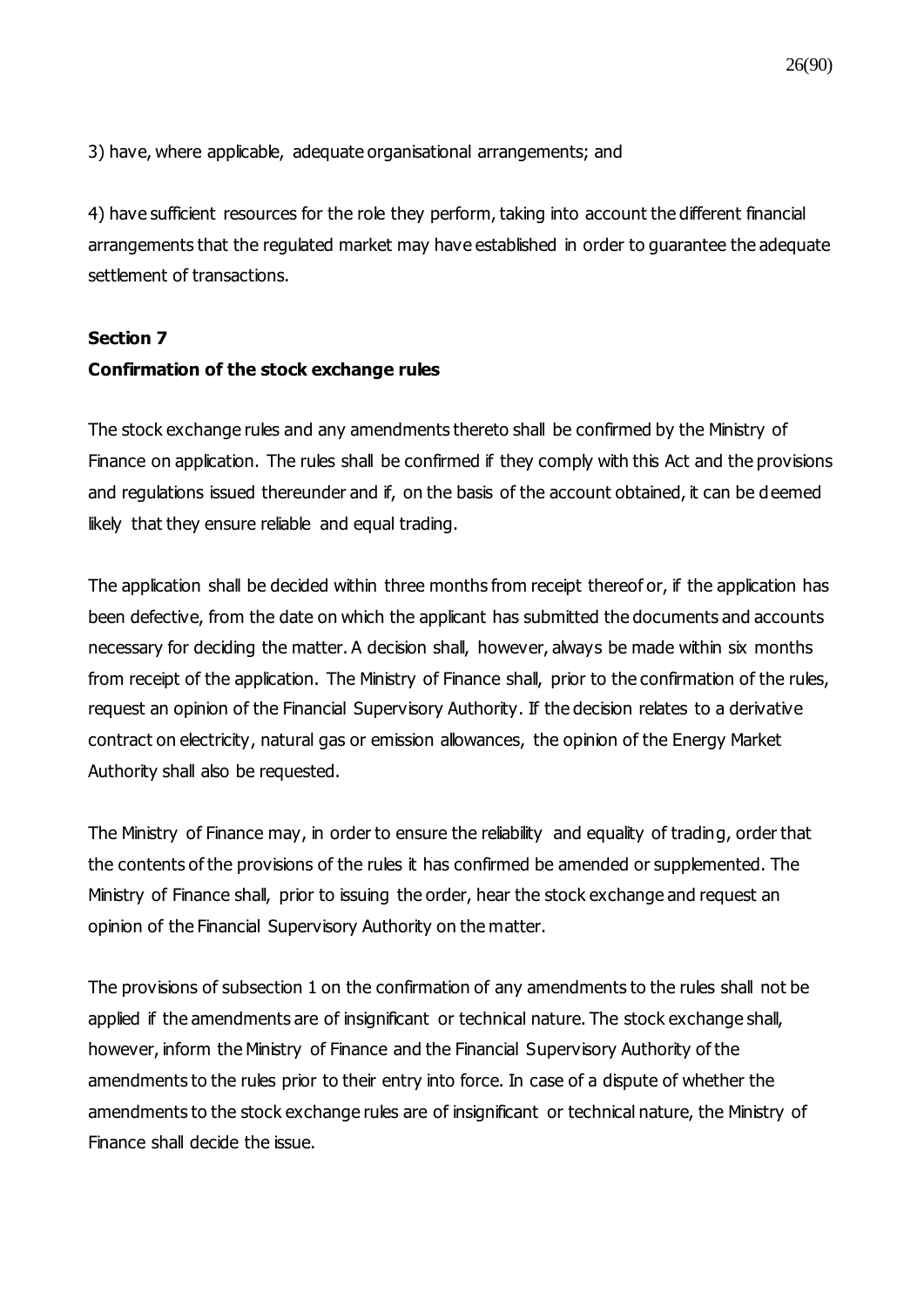3) have, where applicable, adequate organisational arrangements; and

4) have sufficient resources for the role they perform, taking into account the different financial arrangements that the regulated market may have established in order to guarantee the adequate settlement of transactions.

**Section 7**
**Confirmation of the stock exchange rules**

The stock exchange rules and any amendments thereto shall be confirmed by the Ministry of Finance on application. The rules shall be confirmed if they comply with this Act and the provisions and regulations issued thereunder and if, on the basis of the account obtained, it can be deemed likely that they ensure reliable and equal trading.

The application shall be decided within three months from receipt thereof or, if the application has been defective, from the date on which the applicant has submitted the documents and accounts necessary for deciding the matter. A decision shall, however, always be made within six months from receipt of the application. The Ministry of Finance shall, prior to the confirmation of the rules, request an opinion of the Financial Supervisory Authority. If the decision relates to a derivative contract on electricity, natural gas or emission allowances, the opinion of the Energy Market Authority shall also be requested.

The Ministry of Finance may, in order to ensure the reliability and equality of trading, order that the contents of the provisions of the rules it has confirmed be amended or supplemented. The Ministry of Finance shall, prior to issuing the order, hear the stock exchange and request an opinion of the Financial Supervisory Authority on the matter.

The provisions of subsection 1 on the confirmation of any amendments to the rules shall not be applied if the amendments are of insignificant or technical nature. The stock exchange shall, however, inform the Ministry of Finance and the Financial Supervisory Authority of the amendments to the rules prior to their entry into force. In case of a dispute of whether the amendments to the stock exchange rules are of insignificant or technical nature, the Ministry of Finance shall decide the issue.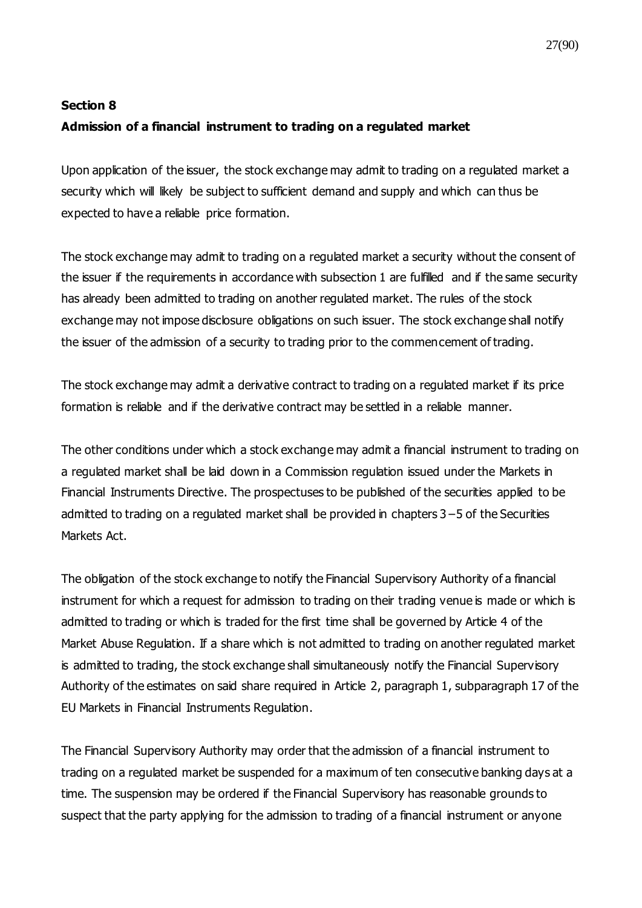**Section 8**

**Admission of a financial instrument to trading on a regulated market**

Upon application of the issuer, the stock exchange may admit to trading on a regulated market a security which will likely be subject to sufficient demand and supply and which can thus be expected to have a reliable price formation.

The stock exchange may admit to trading on a regulated market a security without the consent of the issuer if the requirements in accordance with subsection 1 are fulfilled and if the same security has already been admitted to trading on another regulated market. The rules of the stock exchange may not impose disclosure obligations on such issuer. The stock exchange shall notify the issuer of the admission of a security to trading prior to the commencement of trading.

The stock exchange may admit a derivative contract to trading on a regulated market if its price formation is reliable and if the derivative contract may be settled in a reliable manner.

The other conditions under which a stock exchange may admit a financial instrument to trading on a regulated market shall be laid down in a Commission regulation issued under the Markets in Financial Instruments Directive. The prospectuses to be published of the securities applied to be admitted to trading on a regulated market shall be provided in chapters 3 – 5 of the Securities Markets Act.

The obligation of the stock exchange to notify the Financial Supervisory Authority of a financial instrument for which a request for admission to trading on their trading venue is made or which is admitted to trading or which is traded for the first time shall be governed by Article 4 of the Market Abuse Regulation. If a share which is not admitted to trading on another regulated market is admitted to trading, the stock exchange shall simultaneously notify the Financial Supervisory Authority of the estimates on said share required in Article 2, paragraph 1, subparagraph 17 of the EU Markets in Financial Instruments Regulation.

The Financial Supervisory Authority may order that the admission of a financial instrument to trading on a regulated market be suspended for a maximum of ten consecutive banking days at a time. The suspension may be ordered if the Financial Supervisory has reasonable grounds to suspect that the party applying for the admission to trading of a financial instrument or anyone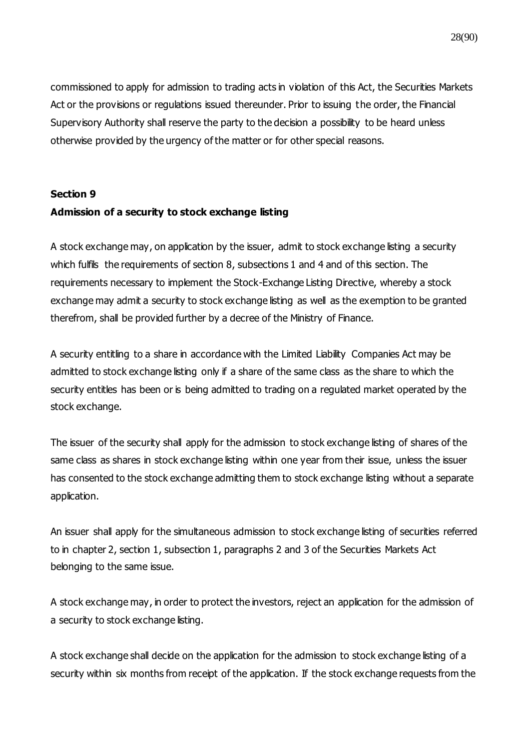commissioned to apply for admission to trading acts in violation of this Act, the Securities Markets Act or the provisions or regulations issued thereunder. Prior to issuing the order, the Financial Supervisory Authority shall reserve the party to the decision a possibility to be heard unless otherwise provided by the urgency of the matter or for other special reasons.

**Section 9**

**Admission of a security to stock exchange listing**

A stock exchange may, on application by the issuer, admit to stock exchange listing a security which fulfils the requirements of section 8, subsections 1 and 4 and of this section. The requirements necessary to implement the Stock-Exchange Listing Directive, whereby a stock exchange may admit a security to stock exchange listing as well as the exemption to be granted therefrom, shall be provided further by a decree of the Ministry of Finance.

A security entitling to a share in accordance with the Limited Liability Companies Act may be admitted to stock exchange listing only if a share of the same class as the share to which the security entitles has been or is being admitted to trading on a regulated market operated by the stock exchange.

The issuer of the security shall apply for the admission to stock exchange listing of shares of the same class as shares in stock exchange listing within one year from their issue, unless the issuer has consented to the stock exchange admitting them to stock exchange listing without a separate application.

An issuer shall apply for the simultaneous admission to stock exchange listing of securities referred to in chapter 2, section 1, subsection 1, paragraphs 2 and 3 of the Securities Markets Act belonging to the same issue.

A stock exchange may, in order to protect the investors, reject an application for the admission of a security to stock exchange listing.

A stock exchange shall decide on the application for the admission to stock exchange listing of a security within six months from receipt of the application. If the stock exchange requests from the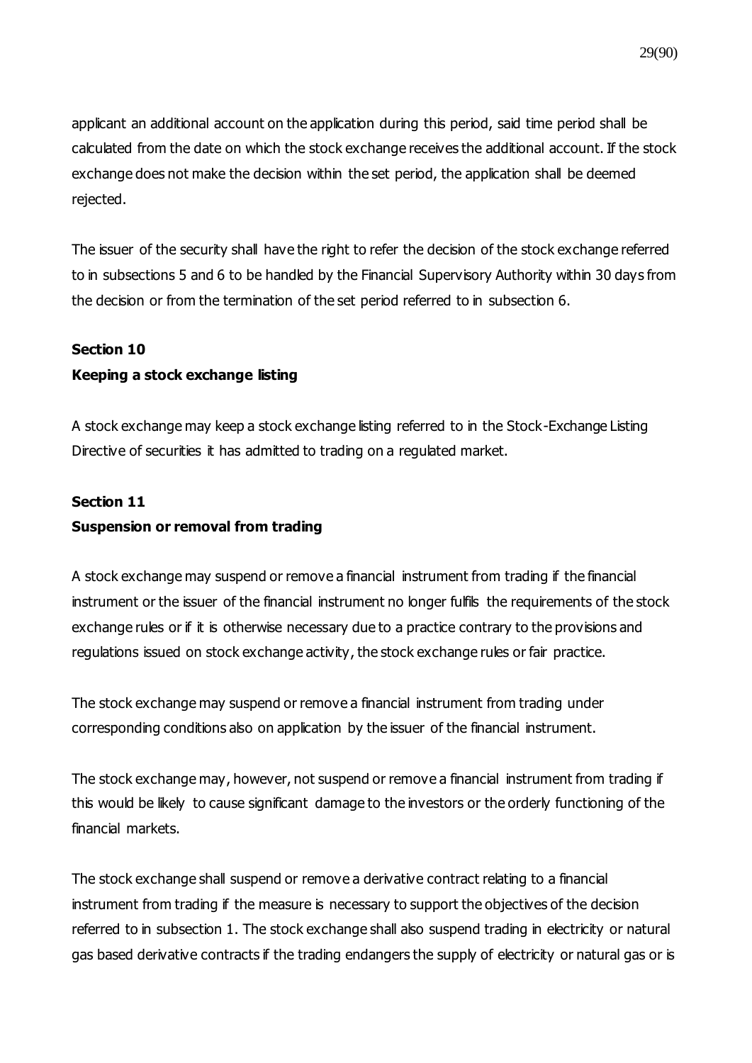applicant an additional account on the application during this period, said time period shall be calculated from the date on which the stock exchange receives the additional account. If the stock exchange does not make the decision within the set period, the application shall be deemed rejected.

The issuer of the security shall have the right to refer the decision of the stock exchange referred to in subsections 5 and 6 to be handled by the Financial Supervisory Authority within 30 days from the decision or from the termination of the set period referred to in subsection 6.

**Section 10**

**Keeping a stock exchange listing**

A stock exchange may keep a stock exchange listing referred to in the Stock-Exchange Listing Directive of securities it has admitted to trading on a regulated market.

**Section 11**

**Suspension or removal from trading**

A stock exchange may suspend or remove a financial instrument from trading if the financial instrument or the issuer of the financial instrument no longer fulfils the requirements of the stock exchange rules or if it is otherwise necessary due to a practice contrary to the provisions and regulations issued on stock exchange activity, the stock exchange rules or fair practice.

The stock exchange may suspend or remove a financial instrument from trading under corresponding conditions also on application by the issuer of the financial instrument.

The stock exchange may, however, not suspend or remove a financial instrument from trading if this would be likely to cause significant damage to the investors or the orderly functioning of the financial markets.

The stock exchange shall suspend or remove a derivative contract relating to a financial instrument from trading if the measure is necessary to support the objectives of the decision referred to in subsection 1. The stock exchange shall also suspend trading in electricity or natural gas based derivative contracts if the trading endangers the supply of electricity or natural gas or is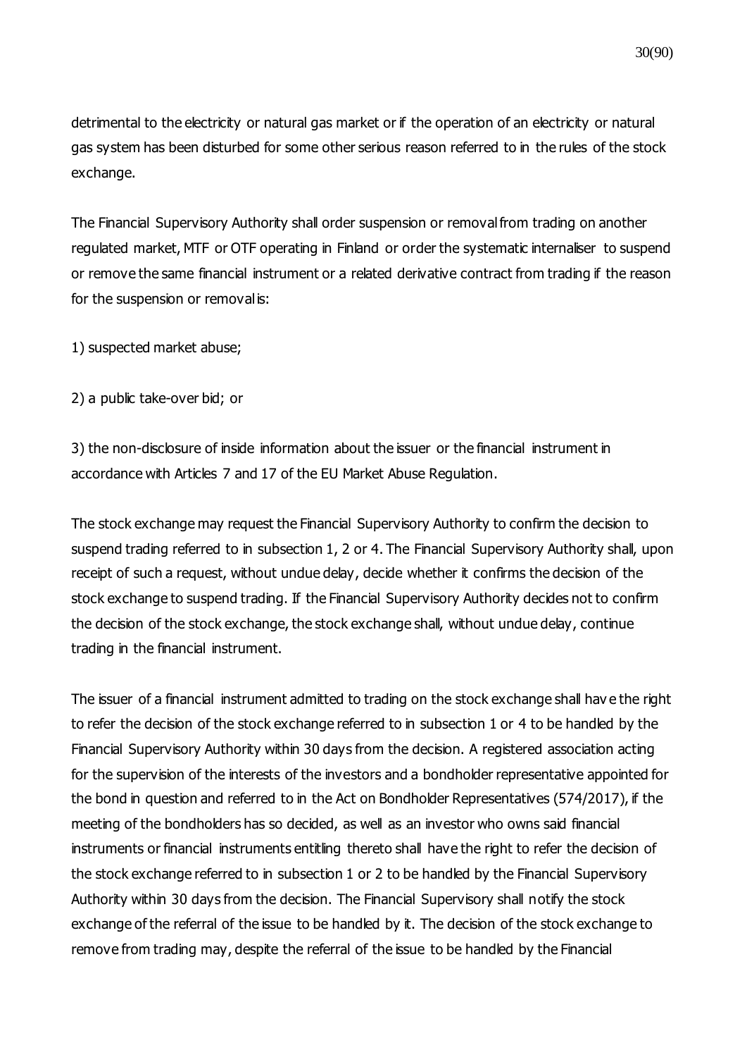detrimental to the electricity or natural gas market or if the operation of an electricity or natural gas system has been disturbed for some other serious reason referred to in the rules of the stock exchange.

The Financial Supervisory Authority shall order suspension or removal from trading on another regulated market, MTF or OTF operating in Finland or order the systematic internaliser to suspend or remove the same financial instrument or a related derivative contract from trading if the reason for the suspension or removal is:

1) suspected market abuse;

2) a public take-over bid; or

3) the non-disclosure of inside information about the issuer or the financial instrument in accordance with Articles 7 and 17 of the EU Market Abuse Regulation.

The stock exchange may request the Financial Supervisory Authority to confirm the decision to suspend trading referred to in subsection 1, 2 or 4. The Financial Supervisory Authority shall, upon receipt of such a request, without undue delay, decide whether it confirms the decision of the stock exchange to suspend trading. If the Financial Supervisory Authority decides not to confirm the decision of the stock exchange, the stock exchange shall, without undue delay, continue trading in the financial instrument.

The issuer of a financial instrument admitted to trading on the stock exchange shall have the right to refer the decision of the stock exchange referred to in subsection 1 or 4 to be handled by the Financial Supervisory Authority within 30 days from the decision. A registered association acting for the supervision of the interests of the investors and a bondholder representative appointed for the bond in question and referred to in the Act on Bondholder Representatives (574/2017), if the meeting of the bondholders has so decided, as well as an investor who owns said financial instruments or financial instruments entitling thereto shall have the right to refer the decision of the stock exchange referred to in subsection 1 or 2 to be handled by the Financial Supervisory Authority within 30 days from the decision. The Financial Supervisory shall notify the stock exchange of the referral of the issue to be handled by it. The decision of the stock exchange to remove from trading may, despite the referral of the issue to be handled by the Financial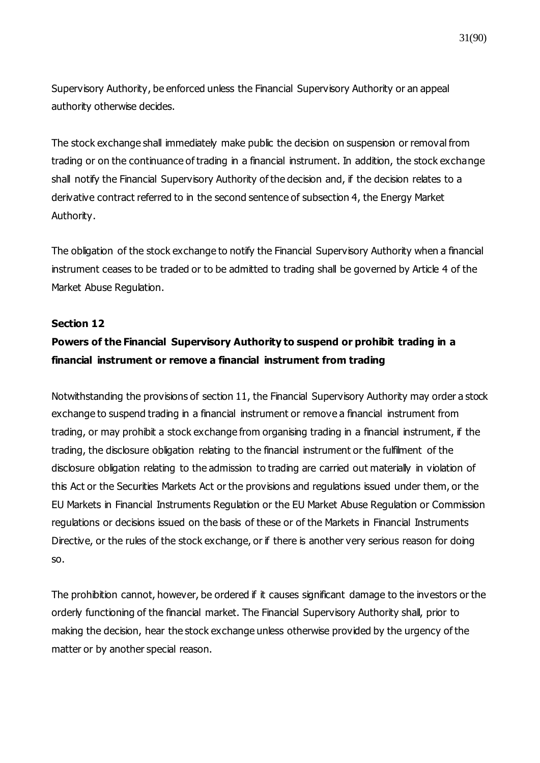Supervisory Authority, be enforced unless the Financial Supervisory Authority or an appeal authority otherwise decides.

The stock exchange shall immediately make public the decision on suspension or removal from trading or on the continuance of trading in a financial instrument. In addition, the stock exchange shall notify the Financial Supervisory Authority of the decision and, if the decision relates to a derivative contract referred to in the second sentence of subsection 4, the Energy Market Authority.

The obligation of the stock exchange to notify the Financial Supervisory Authority when a financial instrument ceases to be traded or to be admitted to trading shall be governed by Article 4 of the Market Abuse Regulation.

**Section 12**

**Powers of the Financial Supervisory Authority to suspend or prohibit trading in a financial instrument or remove a financial instrument from trading**

Notwithstanding the provisions of section 11, the Financial Supervisory Authority may order a stock exchange to suspend trading in a financial instrument or remove a financial instrument from trading, or may prohibit a stock exchange from organising trading in a financial instrument, if the trading, the disclosure obligation relating to the financial instrument or the fulfilment of the disclosure obligation relating to the admission to trading are carried out materially in violation of this Act or the Securities Markets Act or the provisions and regulations issued under them, or the EU Markets in Financial Instruments Regulation or the EU Market Abuse Regulation or Commission regulations or decisions issued on the basis of these or of the Markets in Financial Instruments Directive, or the rules of the stock exchange, or if there is another very serious reason for doing so.

The prohibition cannot, however, be ordered if it causes significant damage to the investors or the orderly functioning of the financial market. The Financial Supervisory Authority shall, prior to making the decision, hear the stock exchange unless otherwise provided by the urgency of the matter or by another special reason.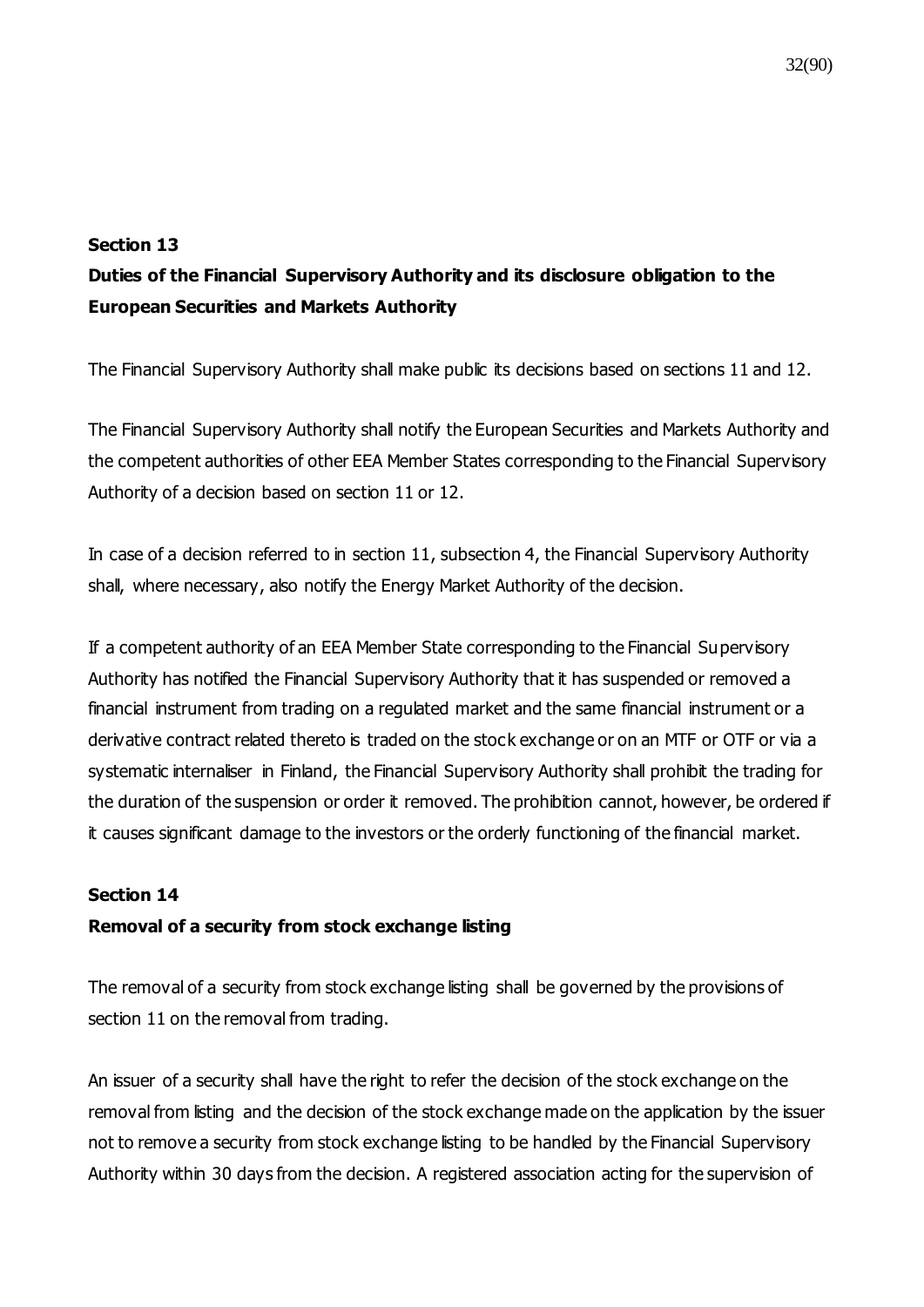**Section 13**

**Duties of the Financial Supervisory Authority and its disclosure obligation to the European Securities and Markets Authority**

The Financial Supervisory Authority shall make public its decisions based on sections 11 and 12.

The Financial Supervisory Authority shall notify the European Securities and Markets Authority and the competent authorities of other EEA Member States corresponding to the Financial Supervisory Authority of a decision based on section 11 or 12.

In case of a decision referred to in section 11, subsection 4, the Financial Supervisory Authority shall, where necessary, also notify the Energy Market Authority of the decision.

If a competent authority of an EEA Member State corresponding to the Financial Supervisory Authority has notified the Financial Supervisory Authority that it has suspended or removed a financial instrument from trading on a regulated market and the same financial instrument or a derivative contract related thereto is traded on the stock exchange or on an MTF or OTF or via a systematic internaliser in Finland, the Financial Supervisory Authority shall prohibit the trading for the duration of the suspension or order it removed. The prohibition cannot, however, be ordered if it causes significant damage to the investors or the orderly functioning of the financial market.

**Section 14**

**Removal of a security from stock exchange listing**

The removal of a security from stock exchange listing shall be governed by the provisions of section 11 on the removal from trading.

An issuer of a security shall have the right to refer the decision of the stock exchange on the removal from listing and the decision of the stock exchange made on the application by the issuer not to remove a security from stock exchange listing to be handled by the Financial Supervisory Authority within 30 days from the decision. A registered association acting for the supervision of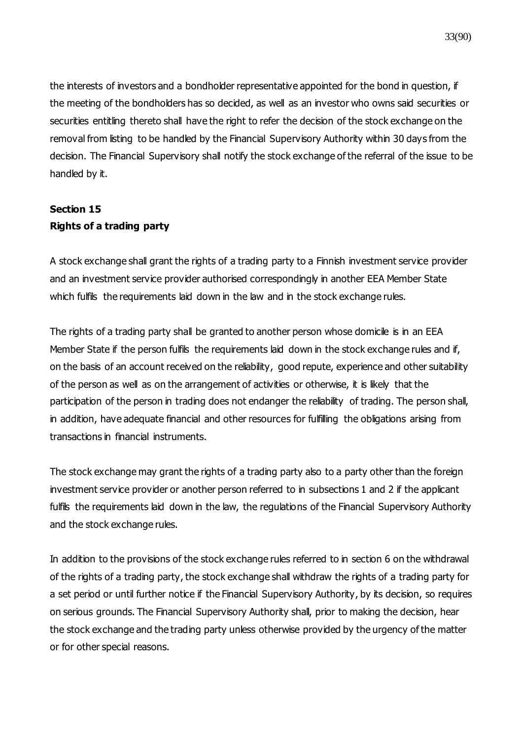the interests of investors and a bondholder representative appointed for the bond in question, if the meeting of the bondholders has so decided, as well as an investor who owns said securities or securities entitling thereto shall have the right to refer the decision of the stock exchange on the removal from listing to be handled by the Financial Supervisory Authority within 30 days from the decision. The Financial Supervisory shall notify the stock exchange of the referral of the issue to be handled by it.

**Section 15**
**Rights of a trading party**

A stock exchange shall grant the rights of a trading party to a Finnish investment service provider and an investment service provider authorised correspondingly in another EEA Member State which fulfils the requirements laid down in the law and in the stock exchange rules.

The rights of a trading party shall be granted to another person whose domicile is in an EEA Member State if the person fulfils the requirements laid down in the stock exchange rules and if, on the basis of an account received on the reliability, good repute, experience and other suitability of the person as well as on the arrangement of activities or otherwise, it is likely that the participation of the person in trading does not endanger the reliability of trading. The person shall, in addition, have adequate financial and other resources for fulfilling the obligations arising from transactions in financial instruments.

The stock exchange may grant the rights of a trading party also to a party other than the foreign investment service provider or another person referred to in subsections 1 and 2 if the applicant fulfils the requirements laid down in the law, the regulations of the Financial Supervisory Authority and the stock exchange rules.

In addition to the provisions of the stock exchange rules referred to in section 6 on the withdrawal of the rights of a trading party, the stock exchange shall withdraw the rights of a trading party for a set period or until further notice if the Financial Supervisory Authority, by its decision, so requires on serious grounds. The Financial Supervisory Authority shall, prior to making the decision, hear the stock exchange and the trading party unless otherwise provided by the urgency of the matter or for other special reasons.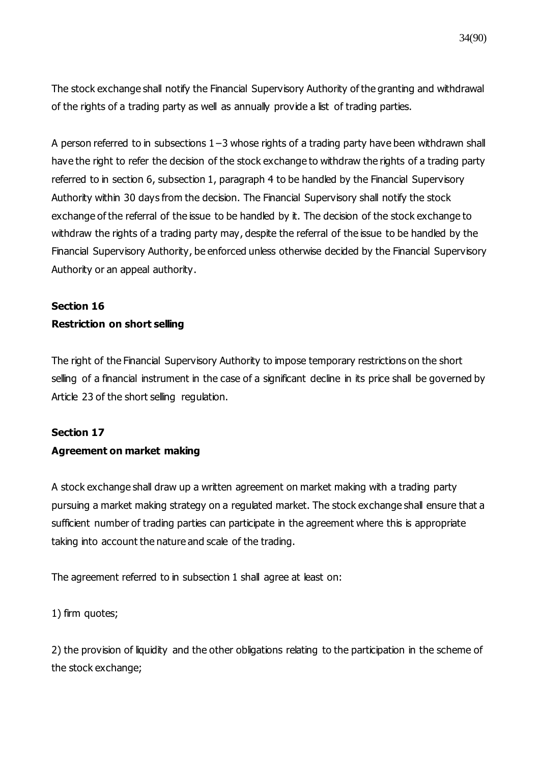The stock exchange shall notify the Financial Supervisory Authority of the granting and withdrawal of the rights of a trading party as well as annually provide a list of trading parties.

A person referred to in subsections 1 – 3 whose rights of a trading party have been withdrawn shall have the right to refer the decision of the stock exchange to withdraw the rights of a trading party referred to in section 6, subsection 1, paragraph 4 to be handled by the Financial Supervisory Authority within 30 days from the decision. The Financial Supervisory shall notify the stock exchange of the referral of the issue to be handled by it. The decision of the stock exchange to withdraw the rights of a trading party may, despite the referral of the issue to be handled by the Financial Supervisory Authority, be enforced unless otherwise decided by the Financial Supervisory Authority or an appeal authority.

**Section 16**
**Restriction on short selling**

The right of the Financial Supervisory Authority to impose temporary restrictions on the short selling of a financial instrument in the case of a significant decline in its price shall be governed by Article 23 of the short selling regulation.

**Section 17**
**Agreement on market making**

A stock exchange shall draw up a written agreement on market making with a trading party pursuing a market making strategy on a regulated market. The stock exchange shall ensure that a sufficient number of trading parties can participate in the agreement where this is appropriate taking into account the nature and scale of the trading.

The agreement referred to in subsection 1 shall agree at least on:

1) firm quotes;

2) the provision of liquidity and the other obligations relating to the participation in the scheme of the stock exchange;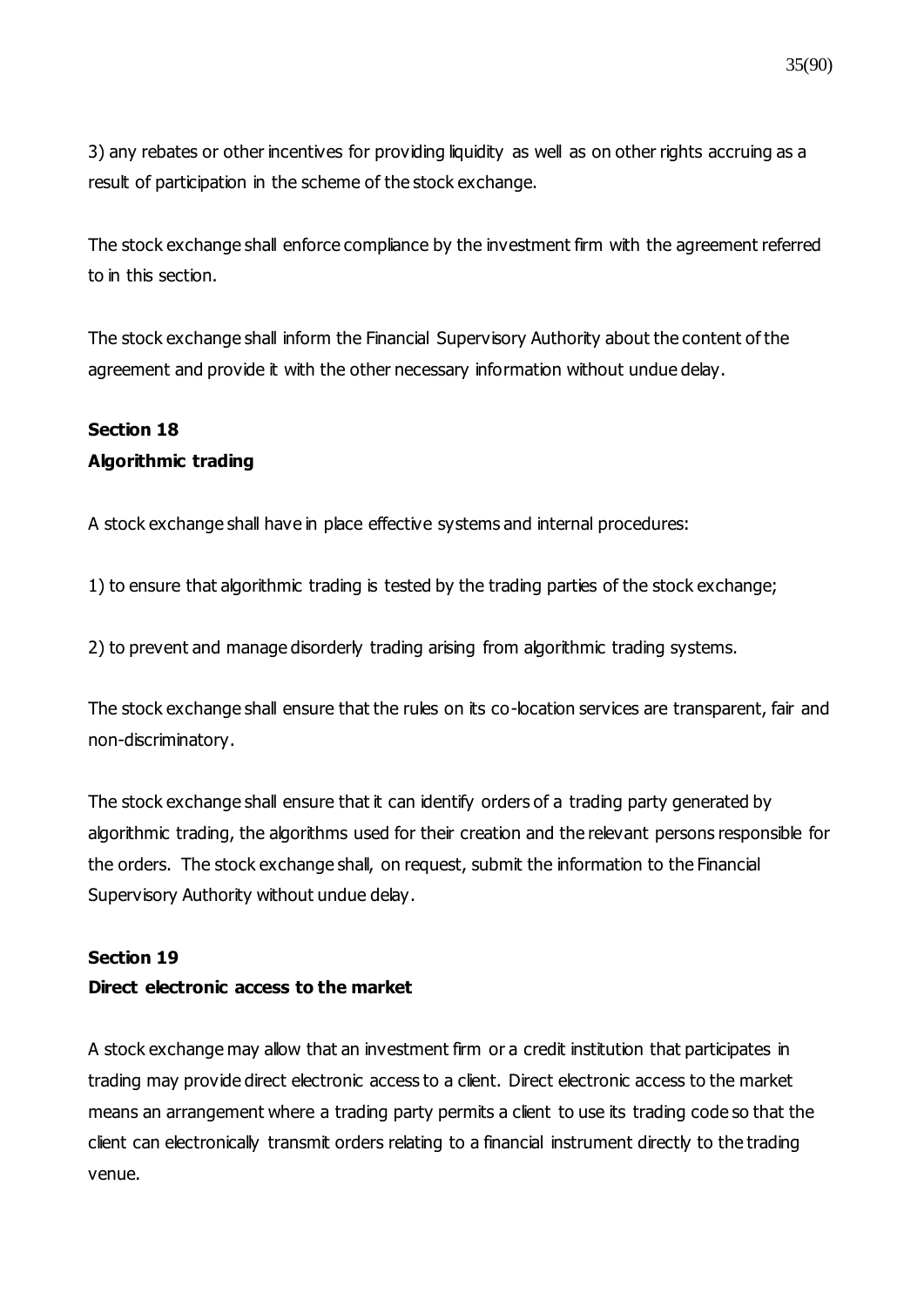3) any rebates or other incentives for providing liquidity as well as on other rights accruing as a result of participation in the scheme of the stock exchange.

The stock exchange shall enforce compliance by the investment firm with the agreement referred to in this section.

The stock exchange shall inform the Financial Supervisory Authority about the content of the agreement and provide it with the other necessary information without undue delay.

**Section 18**
**Algorithmic trading**

A stock exchange shall have in place effective systems and internal procedures:

1) to ensure that algorithmic trading is tested by the trading parties of the stock exchange;

2) to prevent and manage disorderly trading arising from algorithmic trading systems.

The stock exchange shall ensure that the rules on its co-location services are transparent, fair and non-discriminatory.

The stock exchange shall ensure that it can identify orders of a trading party generated by algorithmic trading, the algorithms used for their creation and the relevant persons responsible for the orders. The stock exchange shall, on request, submit the information to the Financial Supervisory Authority without undue delay.

**Section 19**
**Direct electronic access to the market**

A stock exchange may allow that an investment firm or a credit institution that participates in trading may provide direct electronic access to a client. Direct electronic access to the market means an arrangement where a trading party permits a client to use its trading code so that the client can electronically transmit orders relating to a financial instrument directly to the trading venue.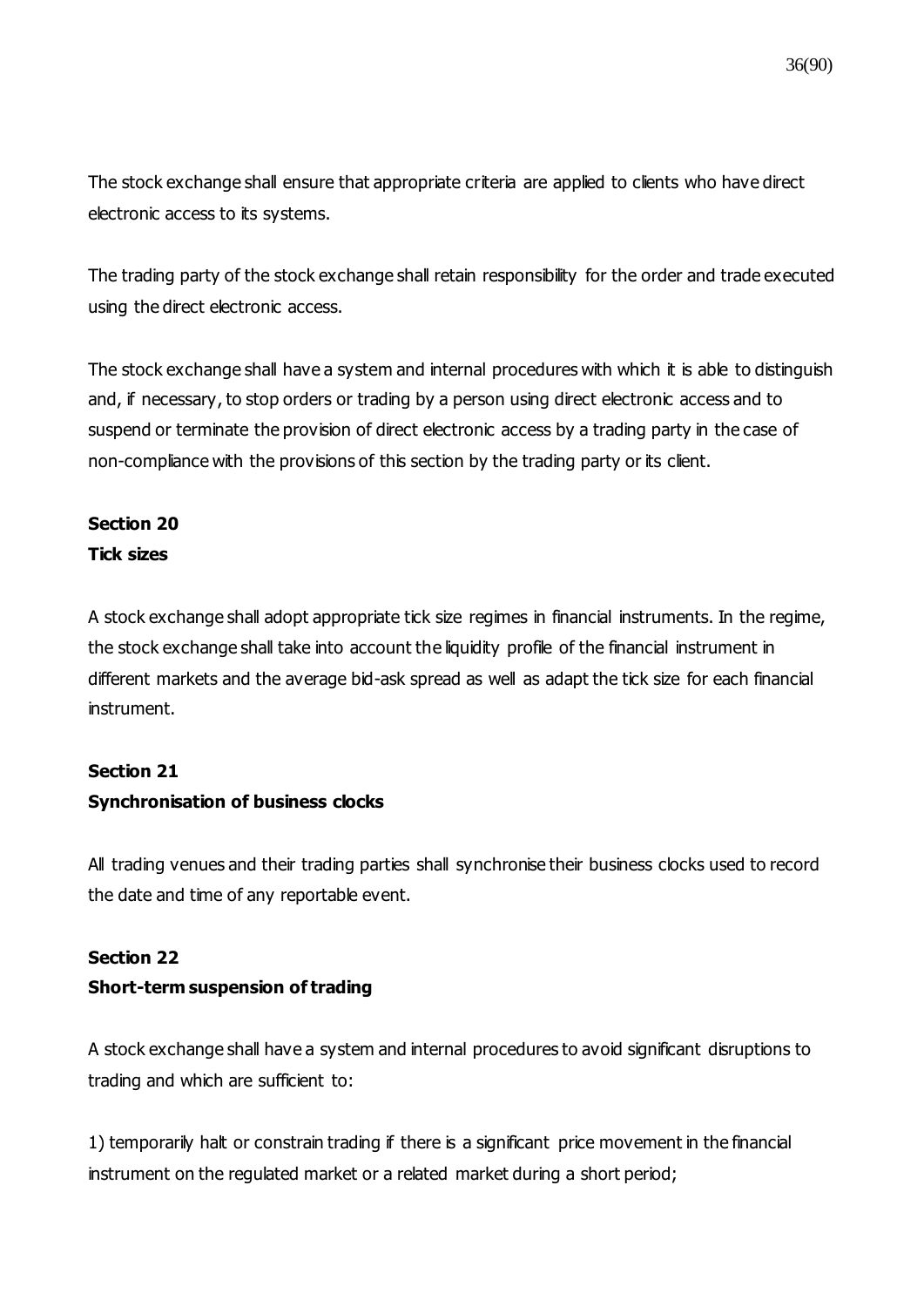The stock exchange shall ensure that appropriate criteria are applied to clients who have direct electronic access to its systems.

The trading party of the stock exchange shall retain responsibility for the order and trade executed using the direct electronic access.

The stock exchange shall have a system and internal procedures with which it is able to distinguish and, if necessary, to stop orders or trading by a person using direct electronic access and to suspend or terminate the provision of direct electronic access by a trading party in the case of non-compliance with the provisions of this section by the trading party or its client.

**Section 20**
**Tick sizes**

A stock exchange shall adopt appropriate tick size regimes in financial instruments. In the regime, the stock exchange shall take into account the liquidity profile of the financial instrument in different markets and the average bid-ask spread as well as adapt the tick size for each financial instrument.

**Section 21**
**Synchronisation of business clocks**

All trading venues and their trading parties shall synchronise their business clocks used to record the date and time of any reportable event.

**Section 22**
**Short-term suspension of trading**

A stock exchange shall have a system and internal procedures to avoid significant disruptions to trading and which are sufficient to:

1) temporarily halt or constrain trading if there is a significant price movement in the financial instrument on the regulated market or a related market during a short period;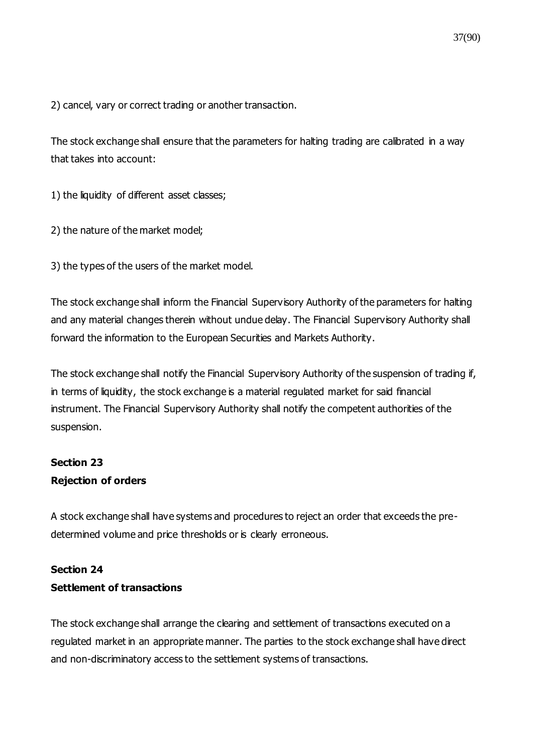2) cancel, vary or correct trading or another transaction.

The stock exchange shall ensure that the parameters for halting trading are calibrated in a way that takes into account:

1) the liquidity of different asset classes;

2) the nature of the market model;

3) the types of the users of the market model.

The stock exchange shall inform the Financial Supervisory Authority of the parameters for halting and any material changes therein without undue delay. The Financial Supervisory Authority shall forward the information to the European Securities and Markets Authority.

The stock exchange shall notify the Financial Supervisory Authority of the suspension of trading if, in terms of liquidity, the stock exchange is a material regulated market for said financial instrument. The Financial Supervisory Authority shall notify the competent authorities of the suspension.

**Section 23**
**Rejection of orders**

A stock exchange shall have systems and procedures to reject an order that exceeds the pre-determined volume and price thresholds or is clearly erroneous.

**Section 24**
**Settlement of transactions**

The stock exchange shall arrange the clearing and settlement of transactions executed on a regulated market in an appropriate manner. The parties to the stock exchange shall have direct and non-discriminatory access to the settlement systems of transactions.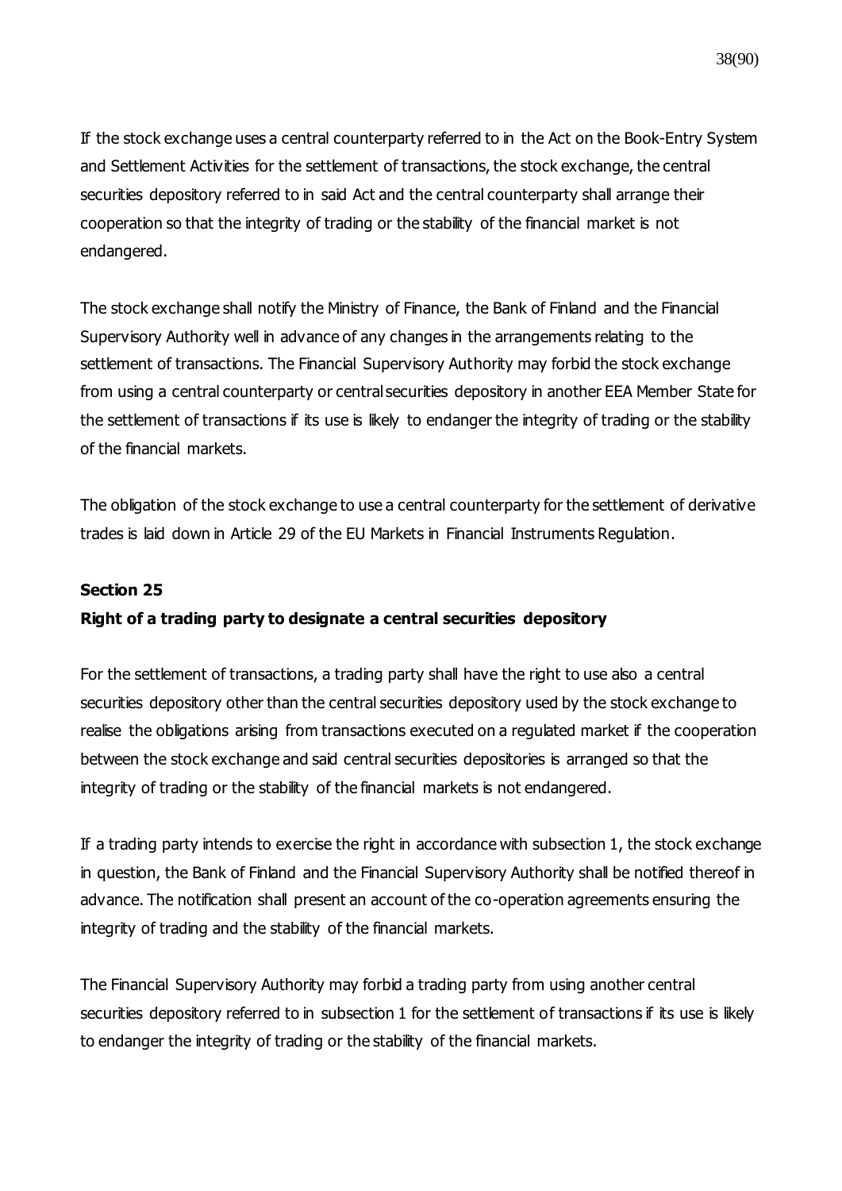If the stock exchange uses a central counterparty referred to in the Act on the Book-Entry System and Settlement Activities for the settlement of transactions, the stock exchange, the central securities depository referred to in said Act and the central counterparty shall arrange their cooperation so that the integrity of trading or the stability of the financial market is not endangered.

The stock exchange shall notify the Ministry of Finance, the Bank of Finland and the Financial Supervisory Authority well in advance of any changes in the arrangements relating to the settlement of transactions. The Financial Supervisory Authority may forbid the stock exchange from using a central counterparty or central securities depository in another EEA Member State for the settlement of transactions if its use is likely to endanger the integrity of trading or the stability of the financial markets.

The obligation of the stock exchange to use a central counterparty for the settlement of derivative trades is laid down in Article 29 of the EU Markets in Financial Instruments Regulation.

**Section 25**

**Right of a trading party to designate a central securities depository**

For the settlement of transactions, a trading party shall have the right to use also a central securities depository other than the central securities depository used by the stock exchange to realise the obligations arising from transactions executed on a regulated market if the cooperation between the stock exchange and said central securities depositories is arranged so that the integrity of trading or the stability of the financial markets is not endangered.

If a trading party intends to exercise the right in accordance with subsection 1, the stock exchange in question, the Bank of Finland and the Financial Supervisory Authority shall be notified thereof in advance. The notification shall present an account of the co-operation agreements ensuring the integrity of trading and the stability of the financial markets.

The Financial Supervisory Authority may forbid a trading party from using another central securities depository referred to in subsection 1 for the settlement of transactions if its use is likely to endanger the integrity of trading or the stability of the financial markets.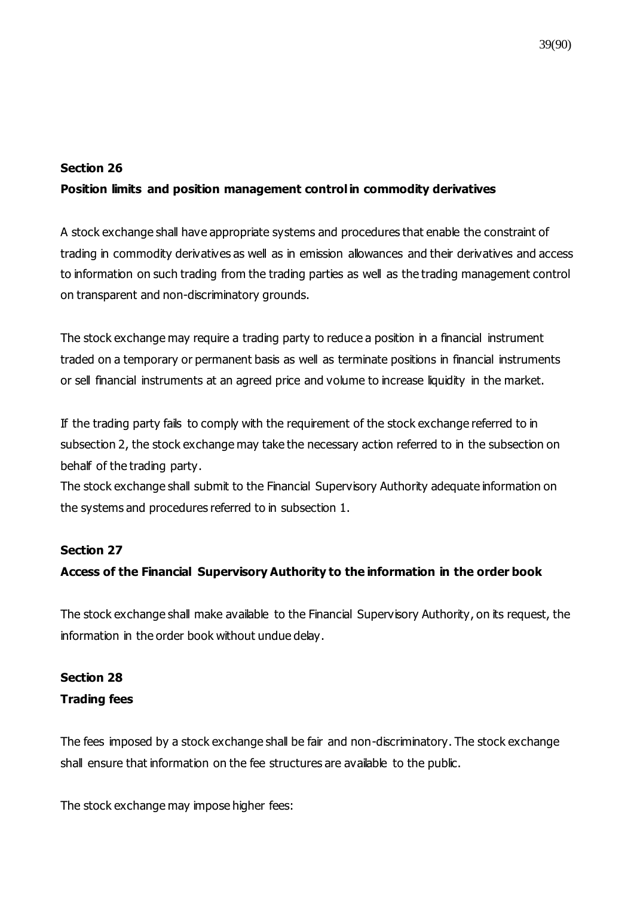**Section 26**

**Position limits and position management control in commodity derivatives**

A stock exchange shall have appropriate systems and procedures that enable the constraint of trading in commodity derivatives as well as in emission allowances and their derivatives and access to information on such trading from the trading parties as well as the trading management control on transparent and non-discriminatory grounds.

The stock exchange may require a trading party to reduce a position in a financial instrument traded on a temporary or permanent basis as well as terminate positions in financial instruments or sell financial instruments at an agreed price and volume to increase liquidity in the market.

If the trading party fails to comply with the requirement of the stock exchange referred to in subsection 2, the stock exchange may take the necessary action referred to in the subsection on behalf of the trading party.

The stock exchange shall submit to the Financial Supervisory Authority adequate information on the systems and procedures referred to in subsection 1.

**Section 27**

**Access of the Financial Supervisory Authority to the information in the order book**

The stock exchange shall make available to the Financial Supervisory Authority, on its request, the information in the order book without undue delay.

**Section 28**

**Trading fees**

The fees imposed by a stock exchange shall be fair and non-discriminatory. The stock exchange shall ensure that information on the fee structures are available to the public.

The stock exchange may impose higher fees: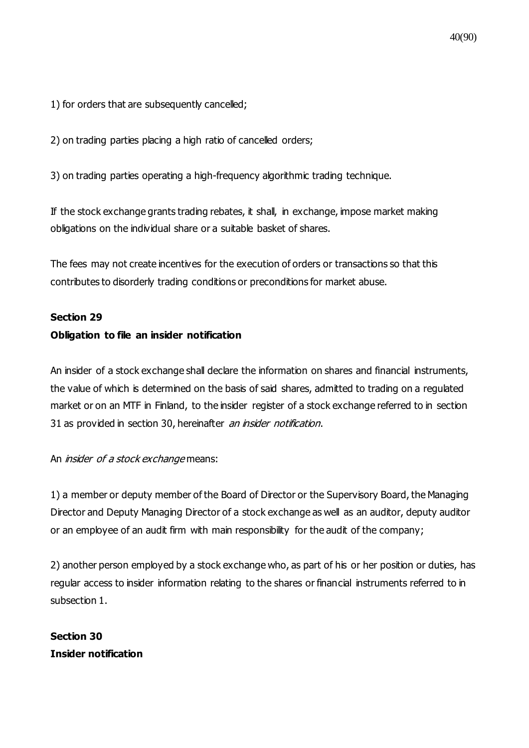1) for orders that are subsequently cancelled;

2) on trading parties placing a high ratio of cancelled orders;

3) on trading parties operating a high-frequency algorithmic trading technique.

If the stock exchange grants trading rebates, it shall, in exchange, impose market making obligations on the individual share or a suitable basket of shares.

The fees may not create incentives for the execution of orders or transactions so that this contributes to disorderly trading conditions or preconditions for market abuse.

**Section 29**
**Obligation to file an insider notification**

An insider of a stock exchange shall declare the information on shares and financial instruments, the value of which is determined on the basis of said shares, admitted to trading on a regulated market or on an MTF in Finland, to the insider register of a stock exchange referred to in section 31 as provided in section 30, hereinafter *an insider notification*.

An *insider of a stock exchange* means:

1) a member or deputy member of the Board of Director or the Supervisory Board, the Managing Director and Deputy Managing Director of a stock exchange as well as an auditor, deputy auditor or an employee of an audit firm with main responsibility for the audit of the company;

2) another person employed by a stock exchange who, as part of his or her position or duties, has regular access to insider information relating to the shares or financial instruments referred to in subsection 1.

**Section 30**
**Insider notification**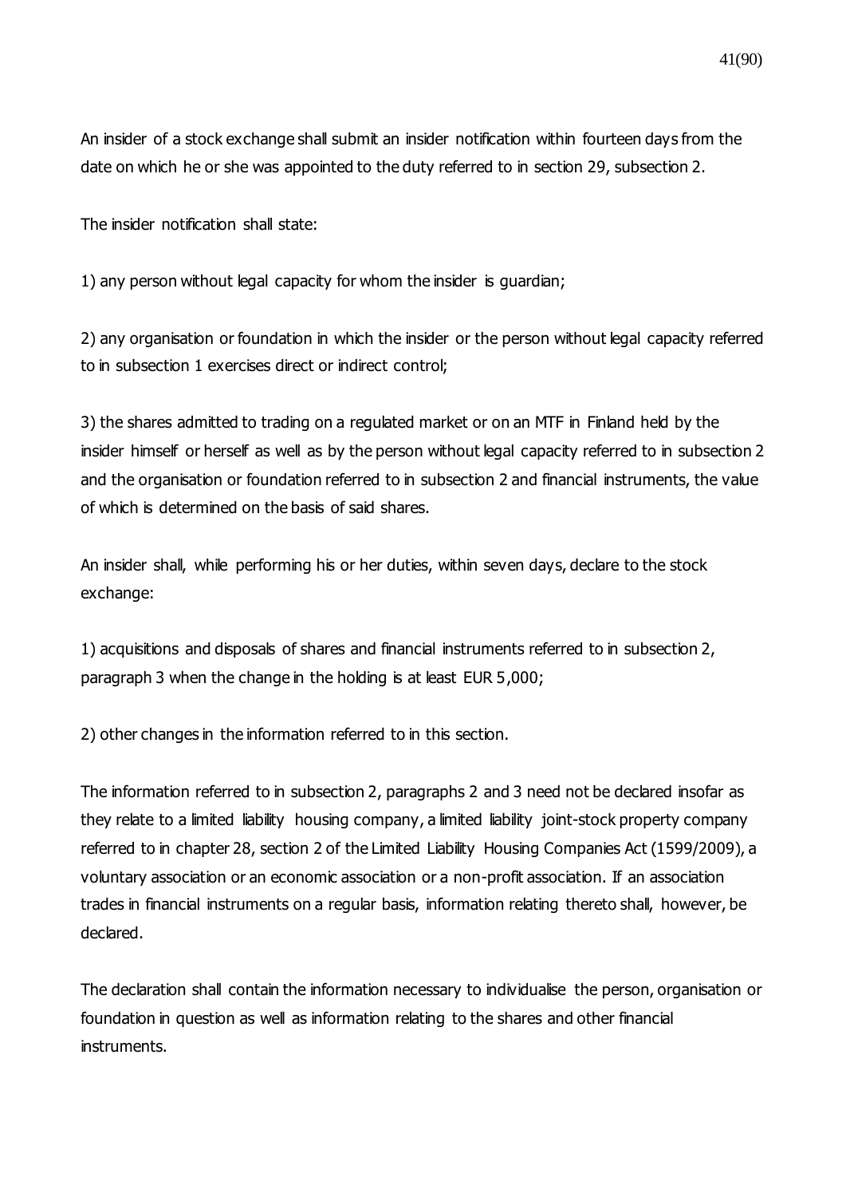An insider of a stock exchange shall submit an insider notification within fourteen days from the date on which he or she was appointed to the duty referred to in section 29, subsection 2.

The insider notification shall state:

1) any person without legal capacity for whom the insider is guardian;

2) any organisation or foundation in which the insider or the person without legal capacity referred to in subsection 1 exercises direct or indirect control;

3) the shares admitted to trading on a regulated market or on an MTF in Finland held by the insider himself or herself as well as by the person without legal capacity referred to in subsection 2 and the organisation or foundation referred to in subsection 2 and financial instruments, the value of which is determined on the basis of said shares.

An insider shall, while performing his or her duties, within seven days, declare to the stock exchange:

1) acquisitions and disposals of shares and financial instruments referred to in subsection 2, paragraph 3 when the change in the holding is at least EUR 5,000;

2) other changes in the information referred to in this section.

The information referred to in subsection 2, paragraphs 2 and 3 need not be declared insofar as they relate to a limited liability housing company, a limited liability joint-stock property company referred to in chapter 28, section 2 of the Limited Liability Housing Companies Act (1599/2009), a voluntary association or an economic association or a non-profit association. If an association trades in financial instruments on a regular basis, information relating thereto shall, however, be declared.

The declaration shall contain the information necessary to individualise the person, organisation or foundation in question as well as information relating to the shares and other financial instruments.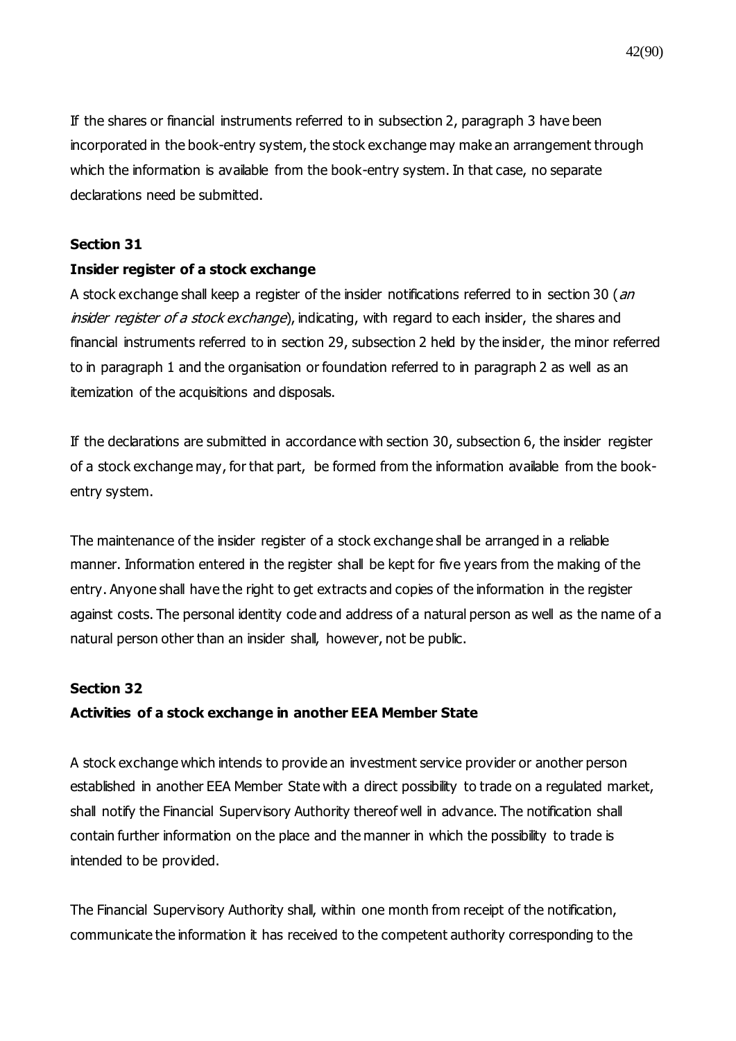If the shares or financial instruments referred to in subsection 2, paragraph 3 have been incorporated in the book-entry system, the stock exchange may make an arrangement through which the information is available from the book-entry system. In that case, no separate declarations need be submitted.

**Section 31**

**Insider register of a stock exchange**

A stock exchange shall keep a register of the insider notifications referred to in section 30 (*an insider register of a stock exchange*), indicating, with regard to each insider, the shares and financial instruments referred to in section 29, subsection 2 held by the insider, the minor referred to in paragraph 1 and the organisation or foundation referred to in paragraph 2 as well as an itemization of the acquisitions and disposals.

If the declarations are submitted in accordance with section 30, subsection 6, the insider register of a stock exchange may, for that part, be formed from the information available from the book-entry system.

The maintenance of the insider register of a stock exchange shall be arranged in a reliable manner. Information entered in the register shall be kept for five years from the making of the entry. Anyone shall have the right to get extracts and copies of the information in the register against costs. The personal identity code and address of a natural person as well as the name of a natural person other than an insider shall, however, not be public.

**Section 32**

**Activities of a stock exchange in another EEA Member State**

A stock exchange which intends to provide an investment service provider or another person established in another EEA Member State with a direct possibility to trade on a regulated market, shall notify the Financial Supervisory Authority thereof well in advance. The notification shall contain further information on the place and the manner in which the possibility to trade is intended to be provided.

The Financial Supervisory Authority shall, within one month from receipt of the notification, communicate the information it has received to the competent authority corresponding to the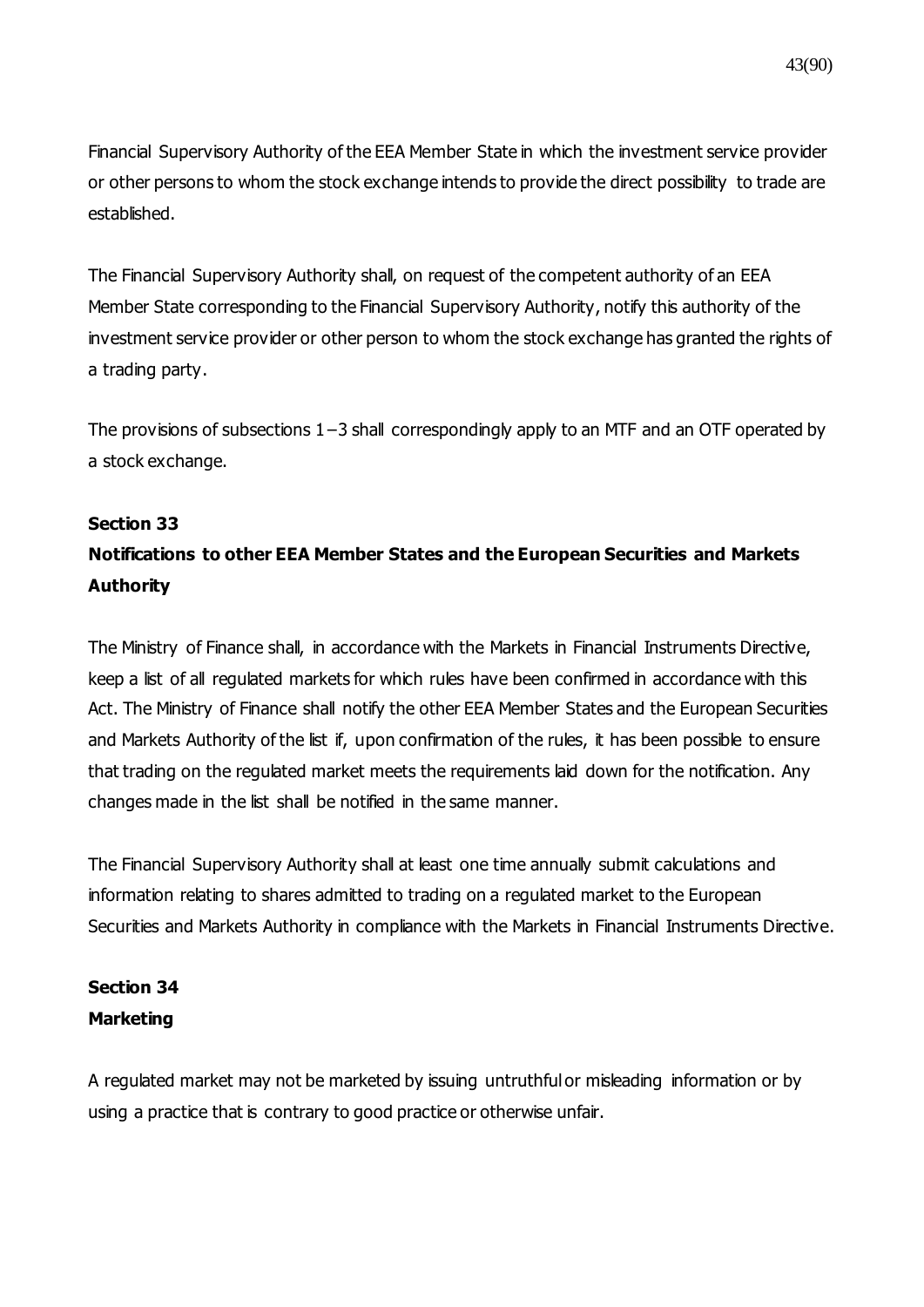Financial Supervisory Authority of the EEA Member State in which the investment service provider or other persons to whom the stock exchange intends to provide the direct possibility to trade are established.

The Financial Supervisory Authority shall, on request of the competent authority of an EEA Member State corresponding to the Financial Supervisory Authority, notify this authority of the investment service provider or other person to whom the stock exchange has granted the rights of a trading party.

The provisions of subsections 1 – 3 shall correspondingly apply to an MTF and an OTF operated by a stock exchange.

**Section 33**
**Notifications to other EEA Member States and the European Securities and Markets Authority**

The Ministry of Finance shall, in accordance with the Markets in Financial Instruments Directive, keep a list of all regulated markets for which rules have been confirmed in accordance with this Act. The Ministry of Finance shall notify the other EEA Member States and the European Securities and Markets Authority of the list if, upon confirmation of the rules, it has been possible to ensure that trading on the regulated market meets the requirements laid down for the notification. Any changes made in the list shall be notified in the same manner.

The Financial Supervisory Authority shall at least one time annually submit calculations and information relating to shares admitted to trading on a regulated market to the European Securities and Markets Authority in compliance with the Markets in Financial Instruments Directive.

**Section 34**
**Marketing**

A regulated market may not be marketed by issuing untruthful or misleading information or by using a practice that is contrary to good practice or otherwise unfair.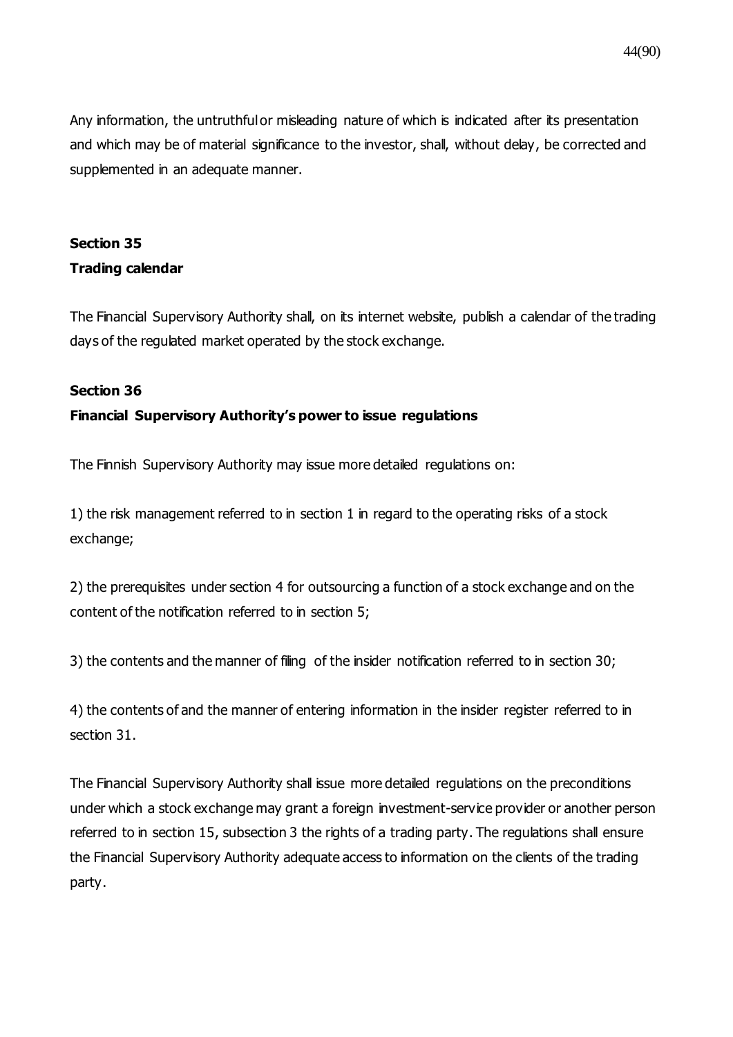Any information, the untruthful or misleading nature of which is indicated after its presentation and which may be of material significance to the investor, shall, without delay, be corrected and supplemented in an adequate manner.

**Section 35**

**Trading calendar**

The Financial Supervisory Authority shall, on its internet website, publish a calendar of the trading days of the regulated market operated by the stock exchange.

**Section 36**

**Financial Supervisory Authority's power to issue regulations**

The Finnish Supervisory Authority may issue more detailed regulations on:

1) the risk management referred to in section 1 in regard to the operating risks of a stock exchange;

2) the prerequisites under section 4 for outsourcing a function of a stock exchange and on the content of the notification referred to in section 5;

3) the contents and the manner of filing of the insider notification referred to in section 30;

4) the contents of and the manner of entering information in the insider register referred to in section 31.

The Financial Supervisory Authority shall issue more detailed regulations on the preconditions under which a stock exchange may grant a foreign investment-service provider or another person referred to in section 15, subsection 3 the rights of a trading party. The regulations shall ensure the Financial Supervisory Authority adequate access to information on the clients of the trading party.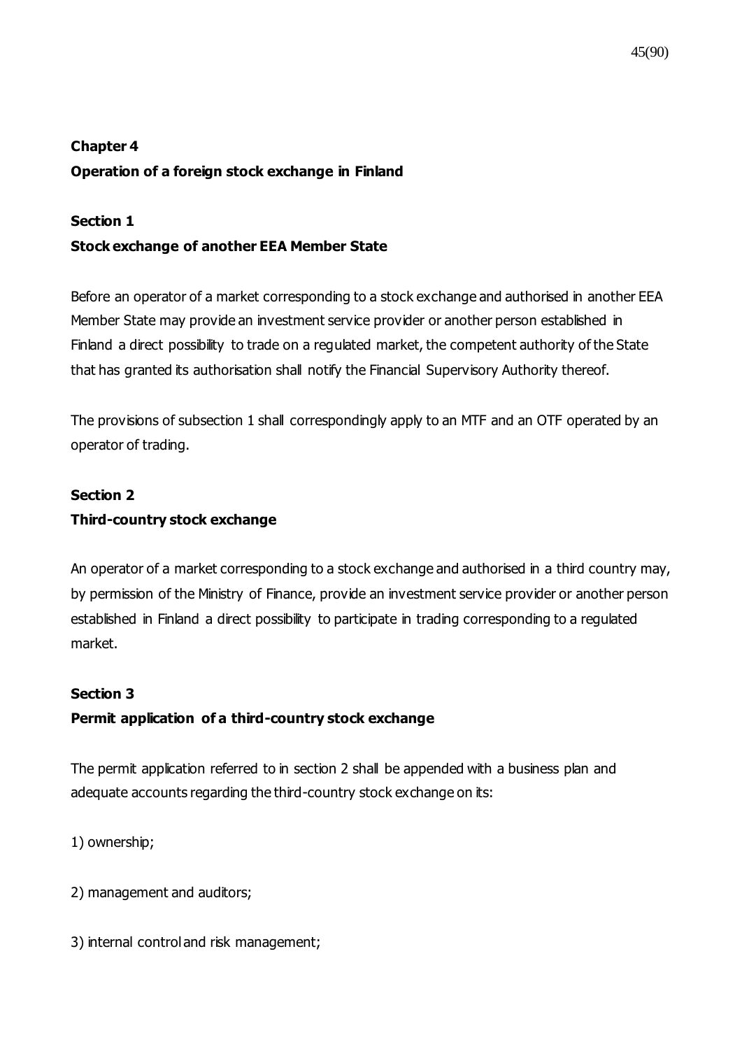## Chapter 4
## Operation of a foreign stock exchange in Finland

### Section 1
### Stock exchange of another EEA Member State

Before an operator of a market corresponding to a stock exchange and authorised in another EEA Member State may provide an investment service provider or another person established in Finland a direct possibility to trade on a regulated market, the competent authority of the State that has granted its authorisation shall notify the Financial Supervisory Authority thereof.

The provisions of subsection 1 shall correspondingly apply to an MTF and an OTF operated by an operator of trading.

### Section 2
### Third-country stock exchange

An operator of a market corresponding to a stock exchange and authorised in a third country may, by permission of the Ministry of Finance, provide an investment service provider or another person established in Finland a direct possibility to participate in trading corresponding to a regulated market.

### Section 3
### Permit application of a third-country stock exchange

The permit application referred to in section 2 shall be appended with a business plan and adequate accounts regarding the third-country stock exchange on its:

1) ownership;

2) management and auditors;

3) internal control and risk management;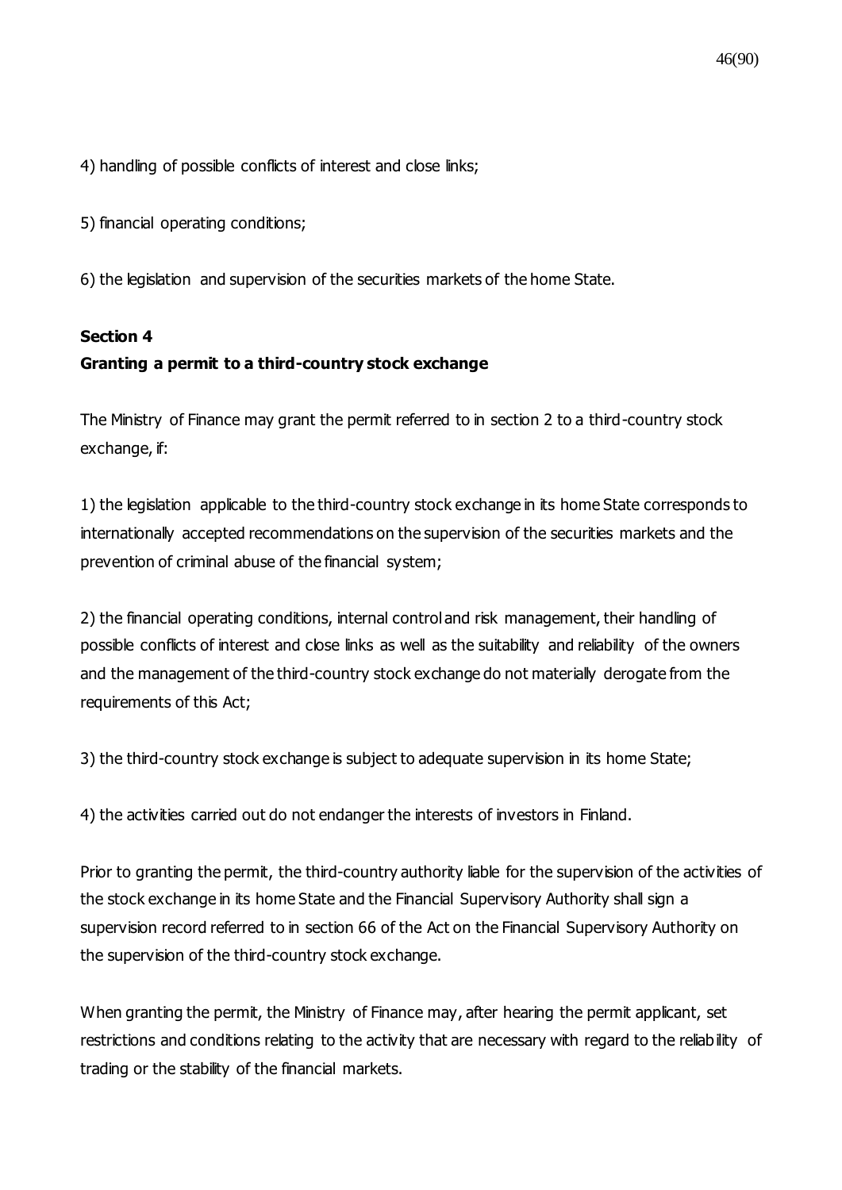4) handling of possible conflicts of interest and close links;

5) financial operating conditions;

6) the legislation and supervision of the securities markets of the home State.

**Section 4**
**Granting a permit to a third-country stock exchange**

The Ministry of Finance may grant the permit referred to in section 2 to a third-country stock exchange, if:

1) the legislation applicable to the third-country stock exchange in its home State corresponds to internationally accepted recommendations on the supervision of the securities markets and the prevention of criminal abuse of the financial system;

2) the financial operating conditions, internal control and risk management, their handling of possible conflicts of interest and close links as well as the suitability and reliability of the owners and the management of the third-country stock exchange do not materially derogate from the requirements of this Act;

3) the third-country stock exchange is subject to adequate supervision in its home State;

4) the activities carried out do not endanger the interests of investors in Finland.

Prior to granting the permit, the third-country authority liable for the supervision of the activities of the stock exchange in its home State and the Financial Supervisory Authority shall sign a supervision record referred to in section 66 of the Act on the Financial Supervisory Authority on the supervision of the third-country stock exchange.

When granting the permit, the Ministry of Finance may, after hearing the permit applicant, set restrictions and conditions relating to the activity that are necessary with regard to the reliability of trading or the stability of the financial markets.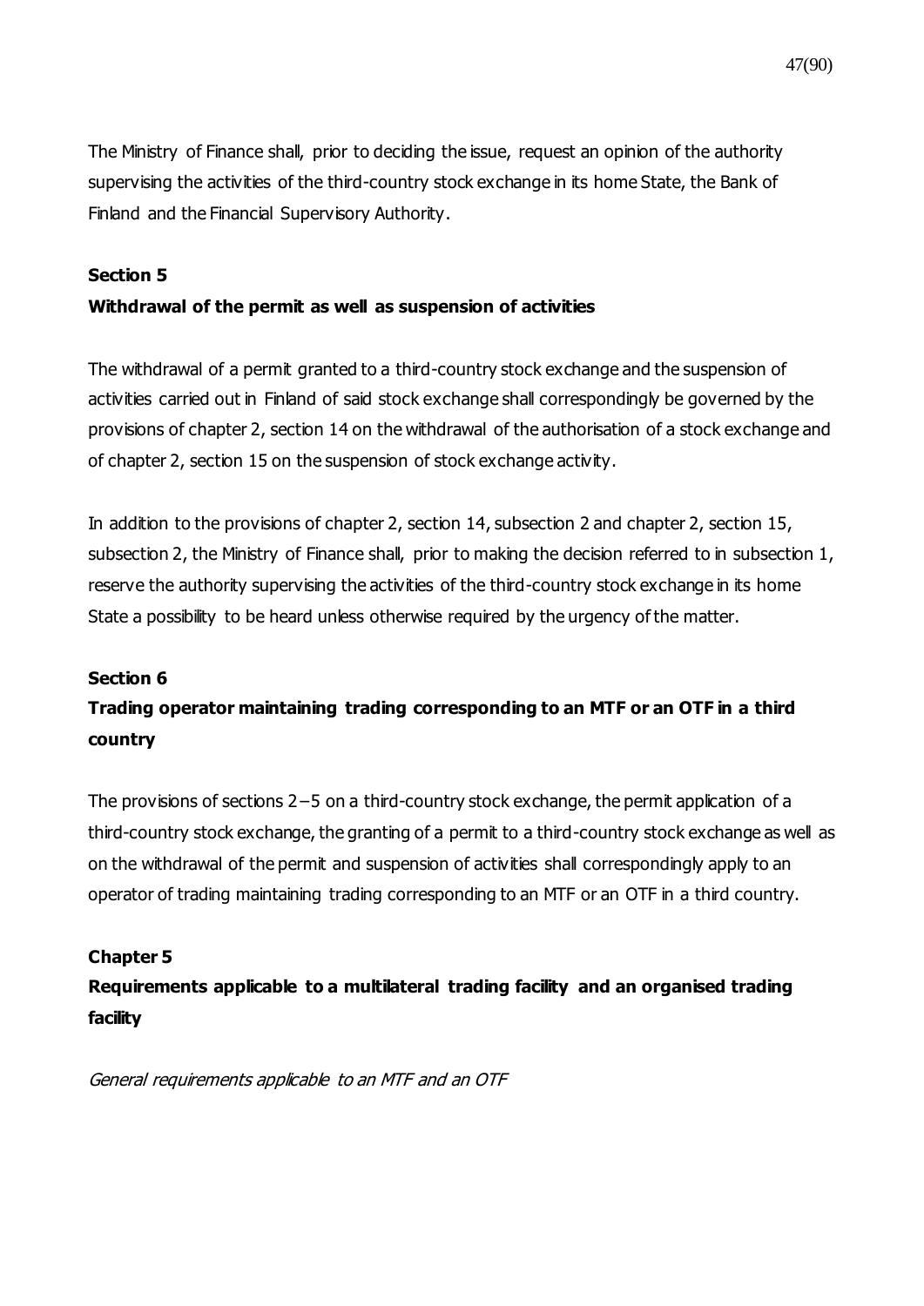The Ministry of Finance shall, prior to deciding the issue, request an opinion of the authority supervising the activities of the third-country stock exchange in its home State, the Bank of Finland and the Financial Supervisory Authority.

### Section 5

### Withdrawal of the permit as well as suspension of activities

The withdrawal of a permit granted to a third-country stock exchange and the suspension of activities carried out in Finland of said stock exchange shall correspondingly be governed by the provisions of chapter 2, section 14 on the withdrawal of the authorisation of a stock exchange and of chapter 2, section 15 on the suspension of stock exchange activity.

In addition to the provisions of chapter 2, section 14, subsection 2 and chapter 2, section 15, subsection 2, the Ministry of Finance shall, prior to making the decision referred to in subsection 1, reserve the authority supervising the activities of the third-country stock exchange in its home State a possibility to be heard unless otherwise required by the urgency of the matter.

### Section 6

### Trading operator maintaining trading corresponding to an MTF or an OTF in a third country

The provisions of sections 2–5 on a third-country stock exchange, the permit application of a third-country stock exchange, the granting of a permit to a third-country stock exchange as well as on the withdrawal of the permit and suspension of activities shall correspondingly apply to an operator of trading maintaining trading corresponding to an MTF or an OTF in a third country.

## Chapter 5

## Requirements applicable to a multilateral trading facility and an organised trading facility

*General requirements applicable to an MTF and an OTF*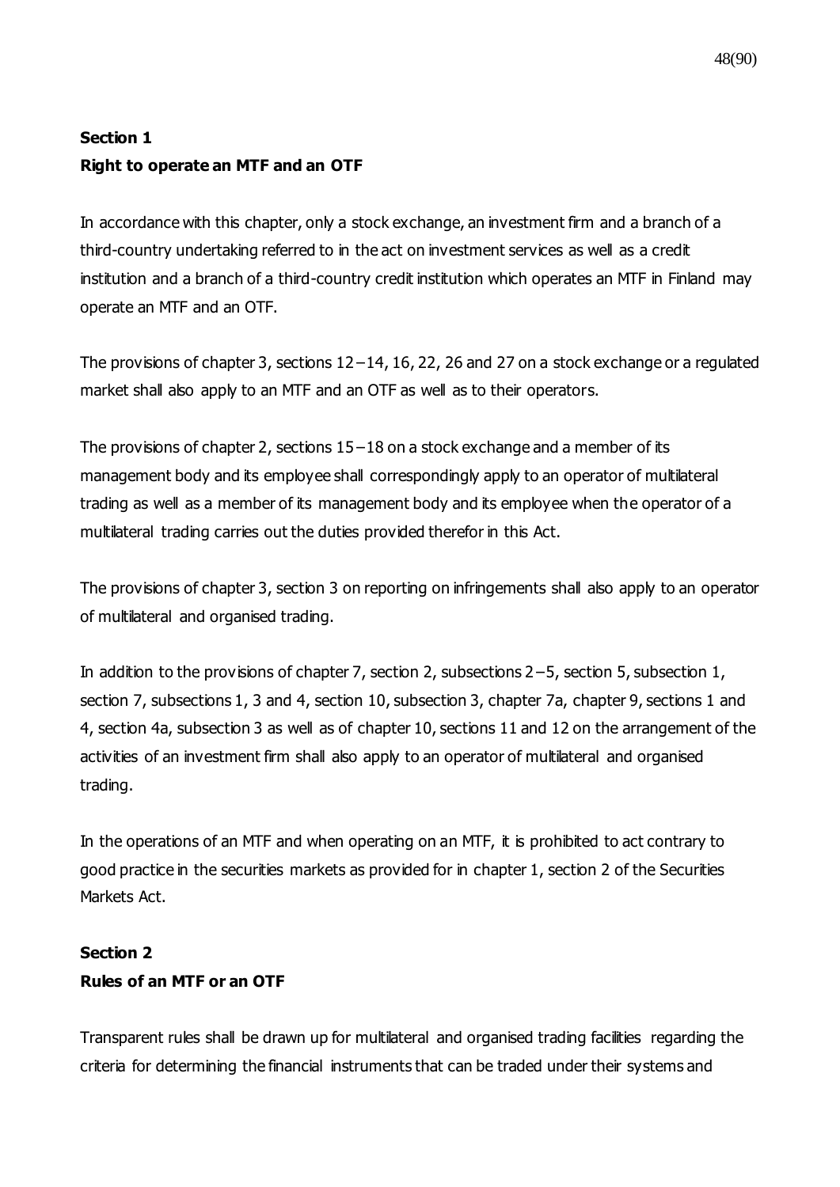**Section 1**
**Right to operate an MTF and an OTF**

In accordance with this chapter, only a stock exchange, an investment firm and a branch of a third-country undertaking referred to in the act on investment services as well as a credit institution and a branch of a third-country credit institution which operates an MTF in Finland may operate an MTF and an OTF.

The provisions of chapter 3, sections 12–14, 16, 22, 26 and 27 on a stock exchange or a regulated market shall also apply to an MTF and an OTF as well as to their operators.

The provisions of chapter 2, sections 15–18 on a stock exchange and a member of its management body and its employee shall correspondingly apply to an operator of multilateral trading as well as a member of its management body and its employee when the operator of a multilateral trading carries out the duties provided therefor in this Act.

The provisions of chapter 3, section 3 on reporting on infringements shall also apply to an operator of multilateral and organised trading.

In addition to the provisions of chapter 7, section 2, subsections 2–5, section 5, subsection 1, section 7, subsections 1, 3 and 4, section 10, subsection 3, chapter 7a, chapter 9, sections 1 and 4, section 4a, subsection 3 as well as of chapter 10, sections 11 and 12 on the arrangement of the activities of an investment firm shall also apply to an operator of multilateral and organised trading.

In the operations of an MTF and when operating on an MTF, it is prohibited to act contrary to good practice in the securities markets as provided for in chapter 1, section 2 of the Securities Markets Act.

**Section 2**
**Rules of an MTF or an OTF**

Transparent rules shall be drawn up for multilateral and organised trading facilities regarding the criteria for determining the financial instruments that can be traded under their systems and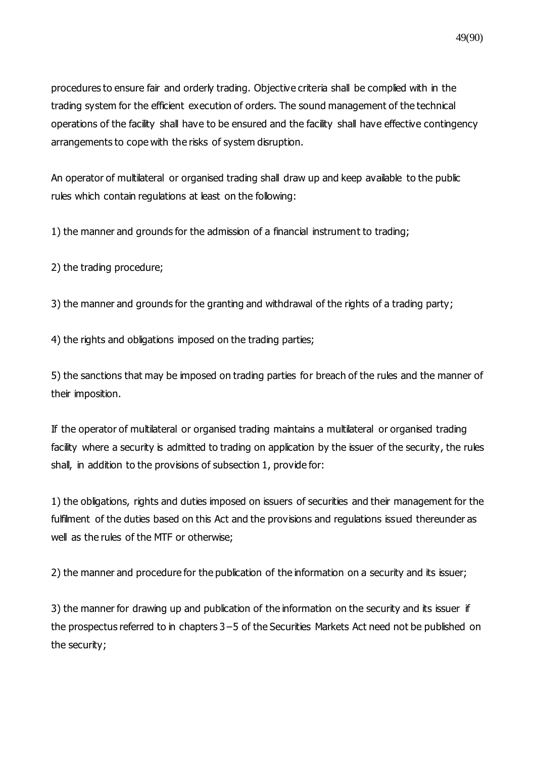procedures to ensure fair and orderly trading. Objective criteria shall be complied with in the trading system for the efficient execution of orders. The sound management of the technical operations of the facility shall have to be ensured and the facility shall have effective contingency arrangements to cope with the risks of system disruption.

An operator of multilateral or organised trading shall draw up and keep available to the public rules which contain regulations at least on the following:

1) the manner and grounds for the admission of a financial instrument to trading;

2) the trading procedure;

3) the manner and grounds for the granting and withdrawal of the rights of a trading party;

4) the rights and obligations imposed on the trading parties;

5) the sanctions that may be imposed on trading parties for breach of the rules and the manner of their imposition.

If the operator of multilateral or organised trading maintains a multilateral or organised trading facility where a security is admitted to trading on application by the issuer of the security, the rules shall, in addition to the provisions of subsection 1, provide for:

1) the obligations, rights and duties imposed on issuers of securities and their management for the fulfilment of the duties based on this Act and the provisions and regulations issued thereunder as well as the rules of the MTF or otherwise;

2) the manner and procedure for the publication of the information on a security and its issuer;

3) the manner for drawing up and publication of the information on the security and its issuer if the prospectus referred to in chapters 3 – 5 of the Securities Markets Act need not be published on the security;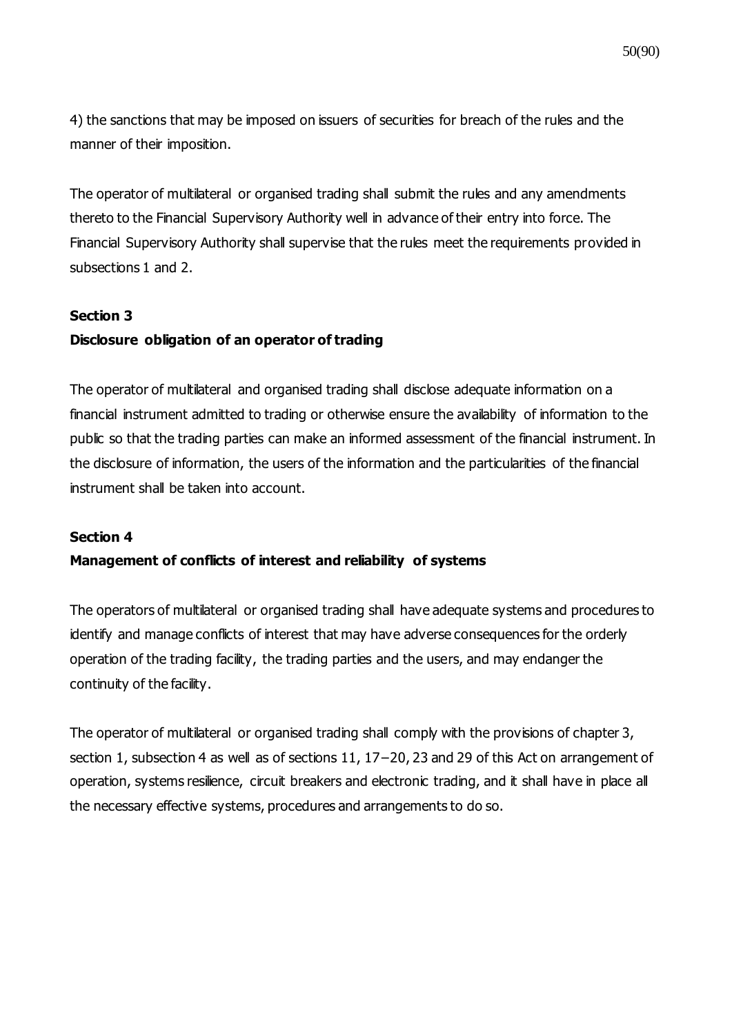4) the sanctions that may be imposed on issuers of securities for breach of the rules and the manner of their imposition.

The operator of multilateral or organised trading shall submit the rules and any amendments thereto to the Financial Supervisory Authority well in advance of their entry into force. The Financial Supervisory Authority shall supervise that the rules meet the requirements provided in subsections 1 and 2.

**Section 3**

**Disclosure obligation of an operator of trading**

The operator of multilateral and organised trading shall disclose adequate information on a financial instrument admitted to trading or otherwise ensure the availability of information to the public so that the trading parties can make an informed assessment of the financial instrument. In the disclosure of information, the users of the information and the particularities of the financial instrument shall be taken into account.

**Section 4**

**Management of conflicts of interest and reliability of systems**

The operators of multilateral or organised trading shall have adequate systems and procedures to identify and manage conflicts of interest that may have adverse consequences for the orderly operation of the trading facility, the trading parties and the users, and may endanger the continuity of the facility.

The operator of multilateral or organised trading shall comply with the provisions of chapter 3, section 1, subsection 4 as well as of sections 11, 17–20, 23 and 29 of this Act on arrangement of operation, systems resilience, circuit breakers and electronic trading, and it shall have in place all the necessary effective systems, procedures and arrangements to do so.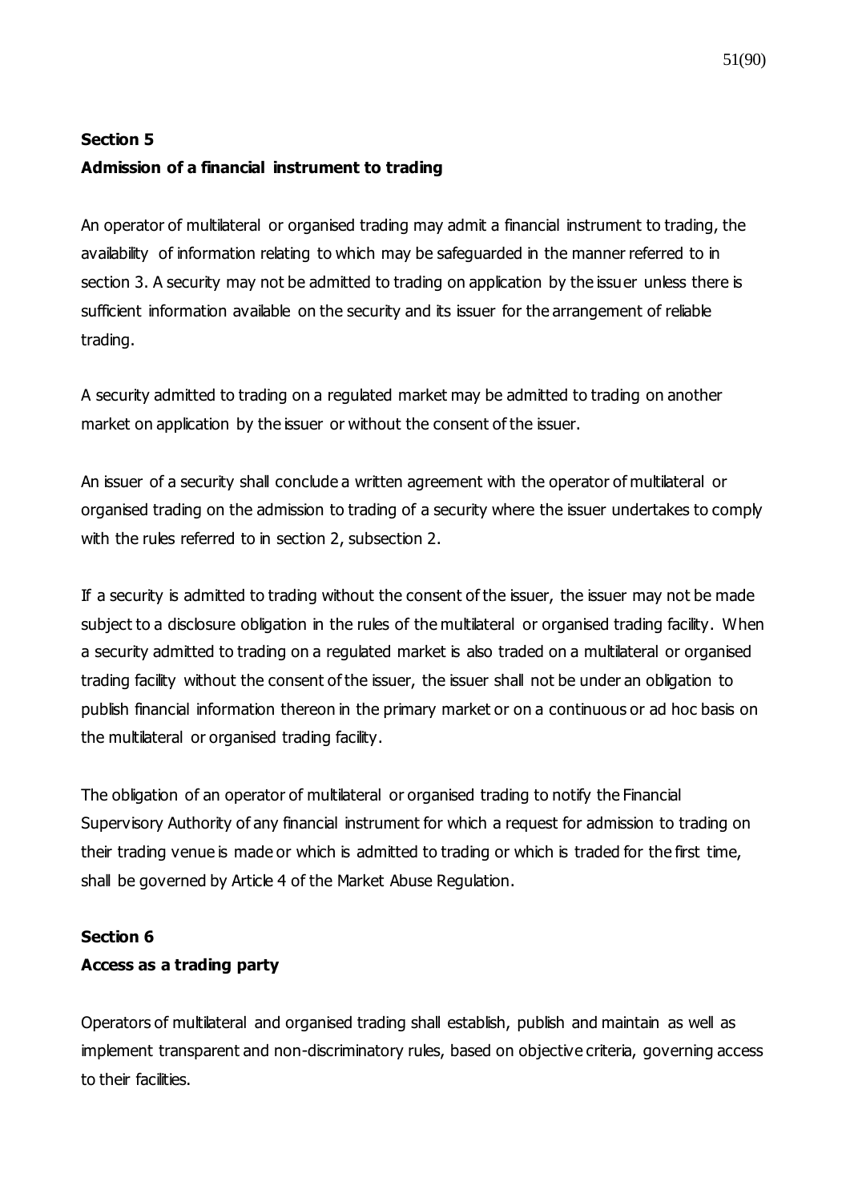**Section 5**

**Admission of a financial instrument to trading**

An operator of multilateral or organised trading may admit a financial instrument to trading, the availability of information relating to which may be safeguarded in the manner referred to in section 3. A security may not be admitted to trading on application by the issuer unless there is sufficient information available on the security and its issuer for the arrangement of reliable trading.

A security admitted to trading on a regulated market may be admitted to trading on another market on application by the issuer or without the consent of the issuer.

An issuer of a security shall conclude a written agreement with the operator of multilateral or organised trading on the admission to trading of a security where the issuer undertakes to comply with the rules referred to in section 2, subsection 2.

If a security is admitted to trading without the consent of the issuer, the issuer may not be made subject to a disclosure obligation in the rules of the multilateral or organised trading facility. When a security admitted to trading on a regulated market is also traded on a multilateral or organised trading facility without the consent of the issuer, the issuer shall not be under an obligation to publish financial information thereon in the primary market or on a continuous or ad hoc basis on the multilateral or organised trading facility.

The obligation of an operator of multilateral or organised trading to notify the Financial Supervisory Authority of any financial instrument for which a request for admission to trading on their trading venue is made or which is admitted to trading or which is traded for the first time, shall be governed by Article 4 of the Market Abuse Regulation.

**Section 6**

**Access as a trading party**

Operators of multilateral and organised trading shall establish, publish and maintain as well as implement transparent and non-discriminatory rules, based on objective criteria, governing access to their facilities.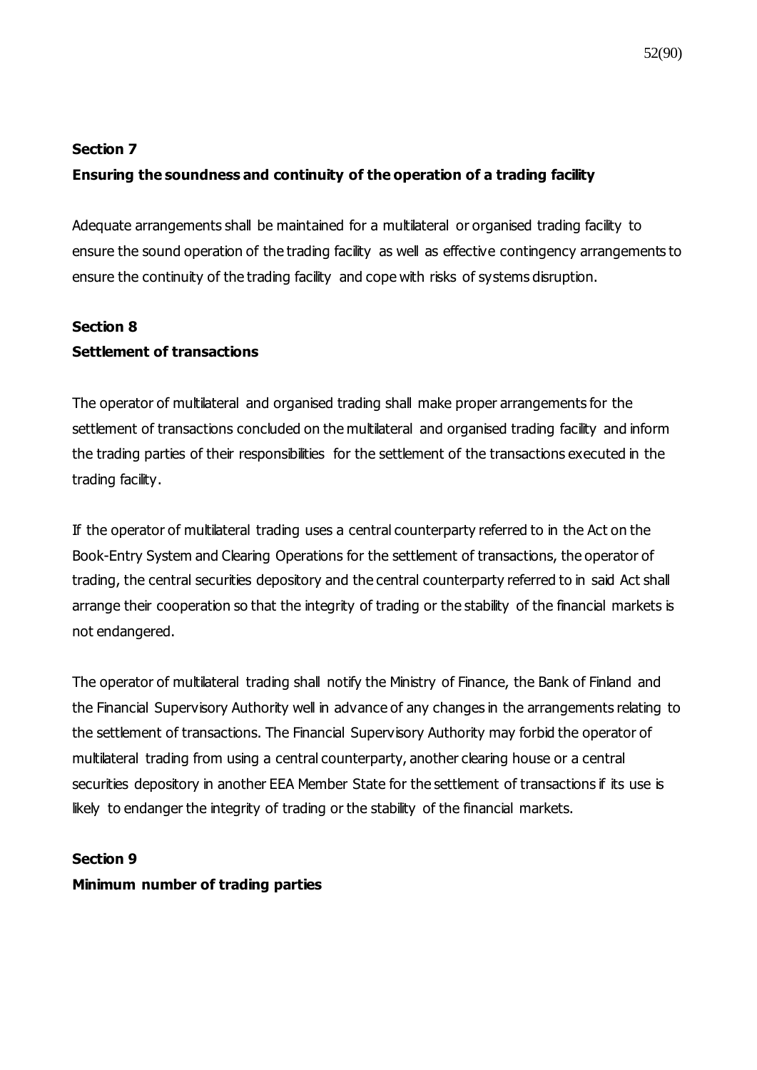**Section 7**

**Ensuring the soundness and continuity of the operation of a trading facility**

Adequate arrangements shall be maintained for a multilateral or organised trading facility to ensure the sound operation of the trading facility as well as effective contingency arrangements to ensure the continuity of the trading facility and cope with risks of systems disruption.

**Section 8**

**Settlement of transactions**

The operator of multilateral and organised trading shall make proper arrangements for the settlement of transactions concluded on the multilateral and organised trading facility and inform the trading parties of their responsibilities for the settlement of the transactions executed in the trading facility.

If the operator of multilateral trading uses a central counterparty referred to in the Act on the Book-Entry System and Clearing Operations for the settlement of transactions, the operator of trading, the central securities depository and the central counterparty referred to in said Act shall arrange their cooperation so that the integrity of trading or the stability of the financial markets is not endangered.

The operator of multilateral trading shall notify the Ministry of Finance, the Bank of Finland and the Financial Supervisory Authority well in advance of any changes in the arrangements relating to the settlement of transactions. The Financial Supervisory Authority may forbid the operator of multilateral trading from using a central counterparty, another clearing house or a central securities depository in another EEA Member State for the settlement of transactions if its use is likely to endanger the integrity of trading or the stability of the financial markets.

**Section 9**

**Minimum number of trading parties**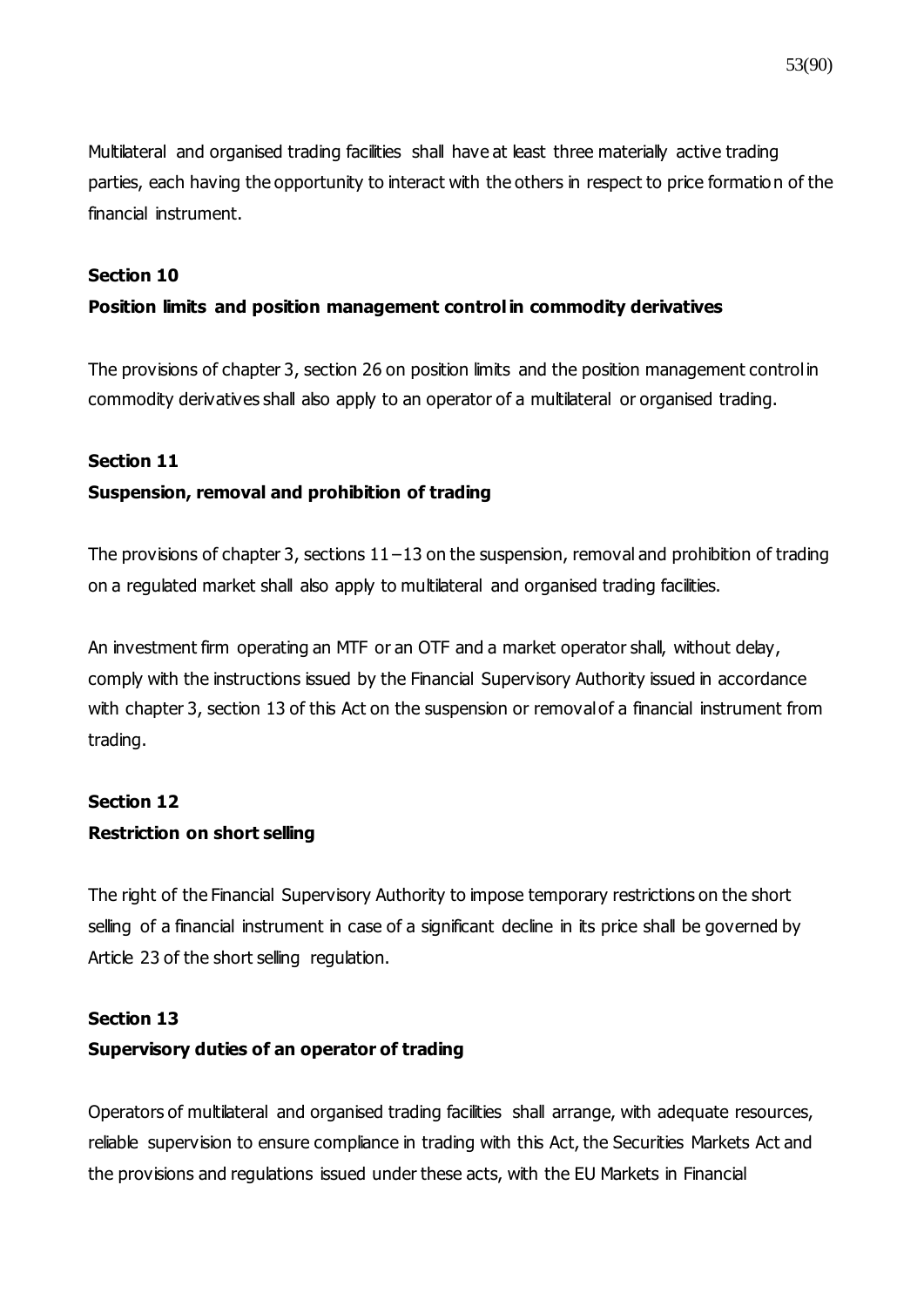Multilateral and organised trading facilities shall have at least three materially active trading parties, each having the opportunity to interact with the others in respect to price formation of the financial instrument.

**Section 10**

**Position limits and position management control in commodity derivatives**

The provisions of chapter 3, section 26 on position limits and the position management control in commodity derivatives shall also apply to an operator of a multilateral or organised trading.

**Section 11**

**Suspension, removal and prohibition of trading**

The provisions of chapter 3, sections 11 – 13 on the suspension, removal and prohibition of trading on a regulated market shall also apply to multilateral and organised trading facilities.

An investment firm operating an MTF or an OTF and a market operator shall, without delay, comply with the instructions issued by the Financial Supervisory Authority issued in accordance with chapter 3, section 13 of this Act on the suspension or removal of a financial instrument from trading.

**Section 12**

**Restriction on short selling**

The right of the Financial Supervisory Authority to impose temporary restrictions on the short selling of a financial instrument in case of a significant decline in its price shall be governed by Article 23 of the short selling regulation.

**Section 13**

**Supervisory duties of an operator of trading**

Operators of multilateral and organised trading facilities shall arrange, with adequate resources, reliable supervision to ensure compliance in trading with this Act, the Securities Markets Act and the provisions and regulations issued under these acts, with the EU Markets in Financial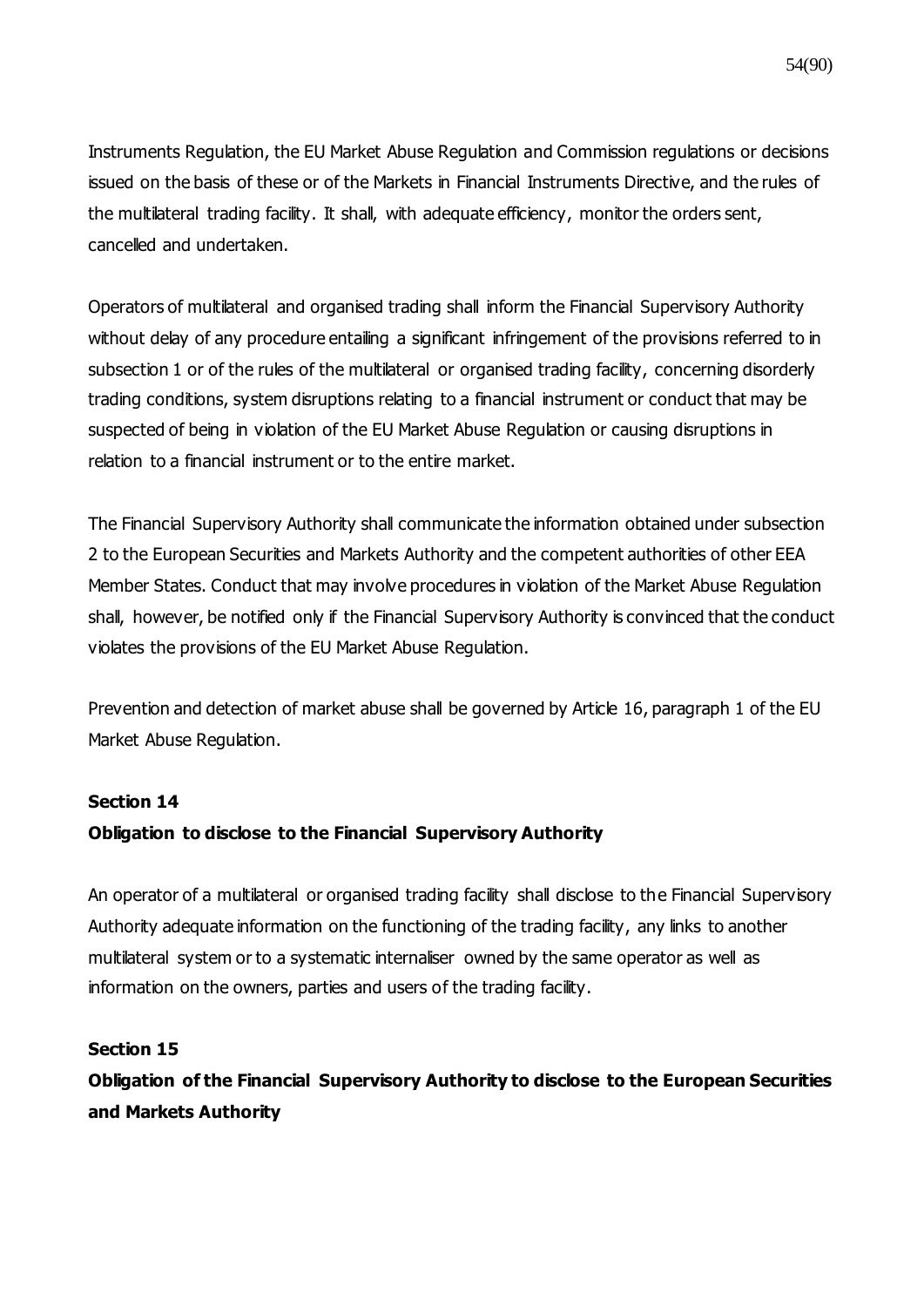Instruments Regulation, the EU Market Abuse Regulation and Commission regulations or decisions issued on the basis of these or of the Markets in Financial Instruments Directive, and the rules of the multilateral trading facility. It shall, with adequate efficiency, monitor the orders sent, cancelled and undertaken.

Operators of multilateral and organised trading shall inform the Financial Supervisory Authority without delay of any procedure entailing a significant infringement of the provisions referred to in subsection 1 or of the rules of the multilateral or organised trading facility, concerning disorderly trading conditions, system disruptions relating to a financial instrument or conduct that may be suspected of being in violation of the EU Market Abuse Regulation or causing disruptions in relation to a financial instrument or to the entire market.

The Financial Supervisory Authority shall communicate the information obtained under subsection 2 to the European Securities and Markets Authority and the competent authorities of other EEA Member States. Conduct that may involve procedures in violation of the Market Abuse Regulation shall, however, be notified only if the Financial Supervisory Authority is convinced that the conduct violates the provisions of the EU Market Abuse Regulation.

Prevention and detection of market abuse shall be governed by Article 16, paragraph 1 of the EU Market Abuse Regulation.

**Section 14**
**Obligation to disclose to the Financial Supervisory Authority**

An operator of a multilateral or organised trading facility shall disclose to the Financial Supervisory Authority adequate information on the functioning of the trading facility, any links to another multilateral system or to a systematic internaliser owned by the same operator as well as information on the owners, parties and users of the trading facility.

**Section 15**
**Obligation of the Financial Supervisory Authority to disclose to the European Securities and Markets Authority**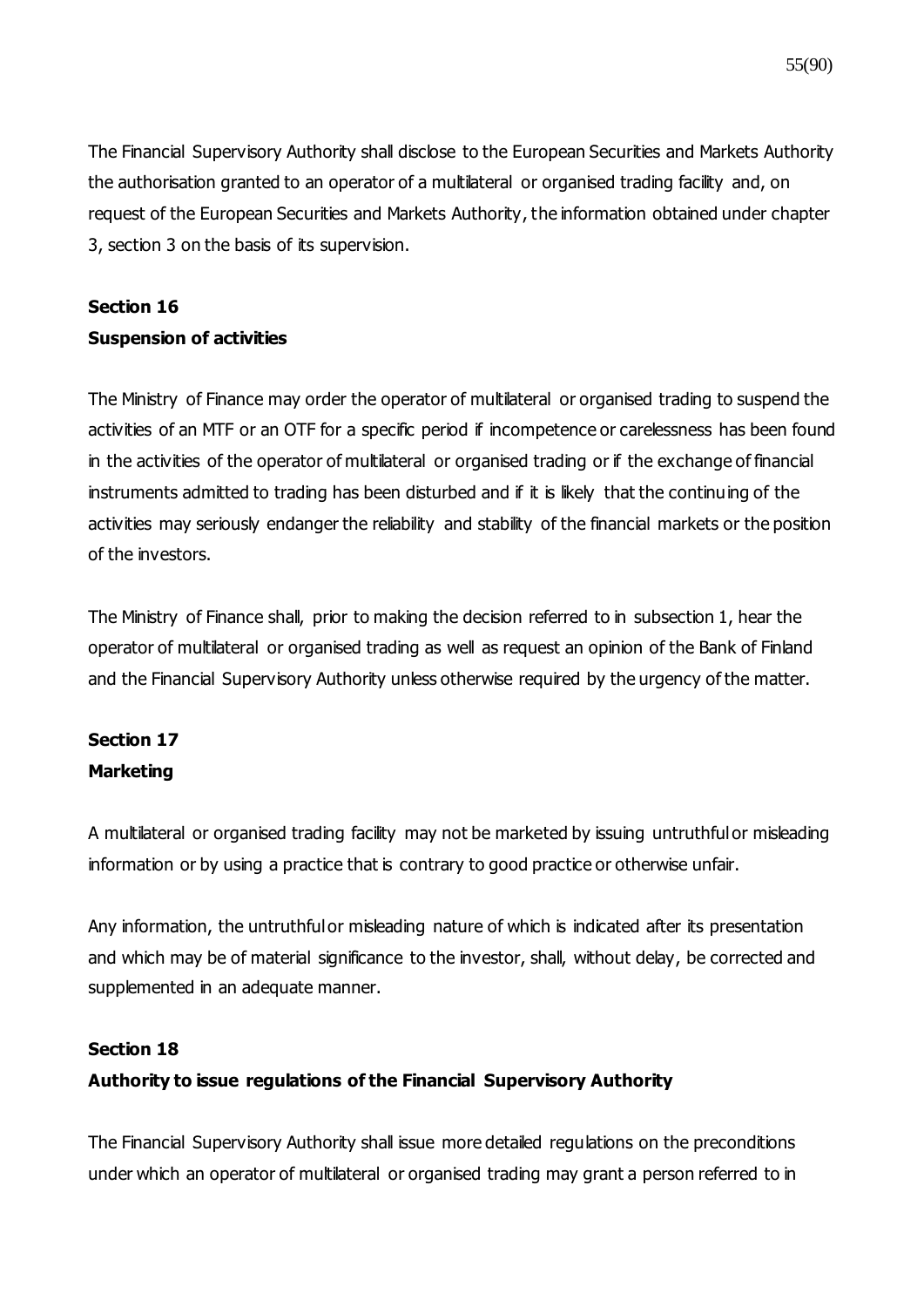The Financial Supervisory Authority shall disclose to the European Securities and Markets Authority the authorisation granted to an operator of a multilateral or organised trading facility and, on request of the European Securities and Markets Authority, the information obtained under chapter 3, section 3 on the basis of its supervision.

**Section 16**
**Suspension of activities**

The Ministry of Finance may order the operator of multilateral or organised trading to suspend the activities of an MTF or an OTF for a specific period if incompetence or carelessness has been found in the activities of the operator of multilateral or organised trading or if the exchange of financial instruments admitted to trading has been disturbed and if it is likely that the continuing of the activities may seriously endanger the reliability and stability of the financial markets or the position of the investors.

The Ministry of Finance shall, prior to making the decision referred to in subsection 1, hear the operator of multilateral or organised trading as well as request an opinion of the Bank of Finland and the Financial Supervisory Authority unless otherwise required by the urgency of the matter.

**Section 17**
**Marketing**

A multilateral or organised trading facility may not be marketed by issuing untruthful or misleading information or by using a practice that is contrary to good practice or otherwise unfair.

Any information, the untruthful or misleading nature of which is indicated after its presentation and which may be of material significance to the investor, shall, without delay, be corrected and supplemented in an adequate manner.

**Section 18**
**Authority to issue regulations of the Financial Supervisory Authority**

The Financial Supervisory Authority shall issue more detailed regulations on the preconditions under which an operator of multilateral or organised trading may grant a person referred to in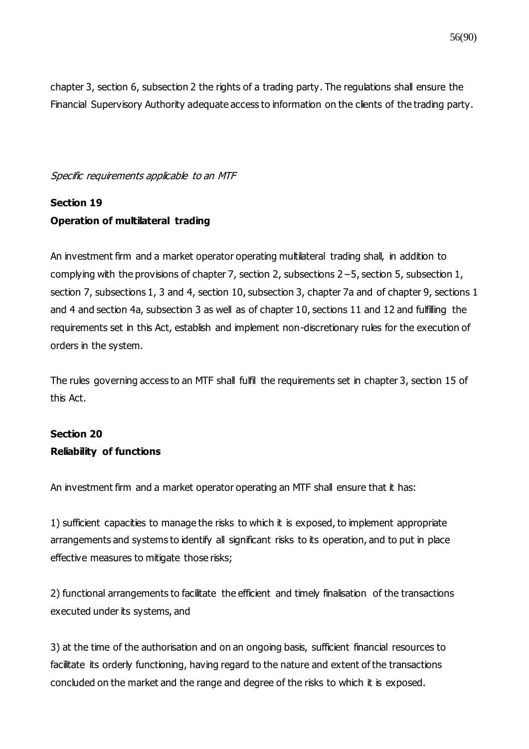chapter 3, section 6, subsection 2 the rights of a trading party. The regulations shall ensure the Financial Supervisory Authority adequate access to information on the clients of the trading party.

*Specific requirements applicable to an MTF*

**Section 19**
**Operation of multilateral trading**

An investment firm and a market operator operating multilateral trading shall, in addition to complying with the provisions of chapter 7, section 2, subsections 2 – 5, section 5, subsection 1, section 7, subsections 1, 3 and 4, section 10, subsection 3, chapter 7a and of chapter 9, sections 1 and 4 and section 4a, subsection 3 as well as of chapter 10, sections 11 and 12 and fulfilling the requirements set in this Act, establish and implement non-discretionary rules for the execution of orders in the system.

The rules governing access to an MTF shall fulfil the requirements set in chapter 3, section 15 of this Act.

**Section 20**
**Reliability of functions**

An investment firm and a market operator operating an MTF shall ensure that it has:

1) sufficient capacities to manage the risks to which it is exposed, to implement appropriate arrangements and systems to identify all significant risks to its operation, and to put in place effective measures to mitigate those risks;

2) functional arrangements to facilitate the efficient and timely finalisation of the transactions executed under its systems, and

3) at the time of the authorisation and on an ongoing basis, sufficient financial resources to facilitate its orderly functioning, having regard to the nature and extent of the transactions concluded on the market and the range and degree of the risks to which it is exposed.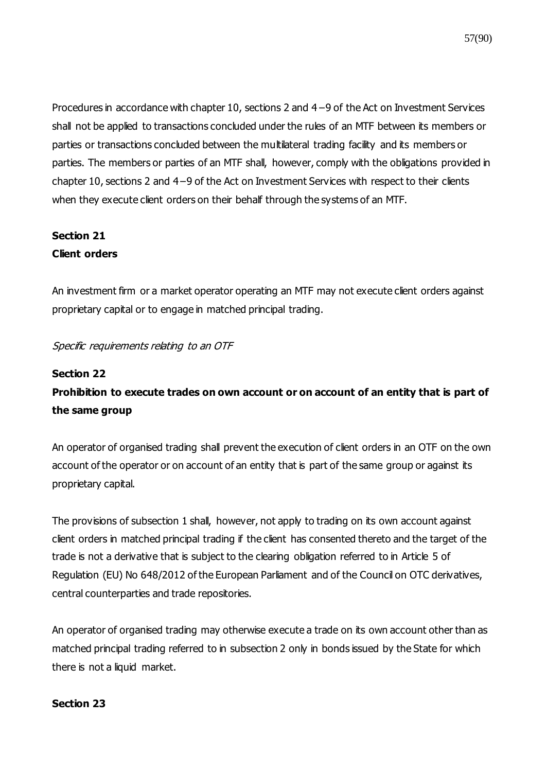Procedures in accordance with chapter 10, sections 2 and 4 – 9 of the Act on Investment Services shall not be applied to transactions concluded under the rules of an MTF between its members or parties or transactions concluded between the multilateral trading facility and its members or parties. The members or parties of an MTF shall, however, comply with the obligations provided in chapter 10, sections 2 and 4 – 9 of the Act on Investment Services with respect to their clients when they execute client orders on their behalf through the systems of an MTF.

**Section 21**
**Client orders**

An investment firm or a market operator operating an MTF may not execute client orders against proprietary capital or to engage in matched principal trading.

*Specific requirements relating to an OTF*

**Section 22**
**Prohibition to execute trades on own account or on account of an entity that is part of the same group**

An operator of organised trading shall prevent the execution of client orders in an OTF on the own account of the operator or on account of an entity that is part of the same group or against its proprietary capital.

The provisions of subsection 1 shall, however, not apply to trading on its own account against client orders in matched principal trading if the client has consented thereto and the target of the trade is not a derivative that is subject to the clearing obligation referred to in Article 5 of Regulation (EU) No 648/2012 of the European Parliament and of the Council on OTC derivatives, central counterparties and trade repositories.

An operator of organised trading may otherwise execute a trade on its own account other than as matched principal trading referred to in subsection 2 only in bonds issued by the State for which there is not a liquid market.

**Section 23**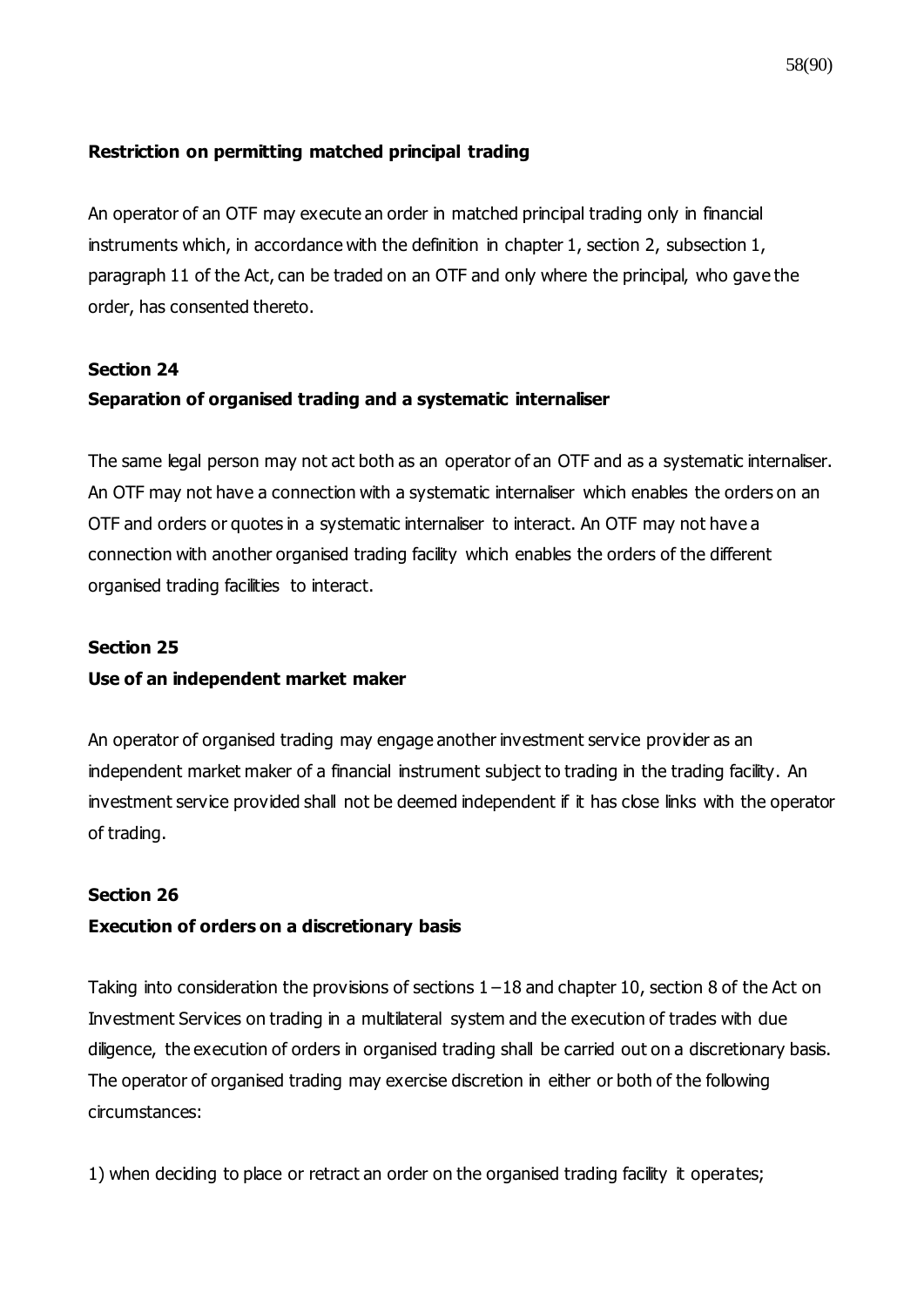**Restriction on permitting matched principal trading**

An operator of an OTF may execute an order in matched principal trading only in financial instruments which, in accordance with the definition in chapter 1, section 2, subsection 1, paragraph 11 of the Act, can be traded on an OTF and only where the principal, who gave the order, has consented thereto.

**Section 24**

**Separation of organised trading and a systematic internaliser**

The same legal person may not act both as an operator of an OTF and as a systematic internaliser. An OTF may not have a connection with a systematic internaliser which enables the orders on an OTF and orders or quotes in a systematic internaliser to interact. An OTF may not have a connection with another organised trading facility which enables the orders of the different organised trading facilities to interact.

**Section 25**

**Use of an independent market maker**

An operator of organised trading may engage another investment service provider as an independent market maker of a financial instrument subject to trading in the trading facility. An investment service provided shall not be deemed independent if it has close links with the operator of trading.

**Section 26**

**Execution of orders on a discretionary basis**

Taking into consideration the provisions of sections 1 – 18 and chapter 10, section 8 of the Act on Investment Services on trading in a multilateral system and the execution of trades with due diligence, the execution of orders in organised trading shall be carried out on a discretionary basis. The operator of organised trading may exercise discretion in either or both of the following circumstances:

1) when deciding to place or retract an order on the organised trading facility it operates;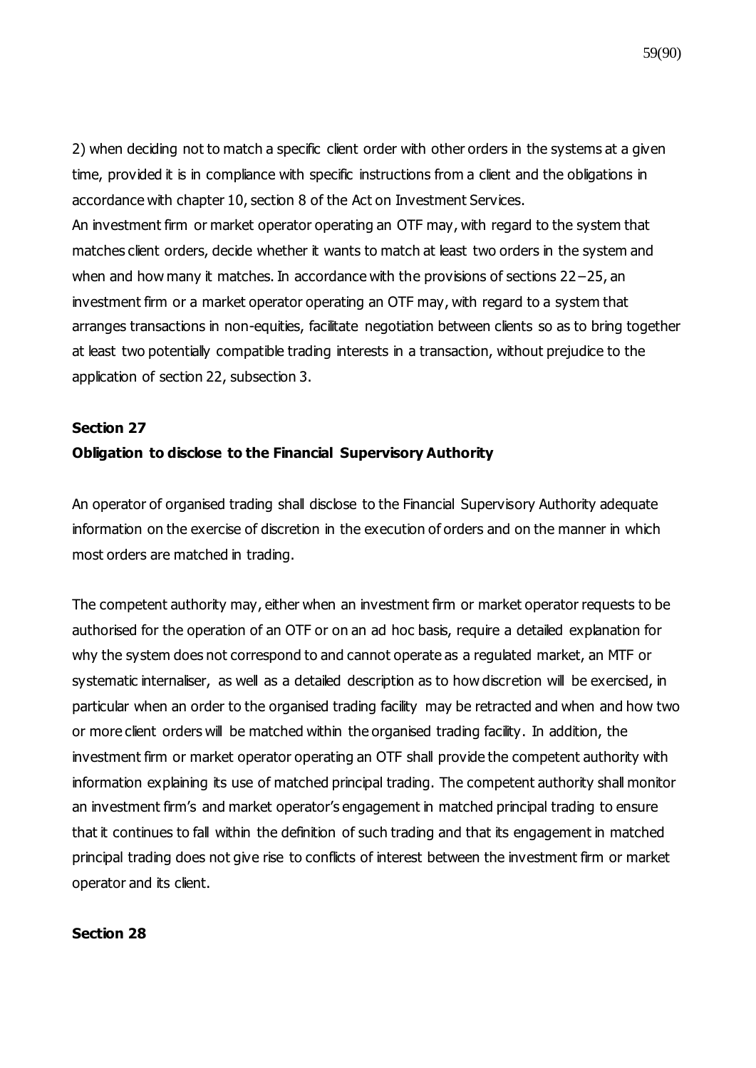2) when deciding not to match a specific client order with other orders in the systems at a given time, provided it is in compliance with specific instructions from a client and the obligations in accordance with chapter 10, section 8 of the Act on Investment Services.
An investment firm or market operator operating an OTF may, with regard to the system that matches client orders, decide whether it wants to match at least two orders in the system and when and how many it matches. In accordance with the provisions of sections 22–25, an investment firm or a market operator operating an OTF may, with regard to a system that arranges transactions in non-equities, facilitate negotiation between clients so as to bring together at least two potentially compatible trading interests in a transaction, without prejudice to the application of section 22, subsection 3.

**Section 27**

**Obligation to disclose to the Financial Supervisory Authority**

An operator of organised trading shall disclose to the Financial Supervisory Authority adequate information on the exercise of discretion in the execution of orders and on the manner in which most orders are matched in trading.

The competent authority may, either when an investment firm or market operator requests to be authorised for the operation of an OTF or on an ad hoc basis, require a detailed explanation for why the system does not correspond to and cannot operate as a regulated market, an MTF or systematic internaliser, as well as a detailed description as to how discretion will be exercised, in particular when an order to the organised trading facility may be retracted and when and how two or more client orders will be matched within the organised trading facility. In addition, the investment firm or market operator operating an OTF shall provide the competent authority with information explaining its use of matched principal trading. The competent authority shall monitor an investment firm's and market operator's engagement in matched principal trading to ensure that it continues to fall within the definition of such trading and that its engagement in matched principal trading does not give rise to conflicts of interest between the investment firm or market operator and its client.

**Section 28**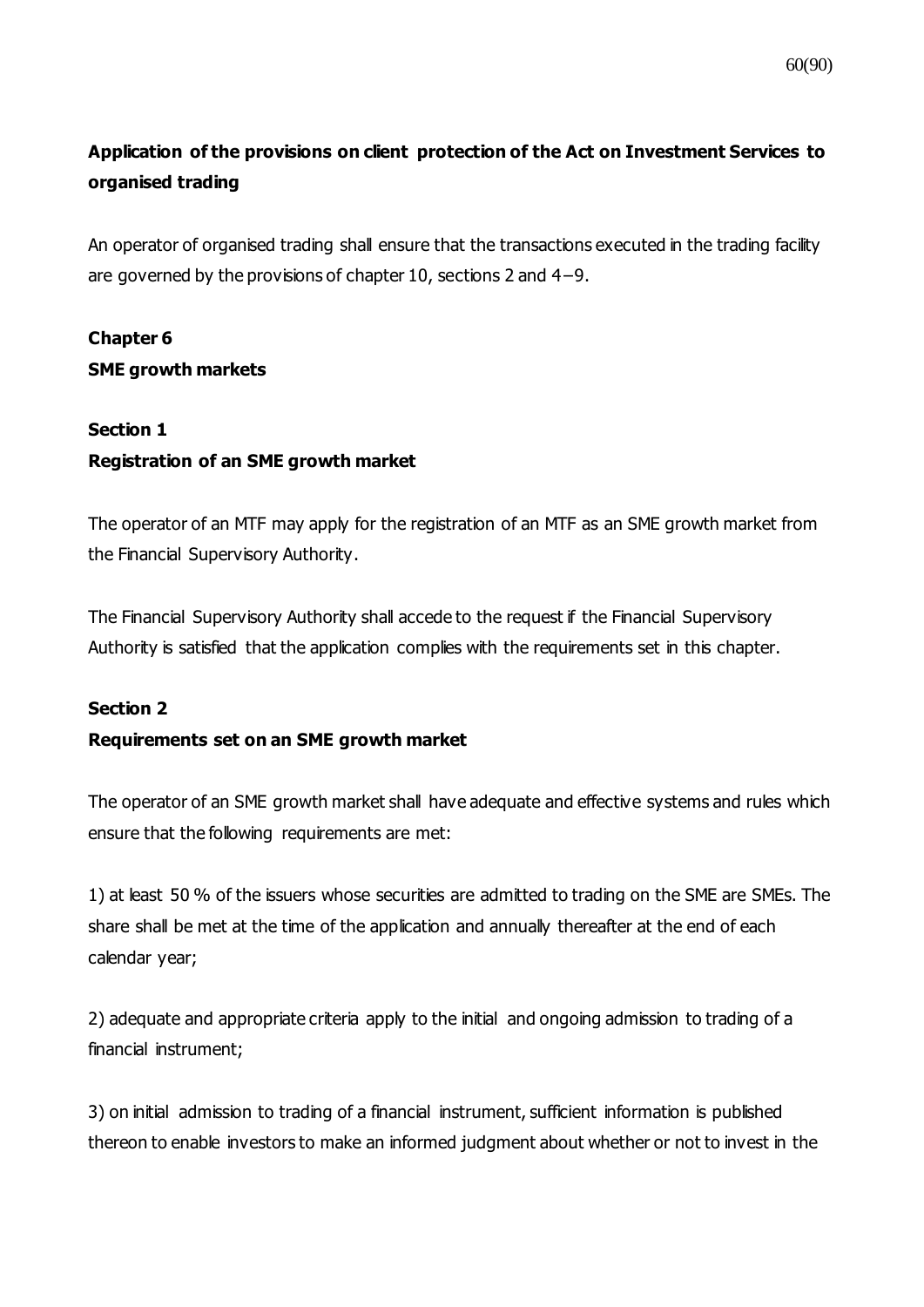**Application of the provisions on client protection of the Act on Investment Services to organised trading**

An operator of organised trading shall ensure that the transactions executed in the trading facility are governed by the provisions of chapter 10, sections 2 and 4–9.

## Chapter 6
## SME growth markets

### Section 1
### Registration of an SME growth market

The operator of an MTF may apply for the registration of an MTF as an SME growth market from the Financial Supervisory Authority.

The Financial Supervisory Authority shall accede to the request if the Financial Supervisory Authority is satisfied that the application complies with the requirements set in this chapter.

### Section 2
### Requirements set on an SME growth market

The operator of an SME growth market shall have adequate and effective systems and rules which ensure that the following requirements are met:

1) at least 50 % of the issuers whose securities are admitted to trading on the SME are SMEs. The share shall be met at the time of the application and annually thereafter at the end of each calendar year;

2) adequate and appropriate criteria apply to the initial and ongoing admission to trading of a financial instrument;

3) on initial admission to trading of a financial instrument, sufficient information is published thereon to enable investors to make an informed judgment about whether or not to invest in the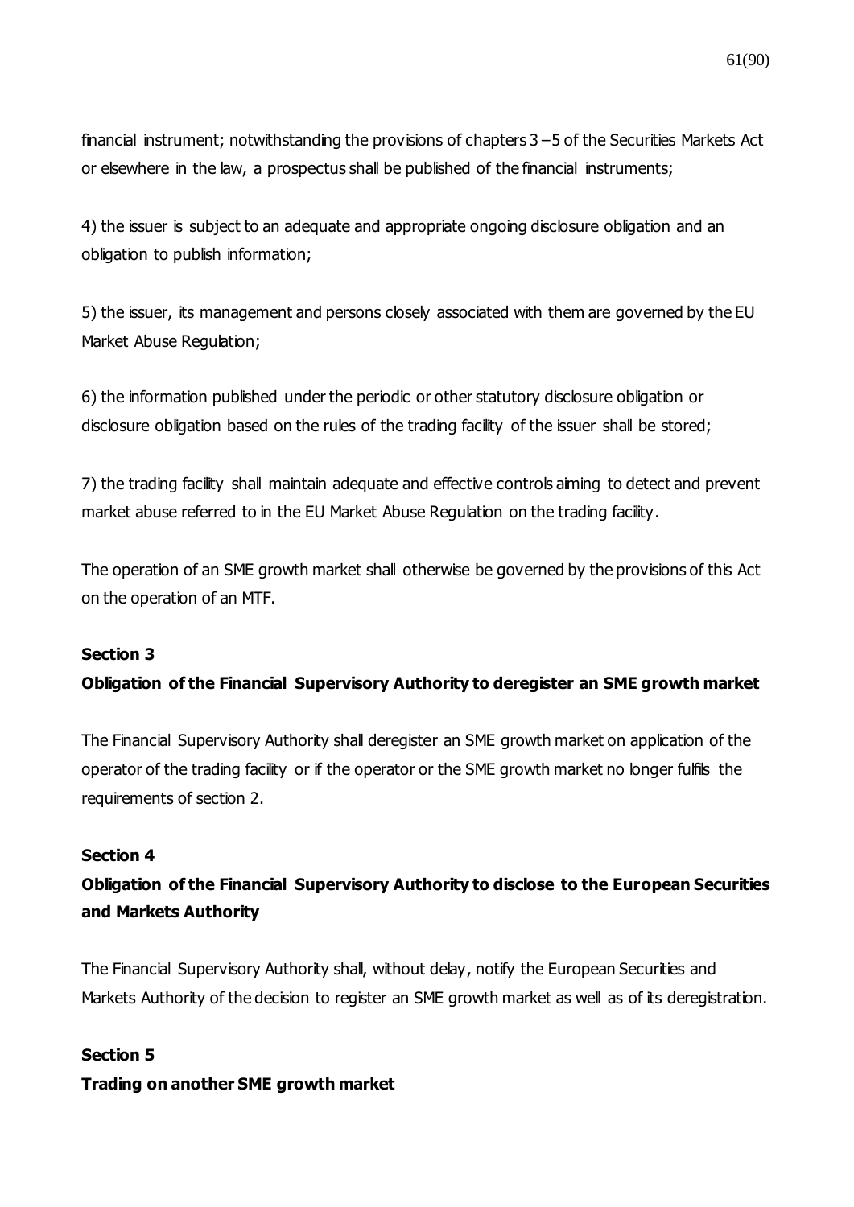financial instrument; notwithstanding the provisions of chapters 3 – 5 of the Securities Markets Act or elsewhere in the law, a prospectus shall be published of the financial instruments;

4) the issuer is subject to an adequate and appropriate ongoing disclosure obligation and an obligation to publish information;

5) the issuer, its management and persons closely associated with them are governed by the EU Market Abuse Regulation;

6) the information published under the periodic or other statutory disclosure obligation or disclosure obligation based on the rules of the trading facility of the issuer shall be stored;

7) the trading facility shall maintain adequate and effective controls aiming to detect and prevent market abuse referred to in the EU Market Abuse Regulation on the trading facility.

The operation of an SME growth market shall otherwise be governed by the provisions of this Act on the operation of an MTF.

**Section 3**

**Obligation of the Financial Supervisory Authority to deregister an SME growth market**

The Financial Supervisory Authority shall deregister an SME growth market on application of the operator of the trading facility or if the operator or the SME growth market no longer fulfils the requirements of section 2.

**Section 4**

**Obligation of the Financial Supervisory Authority to disclose to the European Securities and Markets Authority**

The Financial Supervisory Authority shall, without delay, notify the European Securities and Markets Authority of the decision to register an SME growth market as well as of its deregistration.

**Section 5**

**Trading on another SME growth market**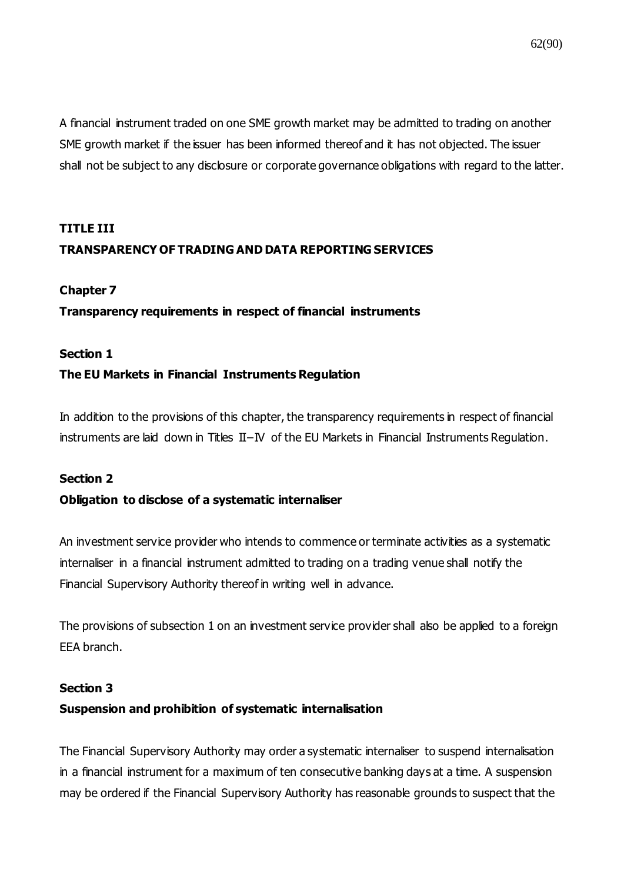A financial instrument traded on one SME growth market may be admitted to trading on another SME growth market if the issuer has been informed thereof and it has not objected. The issuer shall not be subject to any disclosure or corporate governance obligations with regard to the latter.

## TITLE III
## TRANSPARENCY OF TRADING AND DATA REPORTING SERVICES

### Chapter 7
### Transparency requirements in respect of financial instruments

#### Section 1
#### The EU Markets in Financial Instruments Regulation

In addition to the provisions of this chapter, the transparency requirements in respect of financial instruments are laid down in Titles II–IV of the EU Markets in Financial Instruments Regulation.

#### Section 2
#### Obligation to disclose of a systematic internaliser

An investment service provider who intends to commence or terminate activities as a systematic internaliser in a financial instrument admitted to trading on a trading venue shall notify the Financial Supervisory Authority thereof in writing well in advance.

The provisions of subsection 1 on an investment service provider shall also be applied to a foreign EEA branch.

#### Section 3
#### Suspension and prohibition of systematic internalisation

The Financial Supervisory Authority may order a systematic internaliser to suspend internalisation in a financial instrument for a maximum of ten consecutive banking days at a time. A suspension may be ordered if the Financial Supervisory Authority has reasonable grounds to suspect that the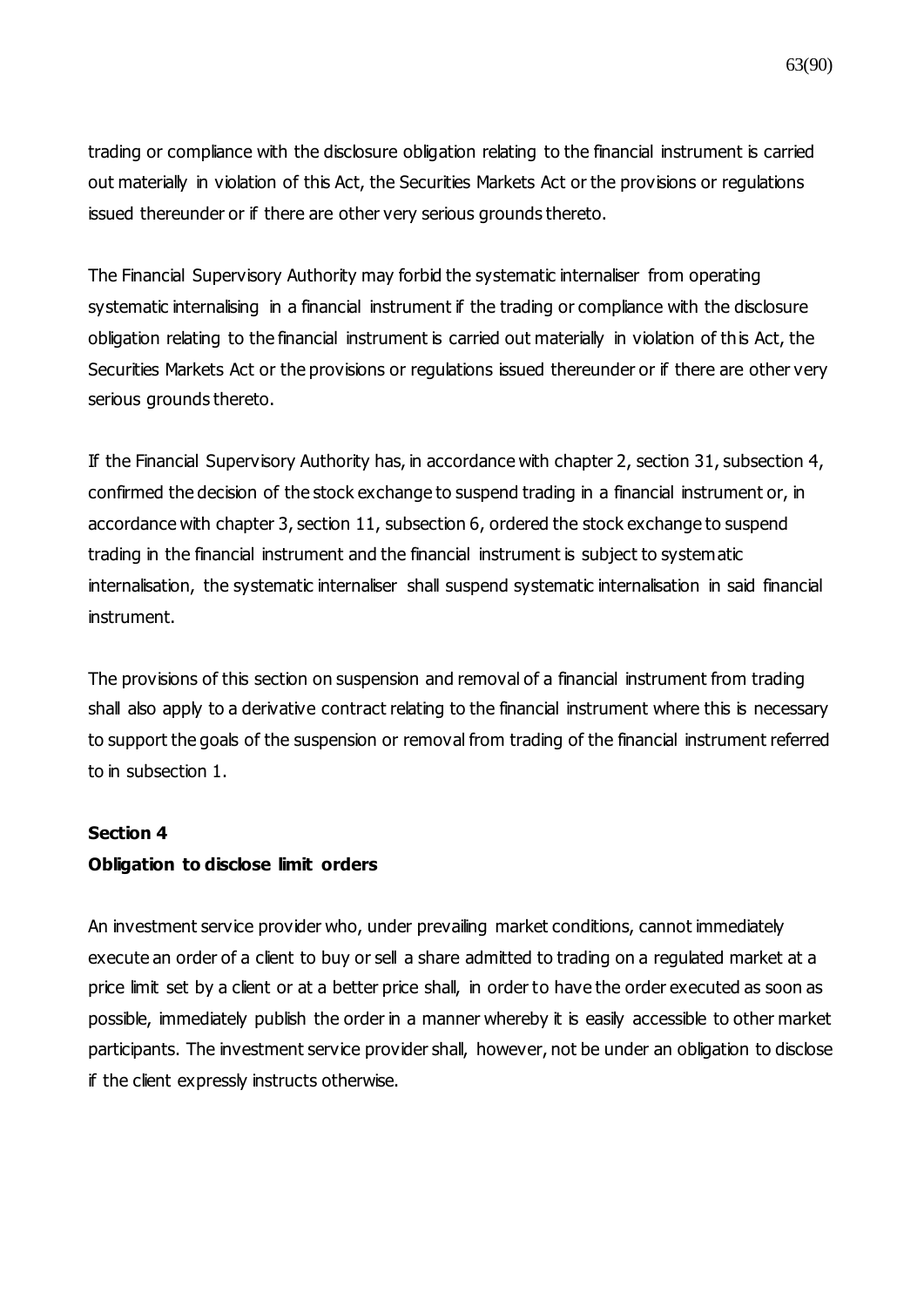trading or compliance with the disclosure obligation relating to the financial instrument is carried out materially in violation of this Act, the Securities Markets Act or the provisions or regulations issued thereunder or if there are other very serious grounds thereto.

The Financial Supervisory Authority may forbid the systematic internaliser from operating systematic internalising in a financial instrument if the trading or compliance with the disclosure obligation relating to the financial instrument is carried out materially in violation of this Act, the Securities Markets Act or the provisions or regulations issued thereunder or if there are other very serious grounds thereto.

If the Financial Supervisory Authority has, in accordance with chapter 2, section 31, subsection 4, confirmed the decision of the stock exchange to suspend trading in a financial instrument or, in accordance with chapter 3, section 11, subsection 6, ordered the stock exchange to suspend trading in the financial instrument and the financial instrument is subject to systematic internalisation, the systematic internaliser shall suspend systematic internalisation in said financial instrument.

The provisions of this section on suspension and removal of a financial instrument from trading shall also apply to a derivative contract relating to the financial instrument where this is necessary to support the goals of the suspension or removal from trading of the financial instrument referred to in subsection 1.

**Section 4**
**Obligation to disclose limit orders**

An investment service provider who, under prevailing market conditions, cannot immediately execute an order of a client to buy or sell a share admitted to trading on a regulated market at a price limit set by a client or at a better price shall, in order to have the order executed as soon as possible, immediately publish the order in a manner whereby it is easily accessible to other market participants. The investment service provider shall, however, not be under an obligation to disclose if the client expressly instructs otherwise.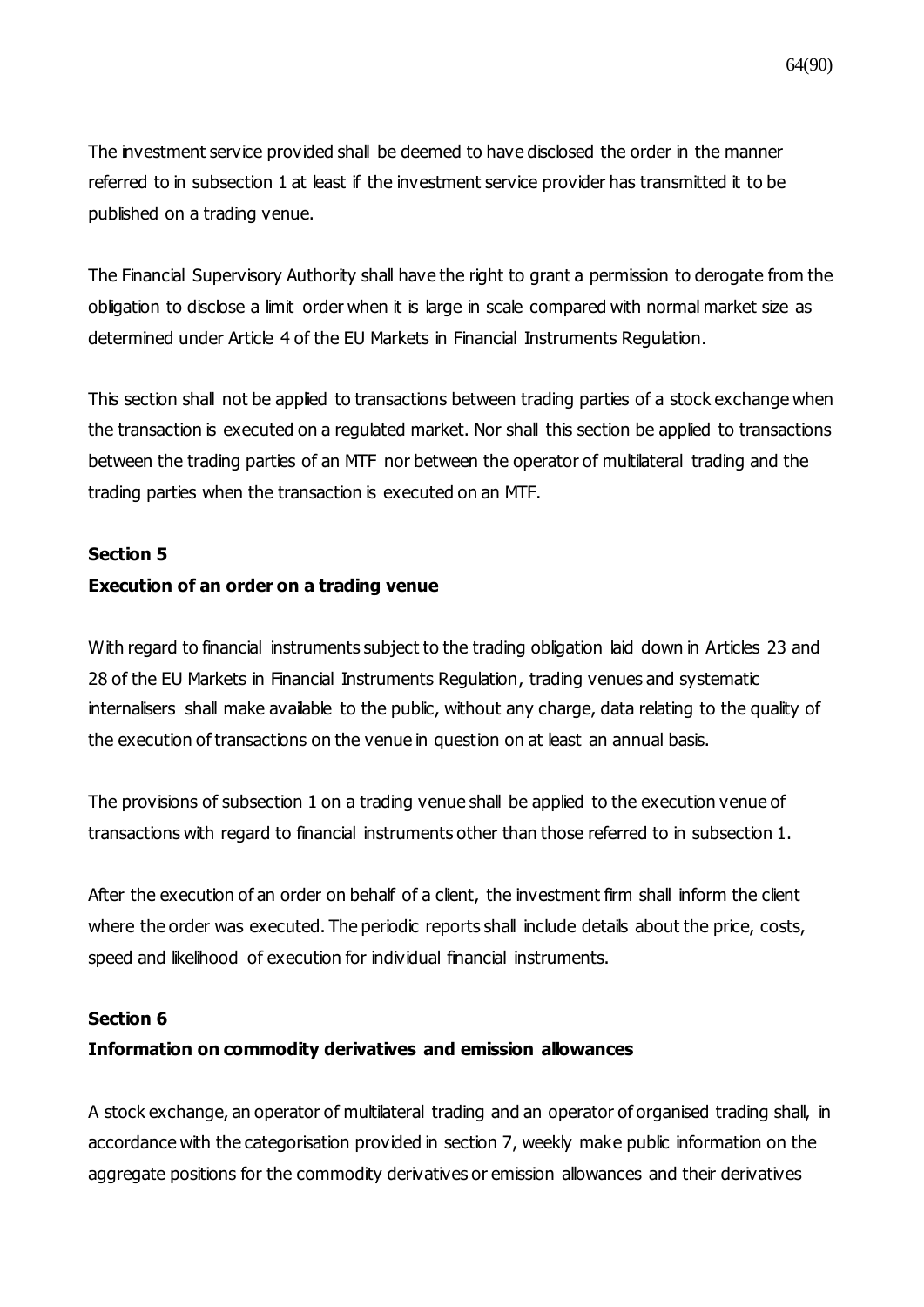The investment service provided shall be deemed to have disclosed the order in the manner referred to in subsection 1 at least if the investment service provider has transmitted it to be published on a trading venue.

The Financial Supervisory Authority shall have the right to grant a permission to derogate from the obligation to disclose a limit order when it is large in scale compared with normal market size as determined under Article 4 of the EU Markets in Financial Instruments Regulation.

This section shall not be applied to transactions between trading parties of a stock exchange when the transaction is executed on a regulated market. Nor shall this section be applied to transactions between the trading parties of an MTF nor between the operator of multilateral trading and the trading parties when the transaction is executed on an MTF.

**Section 5**
**Execution of an order on a trading venue**

With regard to financial instruments subject to the trading obligation laid down in Articles 23 and 28 of the EU Markets in Financial Instruments Regulation, trading venues and systematic internalisers shall make available to the public, without any charge, data relating to the quality of the execution of transactions on the venue in question on at least an annual basis.

The provisions of subsection 1 on a trading venue shall be applied to the execution venue of transactions with regard to financial instruments other than those referred to in subsection 1.

After the execution of an order on behalf of a client, the investment firm shall inform the client where the order was executed. The periodic reports shall include details about the price, costs, speed and likelihood of execution for individual financial instruments.

**Section 6**
**Information on commodity derivatives and emission allowances**

A stock exchange, an operator of multilateral trading and an operator of organised trading shall, in accordance with the categorisation provided in section 7, weekly make public information on the aggregate positions for the commodity derivatives or emission allowances and their derivatives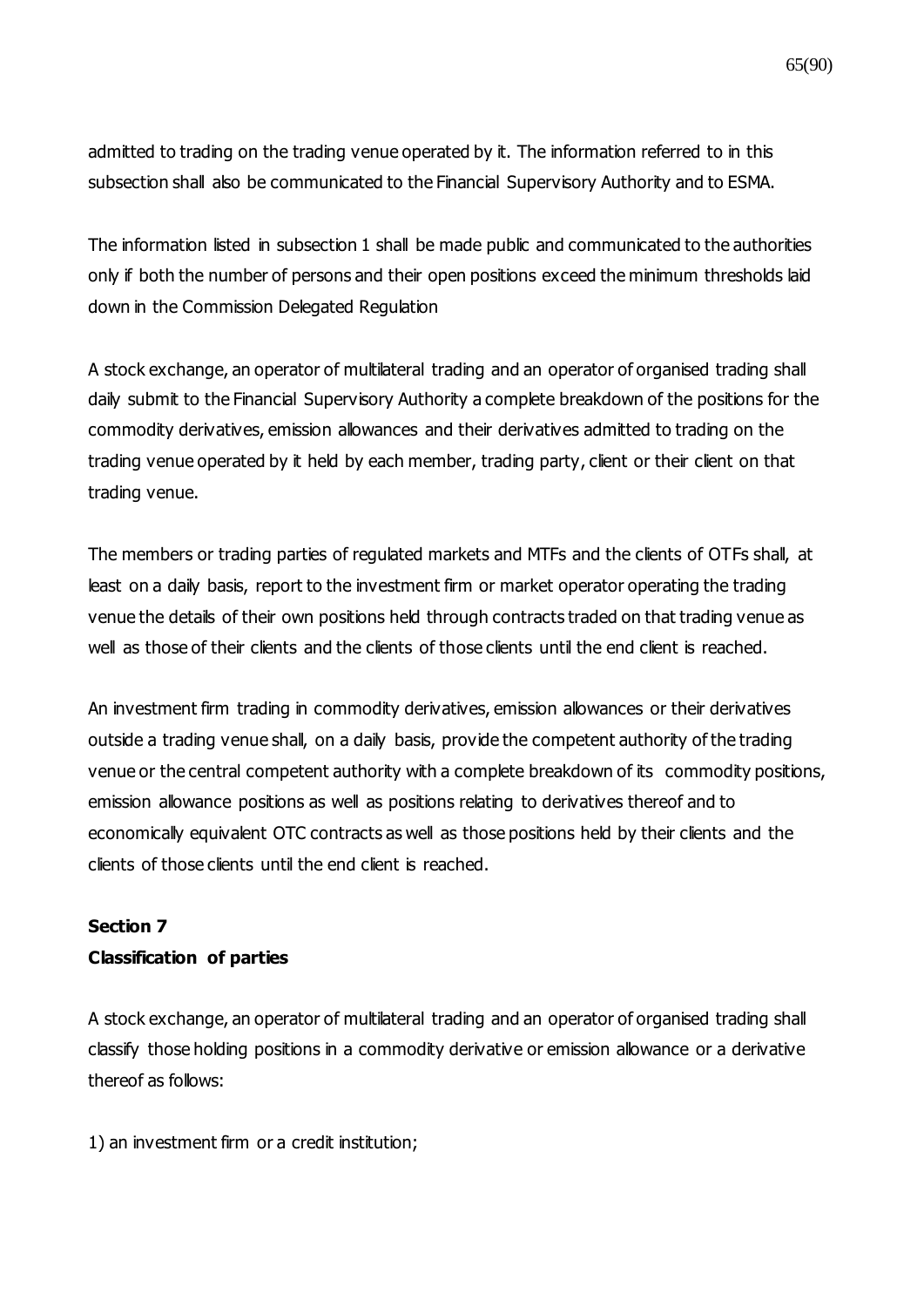admitted to trading on the trading venue operated by it. The information referred to in this subsection shall also be communicated to the Financial Supervisory Authority and to ESMA.

The information listed in subsection 1 shall be made public and communicated to the authorities only if both the number of persons and their open positions exceed the minimum thresholds laid down in the Commission Delegated Regulation

A stock exchange, an operator of multilateral trading and an operator of organised trading shall daily submit to the Financial Supervisory Authority a complete breakdown of the positions for the commodity derivatives, emission allowances and their derivatives admitted to trading on the trading venue operated by it held by each member, trading party, client or their client on that trading venue.

The members or trading parties of regulated markets and MTFs and the clients of OTFs shall, at least on a daily basis, report to the investment firm or market operator operating the trading venue the details of their own positions held through contracts traded on that trading venue as well as those of their clients and the clients of those clients until the end client is reached.

An investment firm trading in commodity derivatives, emission allowances or their derivatives outside a trading venue shall, on a daily basis, provide the competent authority of the trading venue or the central competent authority with a complete breakdown of its commodity positions, emission allowance positions as well as positions relating to derivatives thereof and to economically equivalent OTC contracts as well as those positions held by their clients and the clients of those clients until the end client is reached.

**Section 7**
**Classification of parties**

A stock exchange, an operator of multilateral trading and an operator of organised trading shall classify those holding positions in a commodity derivative or emission allowance or a derivative thereof as follows:

1) an investment firm or a credit institution;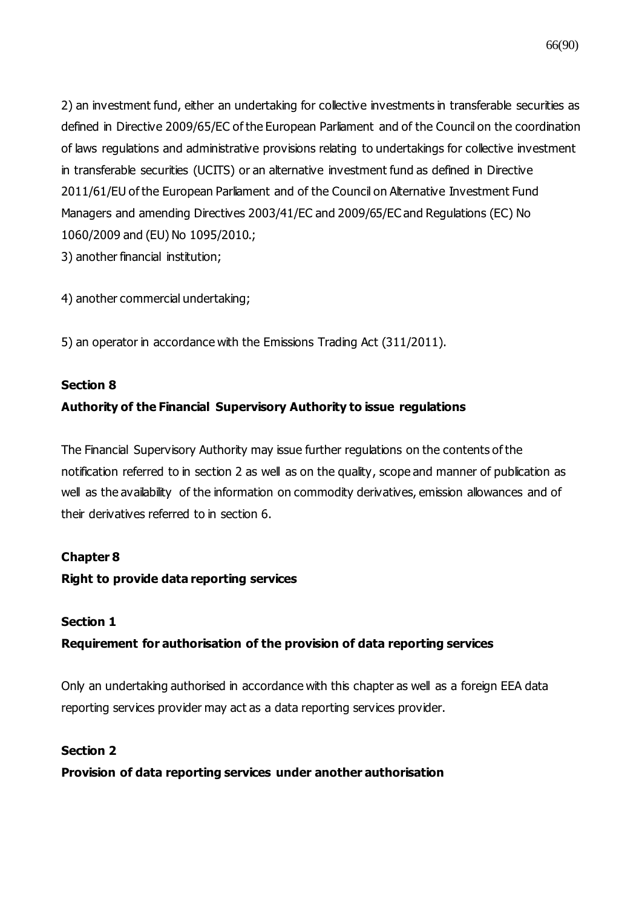2) an investment fund, either an undertaking for collective investments in transferable securities as defined in Directive 2009/65/EC of the European Parliament and of the Council on the coordination of laws regulations and administrative provisions relating to undertakings for collective investment in transferable securities (UCITS) or an alternative investment fund as defined in Directive 2011/61/EU of the European Parliament and of the Council on Alternative Investment Fund Managers and amending Directives 2003/41/EC and 2009/65/EC and Regulations (EC) No 1060/2009 and (EU) No 1095/2010.;

3) another financial institution;

4) another commercial undertaking;

5) an operator in accordance with the Emissions Trading Act (311/2011).

**Section 8**

**Authority of the Financial Supervisory Authority to issue regulations**

The Financial Supervisory Authority may issue further regulations on the contents of the notification referred to in section 2 as well as on the quality, scope and manner of publication as well as the availability of the information on commodity derivatives, emission allowances and of their derivatives referred to in section 6.

**Chapter 8**

**Right to provide data reporting services**

**Section 1**

**Requirement for authorisation of the provision of data reporting services**

Only an undertaking authorised in accordance with this chapter as well as a foreign EEA data reporting services provider may act as a data reporting services provider.

**Section 2**

**Provision of data reporting services under another authorisation**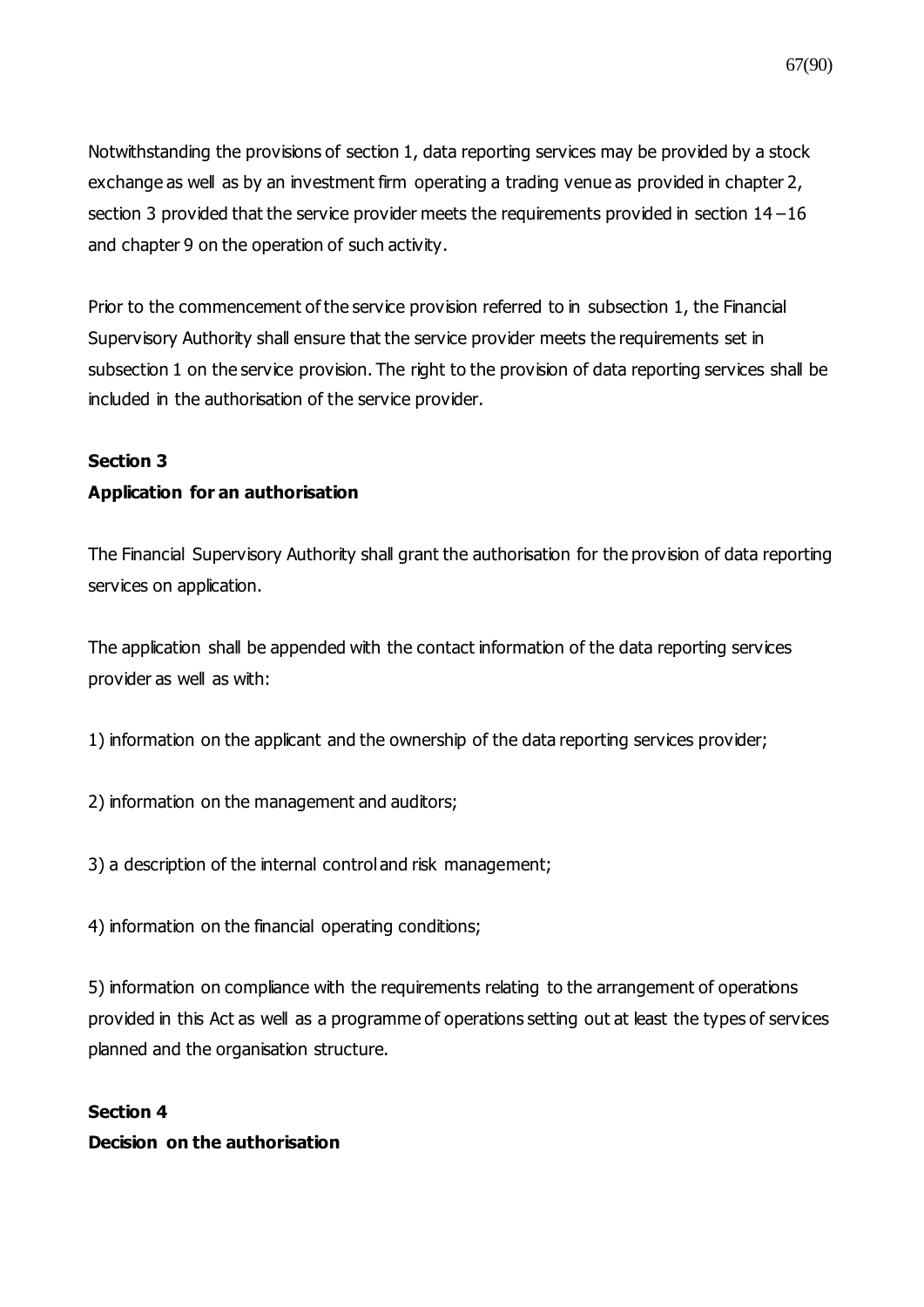Notwithstanding the provisions of section 1, data reporting services may be provided by a stock exchange as well as by an investment firm operating a trading venue as provided in chapter 2, section 3 provided that the service provider meets the requirements provided in section 14 – 16 and chapter 9 on the operation of such activity.

Prior to the commencement of the service provision referred to in subsection 1, the Financial Supervisory Authority shall ensure that the service provider meets the requirements set in subsection 1 on the service provision. The right to the provision of data reporting services shall be included in the authorisation of the service provider.

**Section 3**
**Application for an authorisation**

The Financial Supervisory Authority shall grant the authorisation for the provision of data reporting services on application.

The application shall be appended with the contact information of the data reporting services provider as well as with:

1) information on the applicant and the ownership of the data reporting services provider;

2) information on the management and auditors;

3) a description of the internal control and risk management;

4) information on the financial operating conditions;

5) information on compliance with the requirements relating to the arrangement of operations provided in this Act as well as a programme of operations setting out at least the types of services planned and the organisation structure.

**Section 4**
**Decision on the authorisation**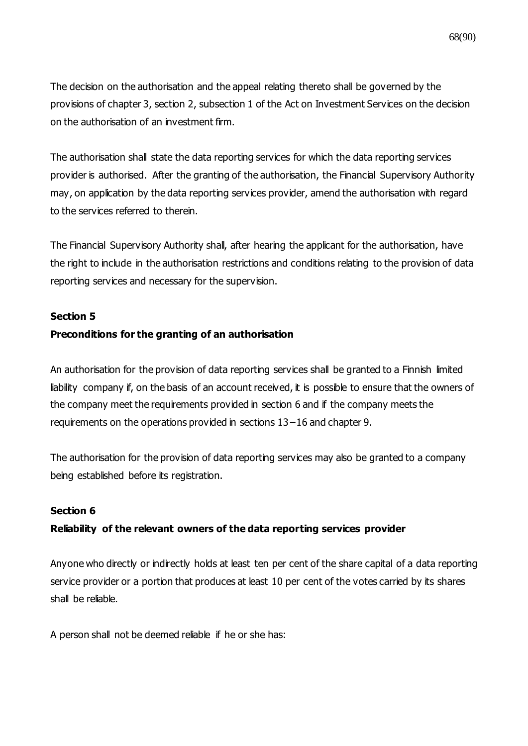The decision on the authorisation and the appeal relating thereto shall be governed by the provisions of chapter 3, section 2, subsection 1 of the Act on Investment Services on the decision on the authorisation of an investment firm.

The authorisation shall state the data reporting services for which the data reporting services provider is authorised. After the granting of the authorisation, the Financial Supervisory Authority may, on application by the data reporting services provider, amend the authorisation with regard to the services referred to therein.

The Financial Supervisory Authority shall, after hearing the applicant for the authorisation, have the right to include in the authorisation restrictions and conditions relating to the provision of data reporting services and necessary for the supervision.

**Section 5**

**Preconditions for the granting of an authorisation**

An authorisation for the provision of data reporting services shall be granted to a Finnish limited liability company if, on the basis of an account received, it is possible to ensure that the owners of the company meet the requirements provided in section 6 and if the company meets the requirements on the operations provided in sections 13 – 16 and chapter 9.

The authorisation for the provision of data reporting services may also be granted to a company being established before its registration.

**Section 6**

**Reliability of the relevant owners of the data reporting services provider**

Anyone who directly or indirectly holds at least ten per cent of the share capital of a data reporting service provider or a portion that produces at least 10 per cent of the votes carried by its shares shall be reliable.

A person shall not be deemed reliable if he or she has: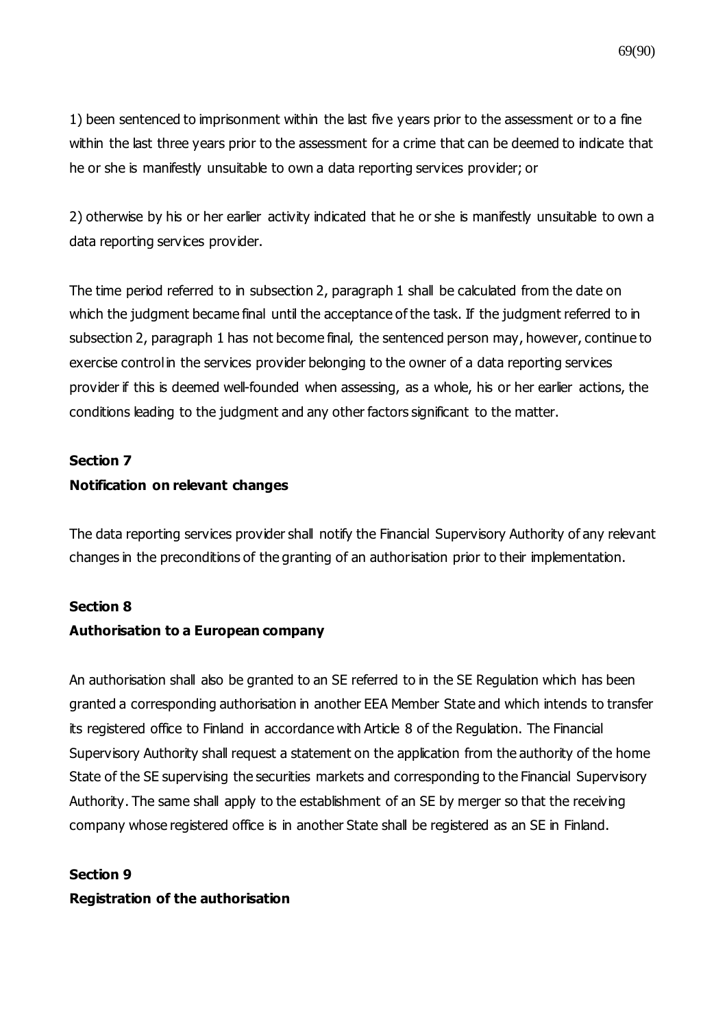1) been sentenced to imprisonment within the last five years prior to the assessment or to a fine within the last three years prior to the assessment for a crime that can be deemed to indicate that he or she is manifestly unsuitable to own a data reporting services provider; or

2) otherwise by his or her earlier activity indicated that he or she is manifestly unsuitable to own a data reporting services provider.

The time period referred to in subsection 2, paragraph 1 shall be calculated from the date on which the judgment became final until the acceptance of the task. If the judgment referred to in subsection 2, paragraph 1 has not become final, the sentenced person may, however, continue to exercise control in the services provider belonging to the owner of a data reporting services provider if this is deemed well-founded when assessing, as a whole, his or her earlier actions, the conditions leading to the judgment and any other factors significant to the matter.

**Section 7**
**Notification on relevant changes**

The data reporting services provider shall notify the Financial Supervisory Authority of any relevant changes in the preconditions of the granting of an authorisation prior to their implementation.

**Section 8**
**Authorisation to a European company**

An authorisation shall also be granted to an SE referred to in the SE Regulation which has been granted a corresponding authorisation in another EEA Member State and which intends to transfer its registered office to Finland in accordance with Article 8 of the Regulation. The Financial Supervisory Authority shall request a statement on the application from the authority of the home State of the SE supervising the securities markets and corresponding to the Financial Supervisory Authority. The same shall apply to the establishment of an SE by merger so that the receiving company whose registered office is in another State shall be registered as an SE in Finland.

**Section 9**
**Registration of the authorisation**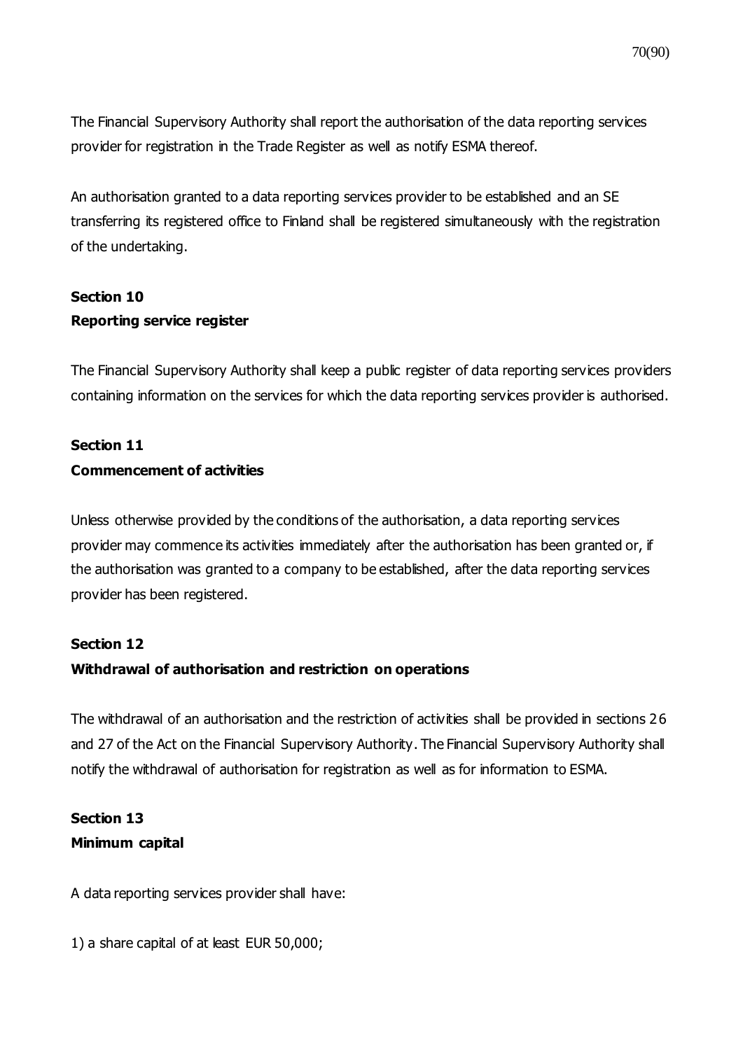The Financial Supervisory Authority shall report the authorisation of the data reporting services provider for registration in the Trade Register as well as notify ESMA thereof.

An authorisation granted to a data reporting services provider to be established and an SE transferring its registered office to Finland shall be registered simultaneously with the registration of the undertaking.

**Section 10**
**Reporting service register**

The Financial Supervisory Authority shall keep a public register of data reporting services providers containing information on the services for which the data reporting services provider is authorised.

**Section 11**
**Commencement of activities**

Unless otherwise provided by the conditions of the authorisation, a data reporting services provider may commence its activities immediately after the authorisation has been granted or, if the authorisation was granted to a company to be established, after the data reporting services provider has been registered.

**Section 12**
**Withdrawal of authorisation and restriction on operations**

The withdrawal of an authorisation and the restriction of activities shall be provided in sections 26 and 27 of the Act on the Financial Supervisory Authority. The Financial Supervisory Authority shall notify the withdrawal of authorisation for registration as well as for information to ESMA.

**Section 13**
**Minimum capital**

A data reporting services provider shall have:

1) a share capital of at least EUR 50,000;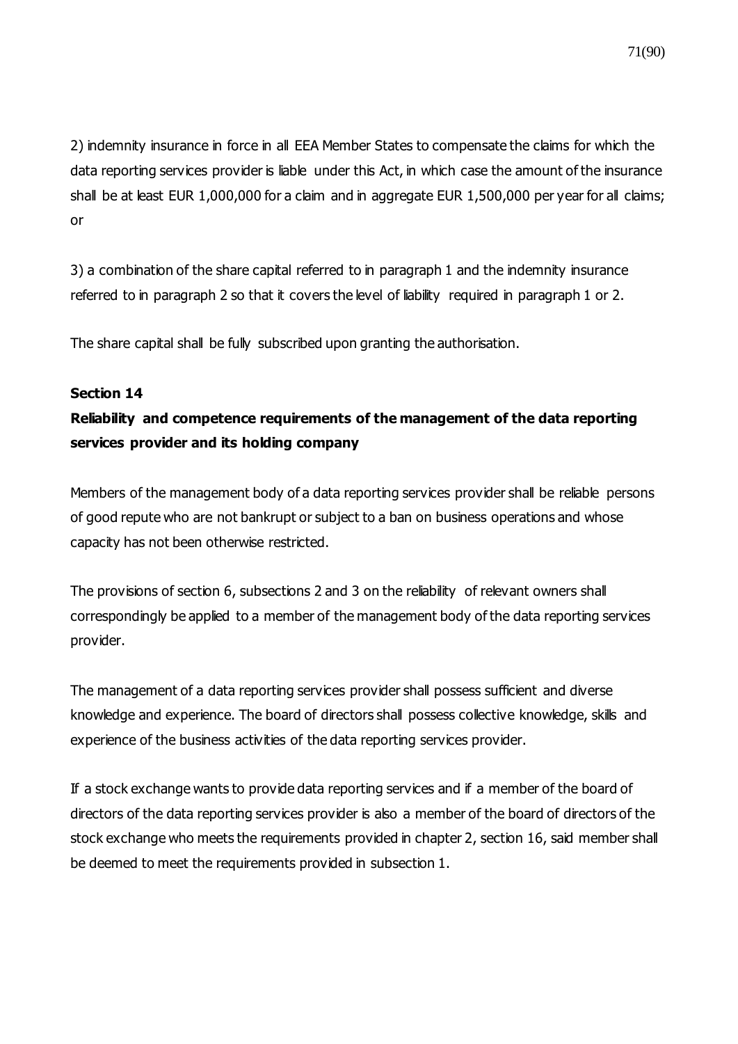2) indemnity insurance in force in all EEA Member States to compensate the claims for which the data reporting services provider is liable under this Act, in which case the amount of the insurance shall be at least EUR 1,000,000 for a claim and in aggregate EUR 1,500,000 per year for all claims; or

3) a combination of the share capital referred to in paragraph 1 and the indemnity insurance referred to in paragraph 2 so that it covers the level of liability required in paragraph 1 or 2.

The share capital shall be fully subscribed upon granting the authorisation.

**Section 14**

**Reliability and competence requirements of the management of the data reporting services provider and its holding company**

Members of the management body of a data reporting services provider shall be reliable persons of good repute who are not bankrupt or subject to a ban on business operations and whose capacity has not been otherwise restricted.

The provisions of section 6, subsections 2 and 3 on the reliability of relevant owners shall correspondingly be applied to a member of the management body of the data reporting services provider.

The management of a data reporting services provider shall possess sufficient and diverse knowledge and experience. The board of directors shall possess collective knowledge, skills and experience of the business activities of the data reporting services provider.

If a stock exchange wants to provide data reporting services and if a member of the board of directors of the data reporting services provider is also a member of the board of directors of the stock exchange who meets the requirements provided in chapter 2, section 16, said member shall be deemed to meet the requirements provided in subsection 1.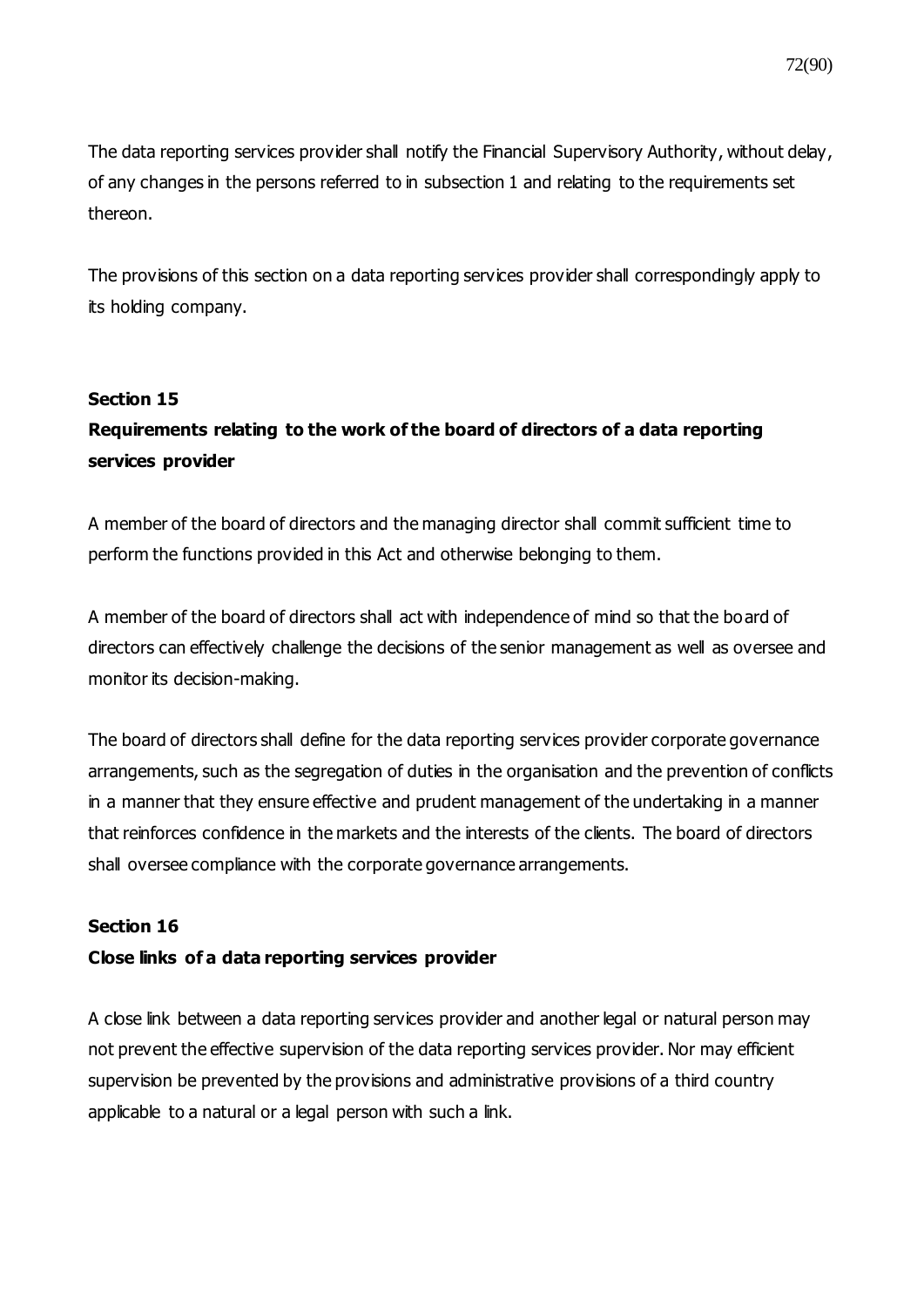The data reporting services provider shall notify the Financial Supervisory Authority, without delay, of any changes in the persons referred to in subsection 1 and relating to the requirements set thereon.

The provisions of this section on a data reporting services provider shall correspondingly apply to its holding company.

## Section 15

## Requirements relating to the work of the board of directors of a data reporting services provider

A member of the board of directors and the managing director shall commit sufficient time to perform the functions provided in this Act and otherwise belonging to them.

A member of the board of directors shall act with independence of mind so that the board of directors can effectively challenge the decisions of the senior management as well as oversee and monitor its decision-making.

The board of directors shall define for the data reporting services provider corporate governance arrangements, such as the segregation of duties in the organisation and the prevention of conflicts in a manner that they ensure effective and prudent management of the undertaking in a manner that reinforces confidence in the markets and the interests of the clients. The board of directors shall oversee compliance with the corporate governance arrangements.

## Section 16

## Close links of a data reporting services provider

A close link between a data reporting services provider and another legal or natural person may not prevent the effective supervision of the data reporting services provider. Nor may efficient supervision be prevented by the provisions and administrative provisions of a third country applicable to a natural or a legal person with such a link.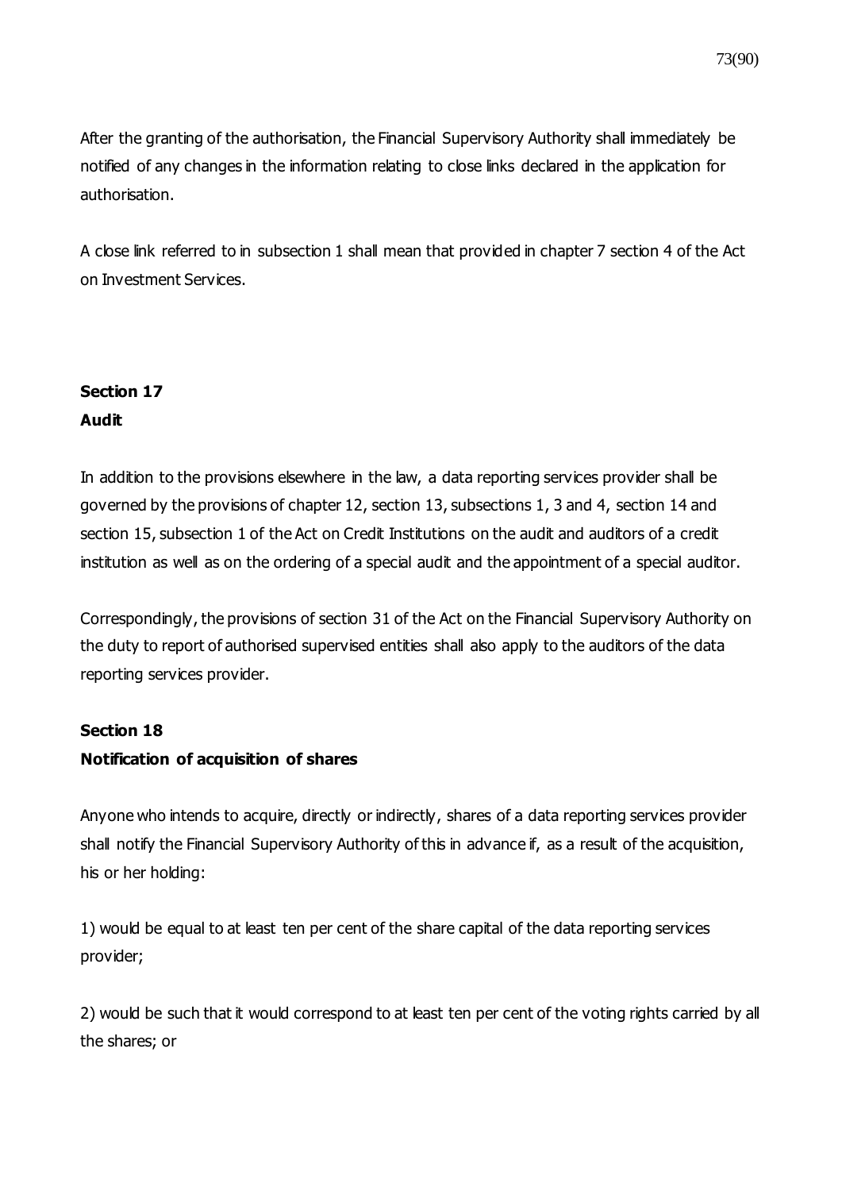After the granting of the authorisation, the Financial Supervisory Authority shall immediately be notified of any changes in the information relating to close links declared in the application for authorisation.

A close link referred to in subsection 1 shall mean that provided in chapter 7 section 4 of the Act on Investment Services.

**Section 17**
**Audit**

In addition to the provisions elsewhere in the law, a data reporting services provider shall be governed by the provisions of chapter 12, section 13, subsections 1, 3 and 4, section 14 and section 15, subsection 1 of the Act on Credit Institutions on the audit and auditors of a credit institution as well as on the ordering of a special audit and the appointment of a special auditor.

Correspondingly, the provisions of section 31 of the Act on the Financial Supervisory Authority on the duty to report of authorised supervised entities shall also apply to the auditors of the data reporting services provider.

**Section 18**
**Notification of acquisition of shares**

Anyone who intends to acquire, directly or indirectly, shares of a data reporting services provider shall notify the Financial Supervisory Authority of this in advance if, as a result of the acquisition, his or her holding:

1) would be equal to at least ten per cent of the share capital of the data reporting services provider;

2) would be such that it would correspond to at least ten per cent of the voting rights carried by all the shares; or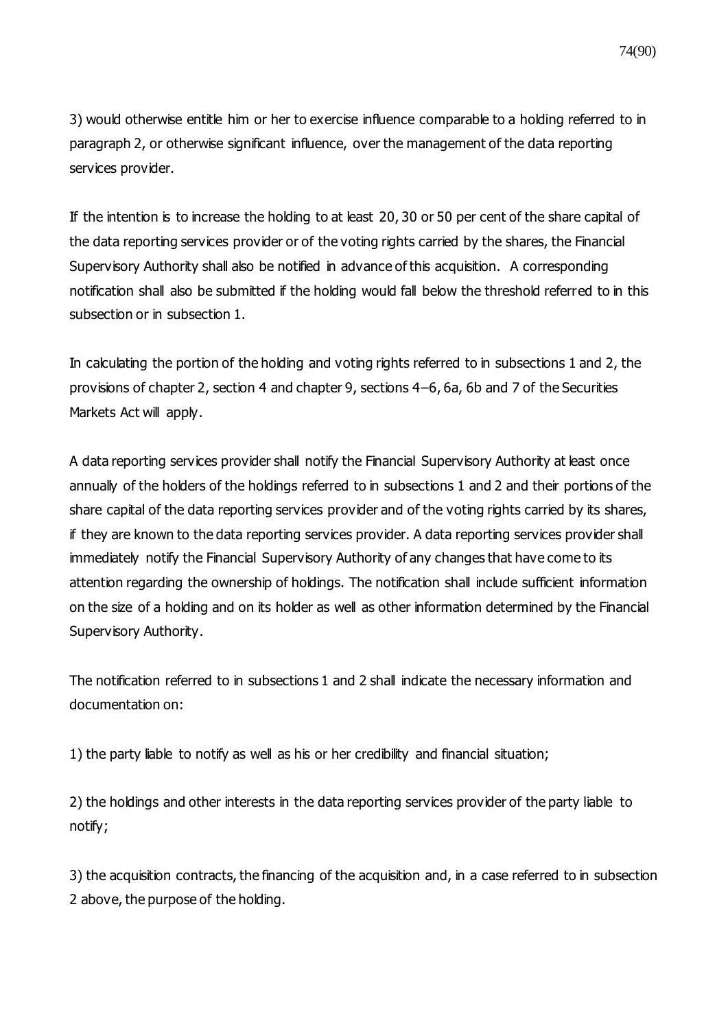3) would otherwise entitle him or her to exercise influence comparable to a holding referred to in paragraph 2, or otherwise significant influence, over the management of the data reporting services provider.

If the intention is to increase the holding to at least 20, 30 or 50 per cent of the share capital of the data reporting services provider or of the voting rights carried by the shares, the Financial Supervisory Authority shall also be notified in advance of this acquisition. A corresponding notification shall also be submitted if the holding would fall below the threshold referred to in this subsection or in subsection 1.

In calculating the portion of the holding and voting rights referred to in subsections 1 and 2, the provisions of chapter 2, section 4 and chapter 9, sections 4–6, 6a, 6b and 7 of the Securities Markets Act will apply.

A data reporting services provider shall notify the Financial Supervisory Authority at least once annually of the holders of the holdings referred to in subsections 1 and 2 and their portions of the share capital of the data reporting services provider and of the voting rights carried by its shares, if they are known to the data reporting services provider. A data reporting services provider shall immediately notify the Financial Supervisory Authority of any changes that have come to its attention regarding the ownership of holdings. The notification shall include sufficient information on the size of a holding and on its holder as well as other information determined by the Financial Supervisory Authority.

The notification referred to in subsections 1 and 2 shall indicate the necessary information and documentation on:

1) the party liable to notify as well as his or her credibility and financial situation;

2) the holdings and other interests in the data reporting services provider of the party liable to notify;

3) the acquisition contracts, the financing of the acquisition and, in a case referred to in subsection 2 above, the purpose of the holding.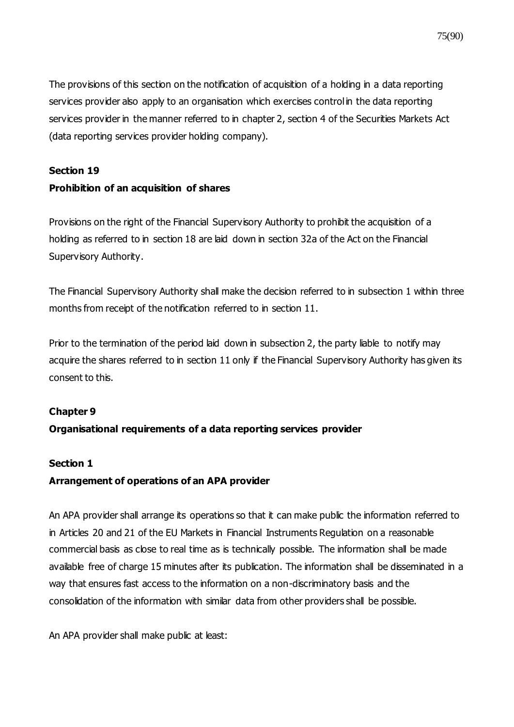The provisions of this section on the notification of acquisition of a holding in a data reporting services provider also apply to an organisation which exercises control in the data reporting services provider in the manner referred to in chapter 2, section 4 of the Securities Markets Act (data reporting services provider holding company).

**Section 19**

**Prohibition of an acquisition of shares**

Provisions on the right of the Financial Supervisory Authority to prohibit the acquisition of a holding as referred to in section 18 are laid down in section 32a of the Act on the Financial Supervisory Authority.

The Financial Supervisory Authority shall make the decision referred to in subsection 1 within three months from receipt of the notification referred to in section 11.

Prior to the termination of the period laid down in subsection 2, the party liable to notify may acquire the shares referred to in section 11 only if the Financial Supervisory Authority has given its consent to this.

## Chapter 9

## Organisational requirements of a data reporting services provider

**Section 1**

**Arrangement of operations of an APA provider**

An APA provider shall arrange its operations so that it can make public the information referred to in Articles 20 and 21 of the EU Markets in Financial Instruments Regulation on a reasonable commercial basis as close to real time as is technically possible. The information shall be made available free of charge 15 minutes after its publication. The information shall be disseminated in a way that ensures fast access to the information on a non-discriminatory basis and the consolidation of the information with similar data from other providers shall be possible.

An APA provider shall make public at least: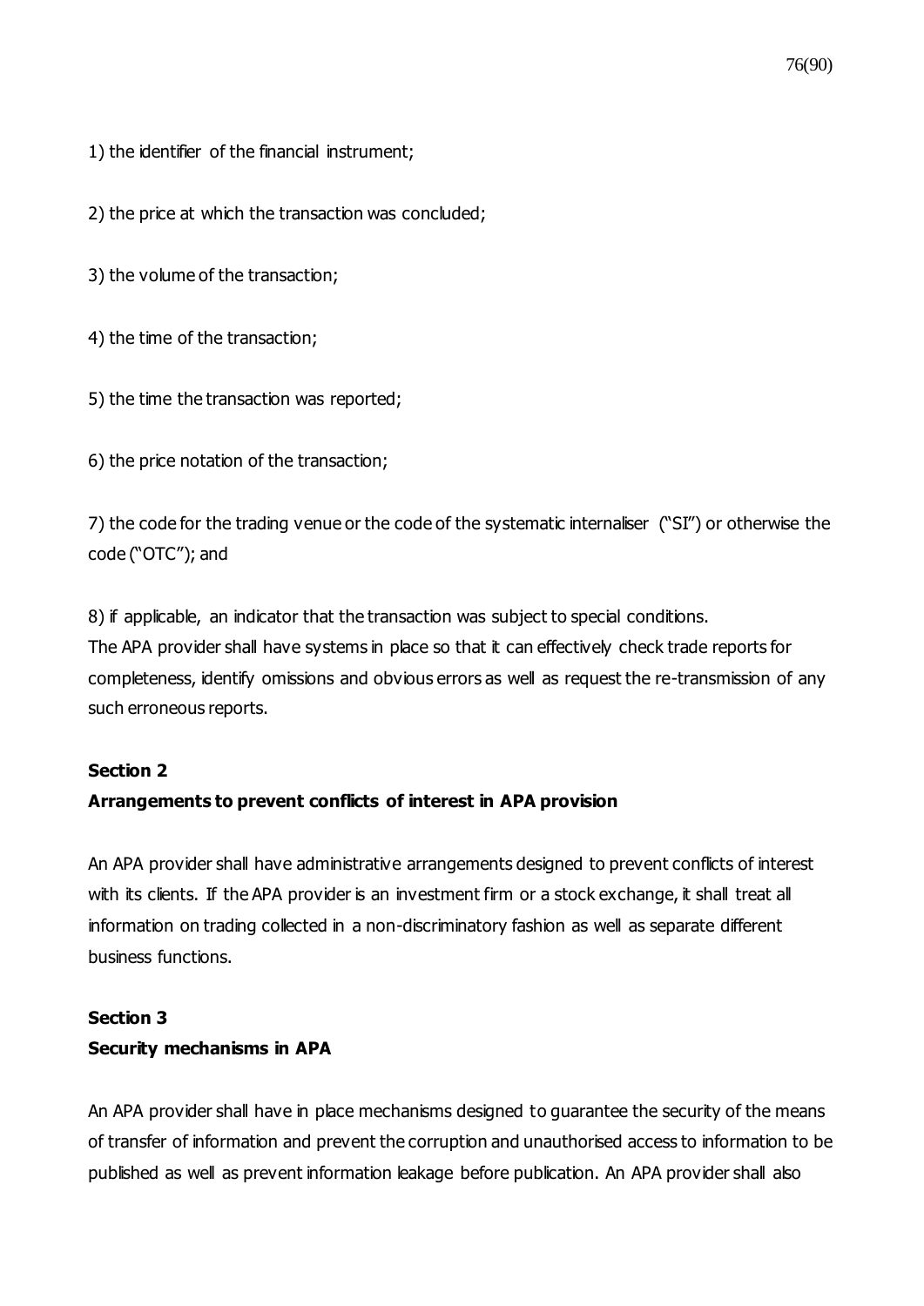1) the identifier of the financial instrument;

2) the price at which the transaction was concluded;

3) the volume of the transaction;

4) the time of the transaction;

5) the time the transaction was reported;

6) the price notation of the transaction;

7) the code for the trading venue or the code of the systematic internaliser ("SI") or otherwise the code ("OTC"); and

8) if applicable, an indicator that the transaction was subject to special conditions.
The APA provider shall have systems in place so that it can effectively check trade reports for completeness, identify omissions and obvious errors as well as request the re-transmission of any such erroneous reports.

**Section 2**
**Arrangements to prevent conflicts of interest in APA provision**

An APA provider shall have administrative arrangements designed to prevent conflicts of interest with its clients. If the APA provider is an investment firm or a stock exchange, it shall treat all information on trading collected in a non-discriminatory fashion as well as separate different business functions.

**Section 3**
**Security mechanisms in APA**

An APA provider shall have in place mechanisms designed to guarantee the security of the means of transfer of information and prevent the corruption and unauthorised access to information to be published as well as prevent information leakage before publication. An APA provider shall also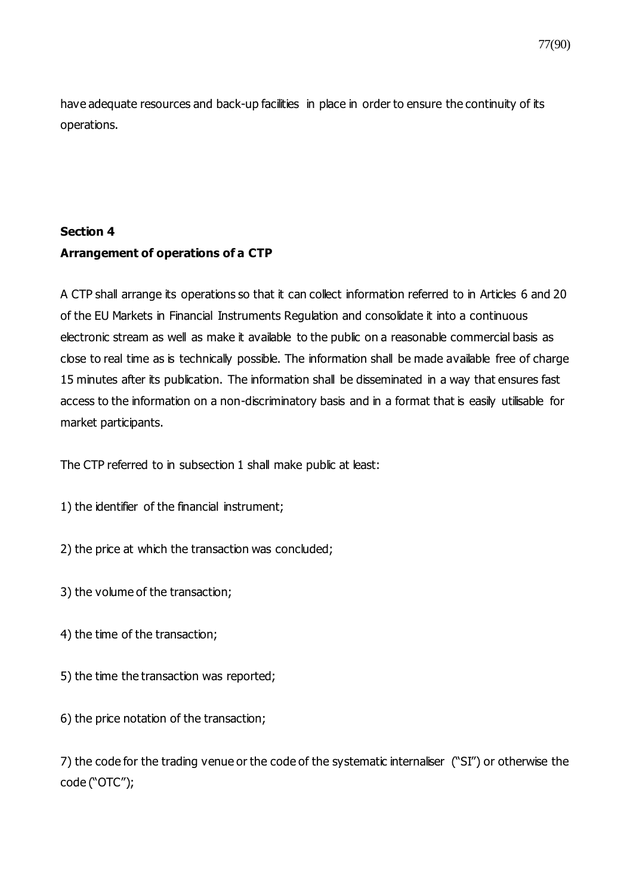have adequate resources and back-up facilities in place in order to ensure the continuity of its operations.

**Section 4**
**Arrangement of operations of a CTP**

A CTP shall arrange its operations so that it can collect information referred to in Articles 6 and 20 of the EU Markets in Financial Instruments Regulation and consolidate it into a continuous electronic stream as well as make it available to the public on a reasonable commercial basis as close to real time as is technically possible. The information shall be made available free of charge 15 minutes after its publication. The information shall be disseminated in a way that ensures fast access to the information on a non-discriminatory basis and in a format that is easily utilisable for market participants.

The CTP referred to in subsection 1 shall make public at least:

1) the identifier of the financial instrument;

2) the price at which the transaction was concluded;

3) the volume of the transaction;

4) the time of the transaction;

5) the time the transaction was reported;

6) the price notation of the transaction;

7) the code for the trading venue or the code of the systematic internaliser ("SI") or otherwise the code ("OTC");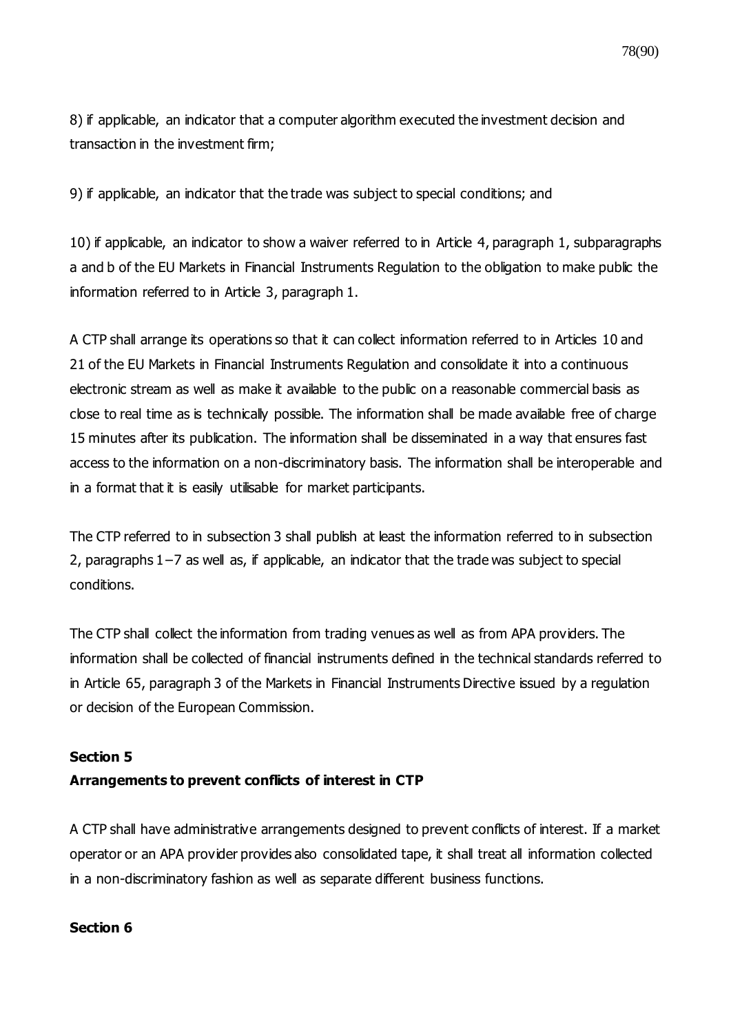8) if applicable, an indicator that a computer algorithm executed the investment decision and transaction in the investment firm;

9) if applicable, an indicator that the trade was subject to special conditions; and

10) if applicable, an indicator to show a waiver referred to in Article 4, paragraph 1, subparagraphs a and b of the EU Markets in Financial Instruments Regulation to the obligation to make public the information referred to in Article 3, paragraph 1.

A CTP shall arrange its operations so that it can collect information referred to in Articles 10 and 21 of the EU Markets in Financial Instruments Regulation and consolidate it into a continuous electronic stream as well as make it available to the public on a reasonable commercial basis as close to real time as is technically possible. The information shall be made available free of charge 15 minutes after its publication. The information shall be disseminated in a way that ensures fast access to the information on a non-discriminatory basis. The information shall be interoperable and in a format that it is easily utilisable for market participants.

The CTP referred to in subsection 3 shall publish at least the information referred to in subsection 2, paragraphs 1–7 as well as, if applicable, an indicator that the trade was subject to special conditions.

The CTP shall collect the information from trading venues as well as from APA providers. The information shall be collected of financial instruments defined in the technical standards referred to in Article 65, paragraph 3 of the Markets in Financial Instruments Directive issued by a regulation or decision of the European Commission.

**Section 5**

**Arrangements to prevent conflicts of interest in CTP**

A CTP shall have administrative arrangements designed to prevent conflicts of interest. If a market operator or an APA provider provides also consolidated tape, it shall treat all information collected in a non-discriminatory fashion as well as separate different business functions.

**Section 6**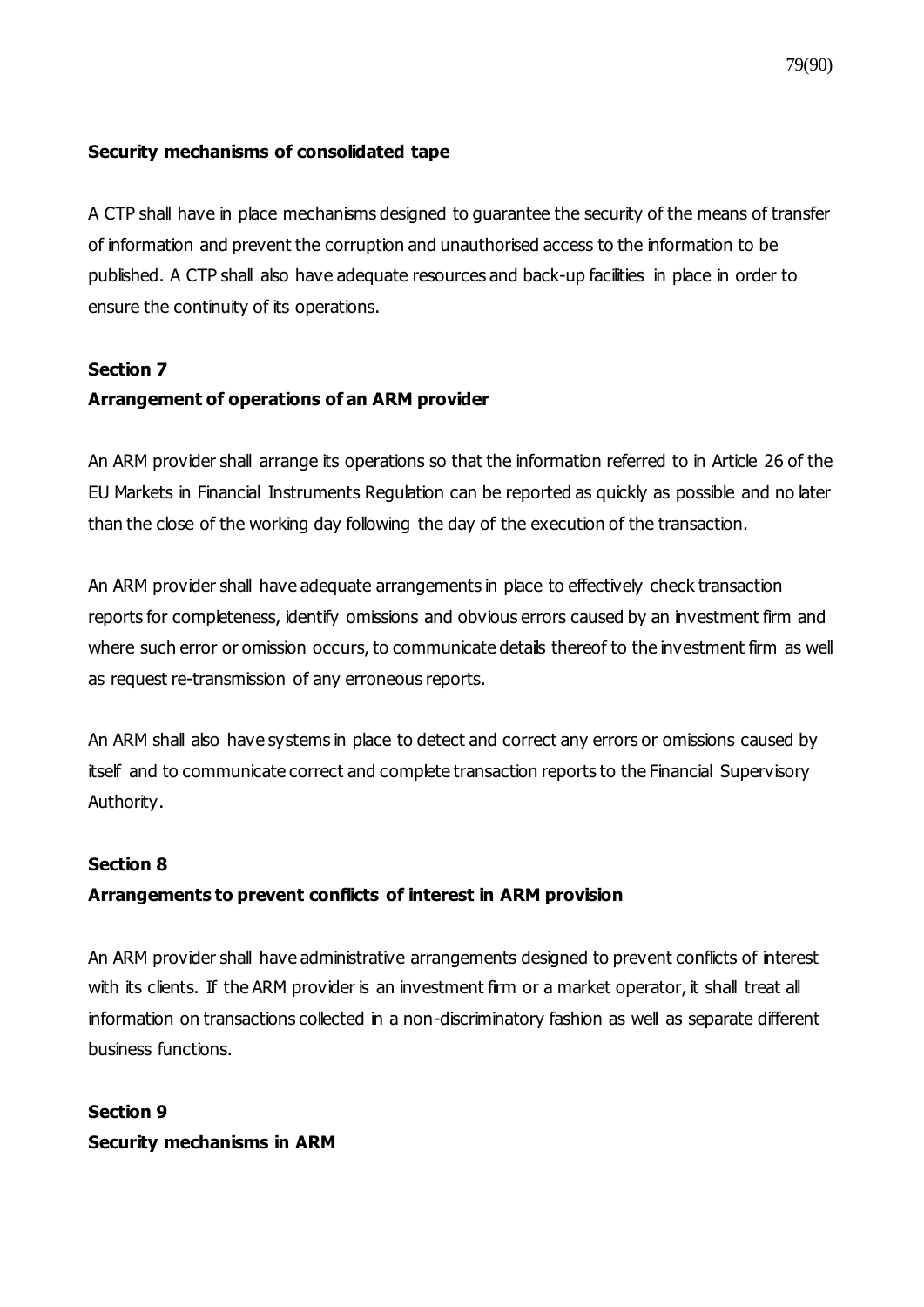**Security mechanisms of consolidated tape**

A CTP shall have in place mechanisms designed to guarantee the security of the means of transfer of information and prevent the corruption and unauthorised access to the information to be published. A CTP shall also have adequate resources and back-up facilities in place in order to ensure the continuity of its operations.

**Section 7**

**Arrangement of operations of an ARM provider**

An ARM provider shall arrange its operations so that the information referred to in Article 26 of the EU Markets in Financial Instruments Regulation can be reported as quickly as possible and no later than the close of the working day following the day of the execution of the transaction.

An ARM provider shall have adequate arrangements in place to effectively check transaction reports for completeness, identify omissions and obvious errors caused by an investment firm and where such error or omission occurs, to communicate details thereof to the investment firm as well as request re-transmission of any erroneous reports.

An ARM shall also have systems in place to detect and correct any errors or omissions caused by itself and to communicate correct and complete transaction reports to the Financial Supervisory Authority.

**Section 8**

**Arrangements to prevent conflicts of interest in ARM provision**

An ARM provider shall have administrative arrangements designed to prevent conflicts of interest with its clients. If the ARM provider is an investment firm or a market operator, it shall treat all information on transactions collected in a non-discriminatory fashion as well as separate different business functions.

**Section 9**

**Security mechanisms in ARM**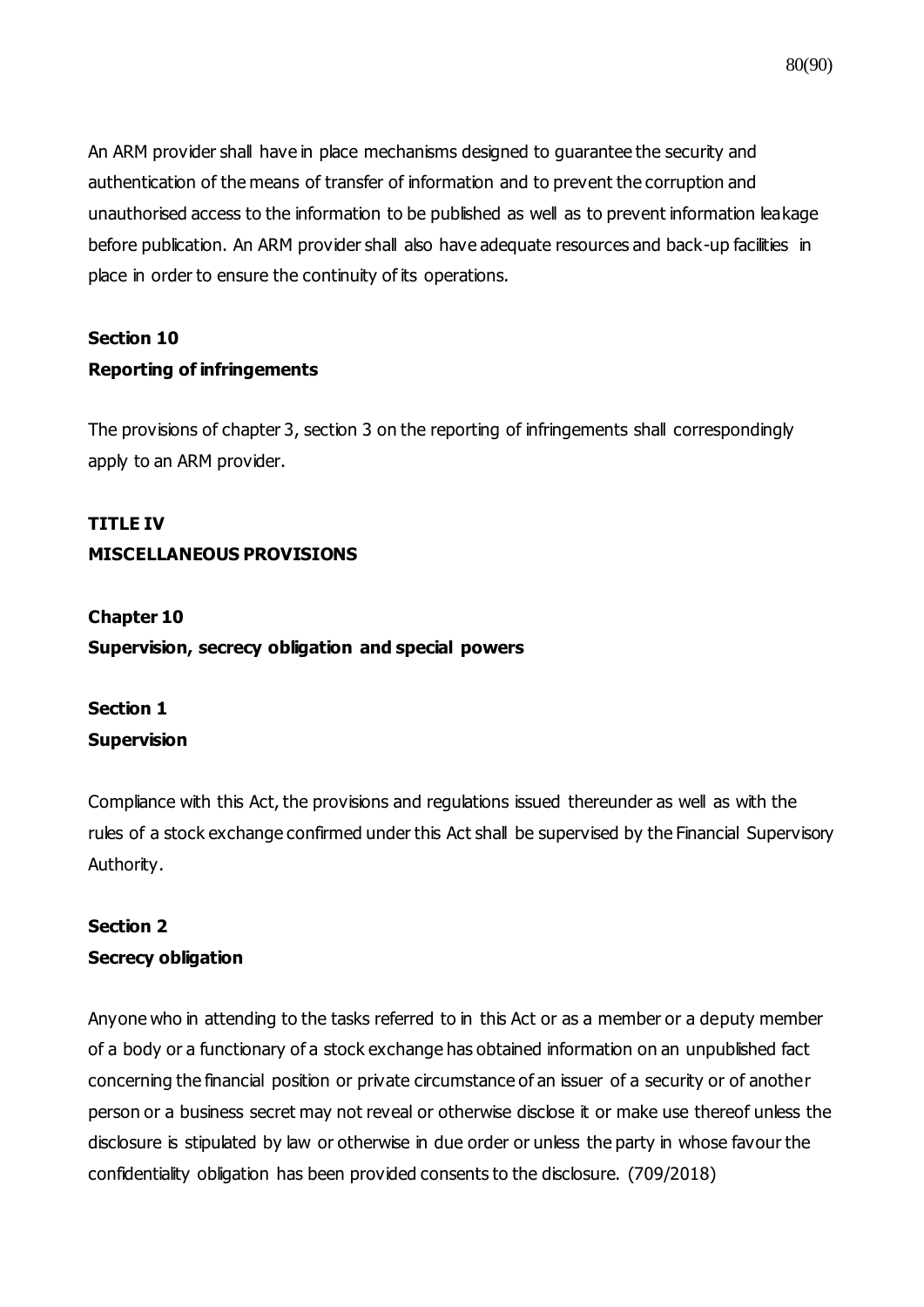An ARM provider shall have in place mechanisms designed to guarantee the security and authentication of the means of transfer of information and to prevent the corruption and unauthorised access to the information to be published as well as to prevent information leakage before publication. An ARM provider shall also have adequate resources and back-up facilities in place in order to ensure the continuity of its operations.

**Section 10**
**Reporting of infringements**

The provisions of chapter 3, section 3 on the reporting of infringements shall correspondingly apply to an ARM provider.

**TITLE IV**
**MISCELLANEOUS PROVISIONS**

**Chapter 10**
**Supervision, secrecy obligation and special powers**

**Section 1**
**Supervision**

Compliance with this Act, the provisions and regulations issued thereunder as well as with the rules of a stock exchange confirmed under this Act shall be supervised by the Financial Supervisory Authority.

**Section 2**
**Secrecy obligation**

Anyone who in attending to the tasks referred to in this Act or as a member or a deputy member of a body or a functionary of a stock exchange has obtained information on an unpublished fact concerning the financial position or private circumstance of an issuer of a security or of another person or a business secret may not reveal or otherwise disclose it or make use thereof unless the disclosure is stipulated by law or otherwise in due order or unless the party in whose favour the confidentiality obligation has been provided consents to the disclosure. (709/2018)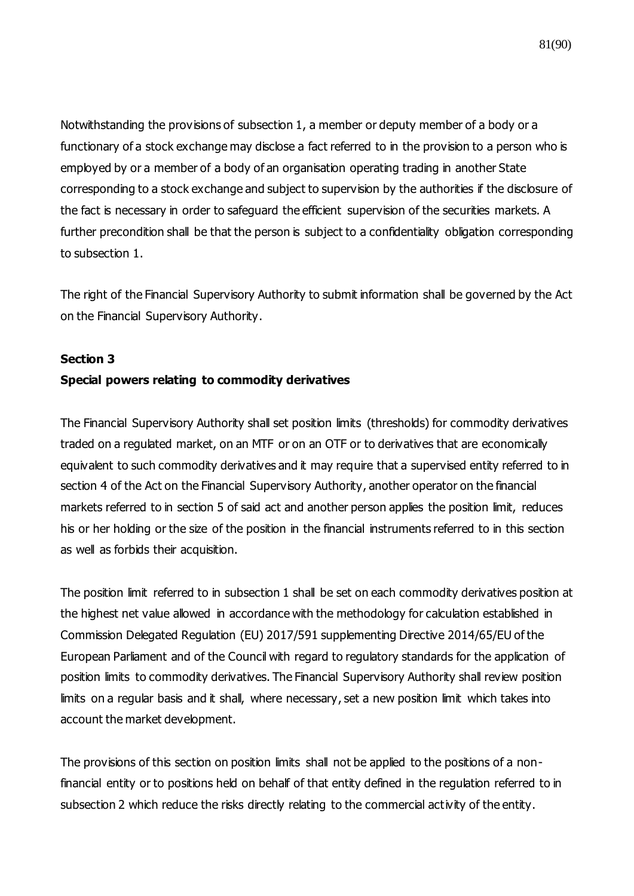Notwithstanding the provisions of subsection 1, a member or deputy member of a body or a functionary of a stock exchange may disclose a fact referred to in the provision to a person who is employed by or a member of a body of an organisation operating trading in another State corresponding to a stock exchange and subject to supervision by the authorities if the disclosure of the fact is necessary in order to safeguard the efficient supervision of the securities markets. A further precondition shall be that the person is subject to a confidentiality obligation corresponding to subsection 1.

The right of the Financial Supervisory Authority to submit information shall be governed by the Act on the Financial Supervisory Authority.

**Section 3**

**Special powers relating to commodity derivatives**

The Financial Supervisory Authority shall set position limits (thresholds) for commodity derivatives traded on a regulated market, on an MTF or on an OTF or to derivatives that are economically equivalent to such commodity derivatives and it may require that a supervised entity referred to in section 4 of the Act on the Financial Supervisory Authority, another operator on the financial markets referred to in section 5 of said act and another person applies the position limit, reduces his or her holding or the size of the position in the financial instruments referred to in this section as well as forbids their acquisition.

The position limit referred to in subsection 1 shall be set on each commodity derivatives position at the highest net value allowed in accordance with the methodology for calculation established in Commission Delegated Regulation (EU) 2017/591 supplementing Directive 2014/65/EU of the European Parliament and of the Council with regard to regulatory standards for the application of position limits to commodity derivatives. The Financial Supervisory Authority shall review position limits on a regular basis and it shall, where necessary, set a new position limit which takes into account the market development.

The provisions of this section on position limits shall not be applied to the positions of a non-financial entity or to positions held on behalf of that entity defined in the regulation referred to in subsection 2 which reduce the risks directly relating to the commercial activity of the entity.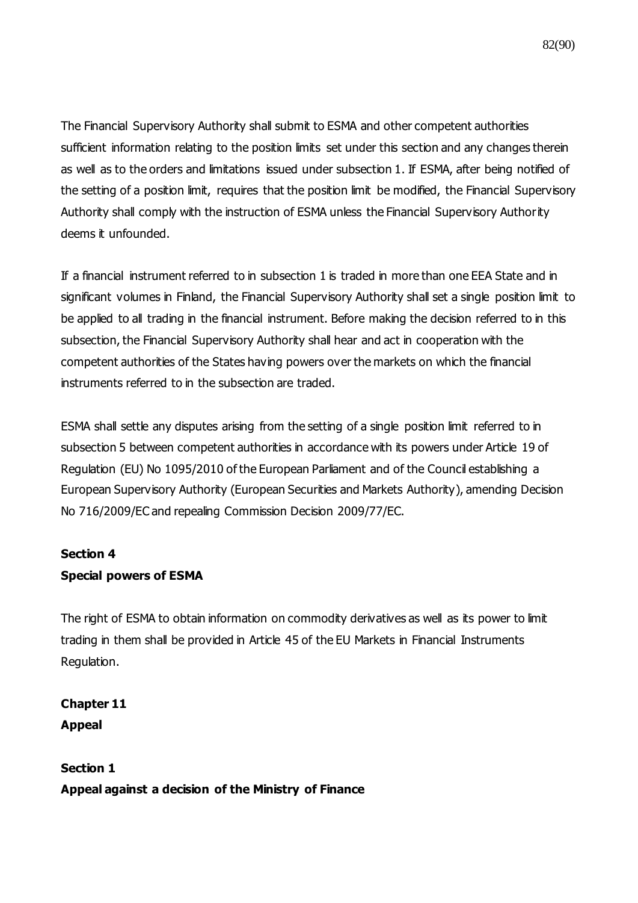The Financial Supervisory Authority shall submit to ESMA and other competent authorities sufficient information relating to the position limits set under this section and any changes therein as well as to the orders and limitations issued under subsection 1. If ESMA, after being notified of the setting of a position limit, requires that the position limit be modified, the Financial Supervisory Authority shall comply with the instruction of ESMA unless the Financial Supervisory Authority deems it unfounded.

If a financial instrument referred to in subsection 1 is traded in more than one EEA State and in significant volumes in Finland, the Financial Supervisory Authority shall set a single position limit to be applied to all trading in the financial instrument. Before making the decision referred to in this subsection, the Financial Supervisory Authority shall hear and act in cooperation with the competent authorities of the States having powers over the markets on which the financial instruments referred to in the subsection are traded.

ESMA shall settle any disputes arising from the setting of a single position limit referred to in subsection 5 between competent authorities in accordance with its powers under Article 19 of Regulation (EU) No 1095/2010 of the European Parliament and of the Council establishing a European Supervisory Authority (European Securities and Markets Authority), amending Decision No 716/2009/EC and repealing Commission Decision 2009/77/EC.

**Section 4**
**Special powers of ESMA**

The right of ESMA to obtain information on commodity derivatives as well as its power to limit trading in them shall be provided in Article 45 of the EU Markets in Financial Instruments Regulation.

## Chapter 11
## Appeal

**Section 1**
**Appeal against a decision of the Ministry of Finance**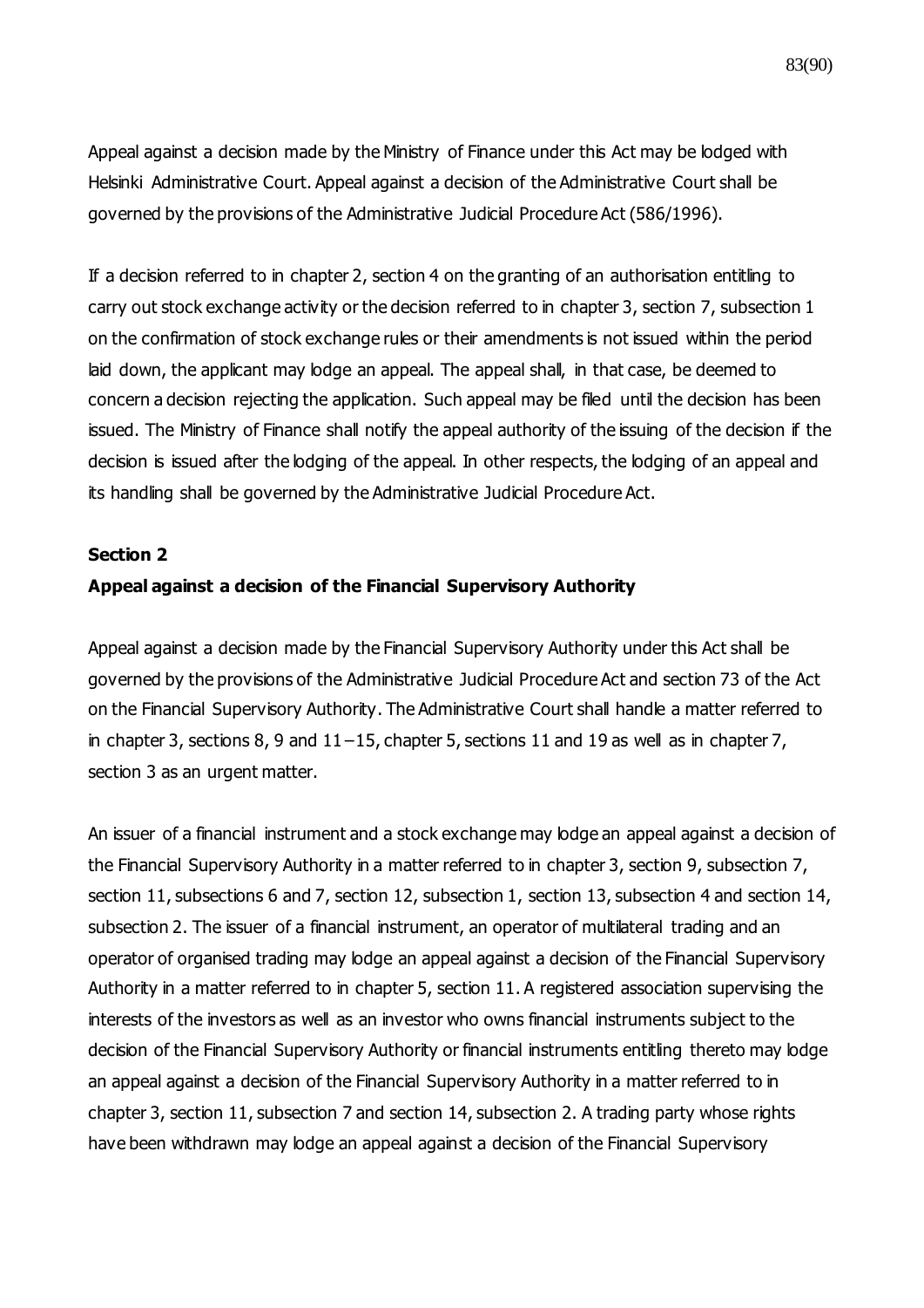Appeal against a decision made by the Ministry of Finance under this Act may be lodged with Helsinki Administrative Court. Appeal against a decision of the Administrative Court shall be governed by the provisions of the Administrative Judicial Procedure Act (586/1996).

If a decision referred to in chapter 2, section 4 on the granting of an authorisation entitling to carry out stock exchange activity or the decision referred to in chapter 3, section 7, subsection 1 on the confirmation of stock exchange rules or their amendments is not issued within the period laid down, the applicant may lodge an appeal. The appeal shall, in that case, be deemed to concern a decision rejecting the application. Such appeal may be filed until the decision has been issued. The Ministry of Finance shall notify the appeal authority of the issuing of the decision if the decision is issued after the lodging of the appeal. In other respects, the lodging of an appeal and its handling shall be governed by the Administrative Judicial Procedure Act.

**Section 2**

**Appeal against a decision of the Financial Supervisory Authority**

Appeal against a decision made by the Financial Supervisory Authority under this Act shall be governed by the provisions of the Administrative Judicial Procedure Act and section 73 of the Act on the Financial Supervisory Authority. The Administrative Court shall handle a matter referred to in chapter 3, sections 8, 9 and 11–15, chapter 5, sections 11 and 19 as well as in chapter 7, section 3 as an urgent matter.

An issuer of a financial instrument and a stock exchange may lodge an appeal against a decision of the Financial Supervisory Authority in a matter referred to in chapter 3, section 9, subsection 7, section 11, subsections 6 and 7, section 12, subsection 1, section 13, subsection 4 and section 14, subsection 2. The issuer of a financial instrument, an operator of multilateral trading and an operator of organised trading may lodge an appeal against a decision of the Financial Supervisory Authority in a matter referred to in chapter 5, section 11. A registered association supervising the interests of the investors as well as an investor who owns financial instruments subject to the decision of the Financial Supervisory Authority or financial instruments entitling thereto may lodge an appeal against a decision of the Financial Supervisory Authority in a matter referred to in chapter 3, section 11, subsection 7 and section 14, subsection 2. A trading party whose rights have been withdrawn may lodge an appeal against a decision of the Financial Supervisory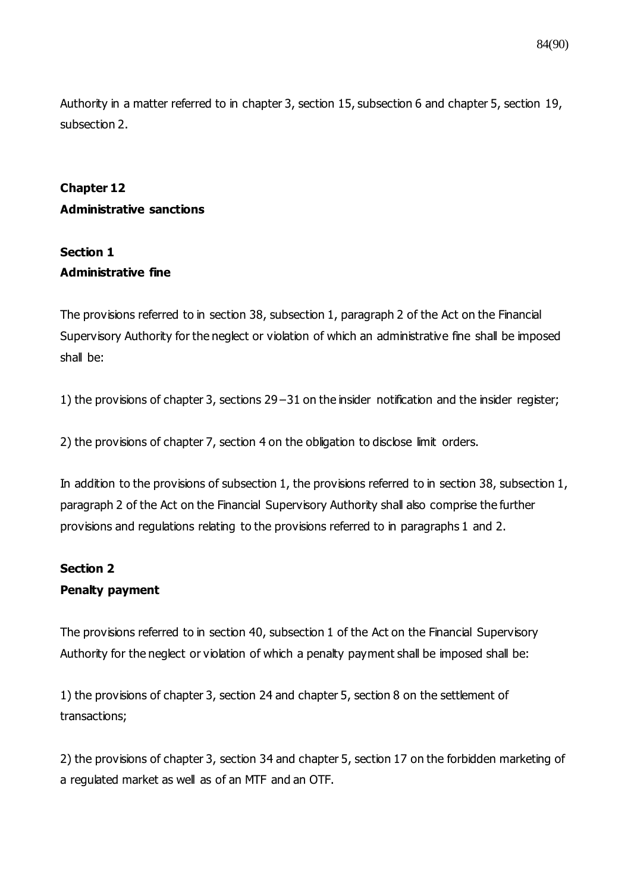Authority in a matter referred to in chapter 3, section 15, subsection 6 and chapter 5, section 19, subsection 2.

## Chapter 12
## Administrative sanctions

### Section 1
### Administrative fine

The provisions referred to in section 38, subsection 1, paragraph 2 of the Act on the Financial Supervisory Authority for the neglect or violation of which an administrative fine shall be imposed shall be:

1) the provisions of chapter 3, sections 29−31 on the insider notification and the insider register;

2) the provisions of chapter 7, section 4 on the obligation to disclose limit orders.

In addition to the provisions of subsection 1, the provisions referred to in section 38, subsection 1, paragraph 2 of the Act on the Financial Supervisory Authority shall also comprise the further provisions and regulations relating to the provisions referred to in paragraphs 1 and 2.

### Section 2
### Penalty payment

The provisions referred to in section 40, subsection 1 of the Act on the Financial Supervisory Authority for the neglect or violation of which a penalty payment shall be imposed shall be:

1) the provisions of chapter 3, section 24 and chapter 5, section 8 on the settlement of transactions;

2) the provisions of chapter 3, section 34 and chapter 5, section 17 on the forbidden marketing of a regulated market as well as of an MTF and an OTF.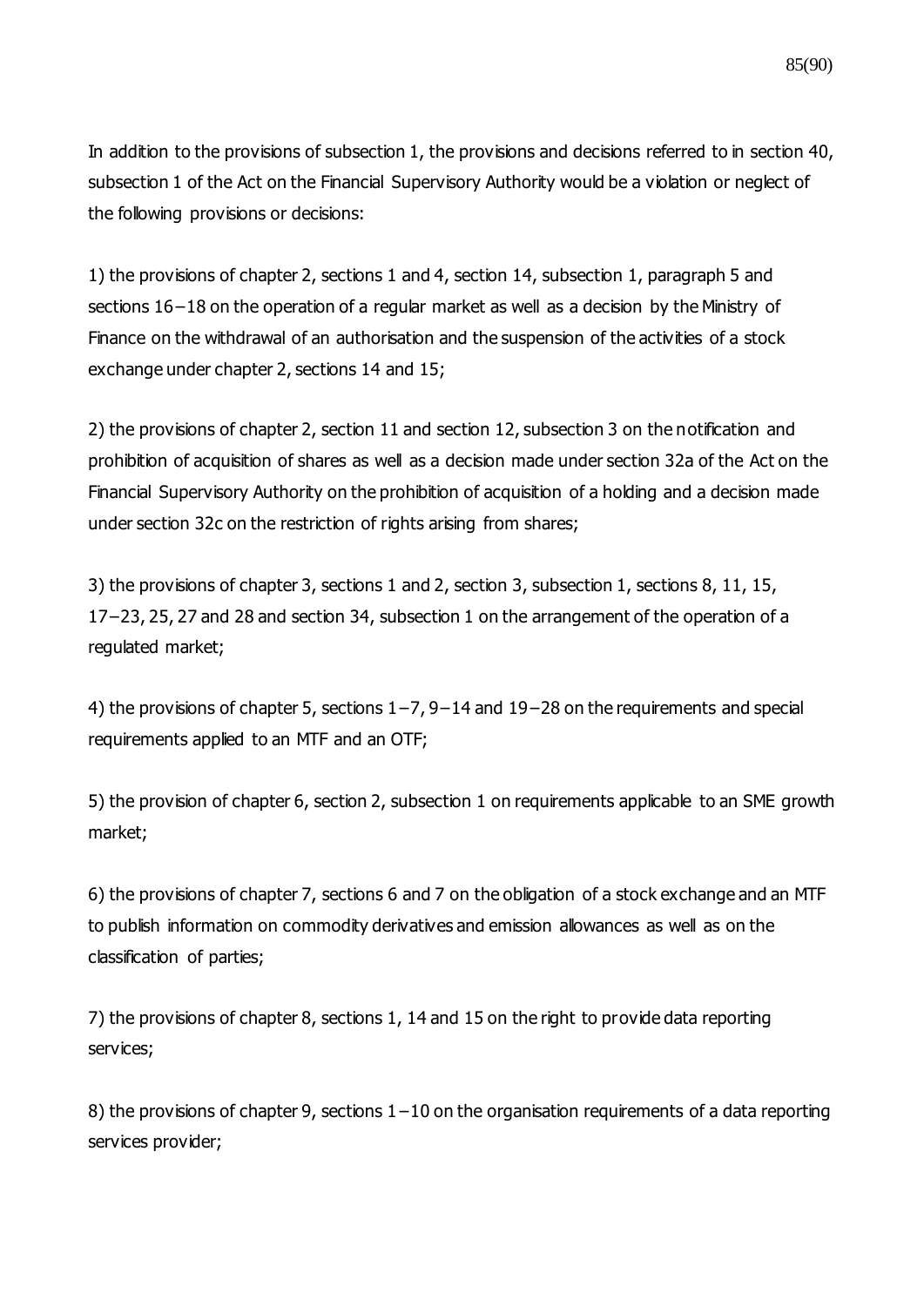In addition to the provisions of subsection 1, the provisions and decisions referred to in section 40, subsection 1 of the Act on the Financial Supervisory Authority would be a violation or neglect of the following provisions or decisions:

1) the provisions of chapter 2, sections 1 and 4, section 14, subsection 1, paragraph 5 and sections 16−18 on the operation of a regular market as well as a decision by the Ministry of Finance on the withdrawal of an authorisation and the suspension of the activities of a stock exchange under chapter 2, sections 14 and 15;

2) the provisions of chapter 2, section 11 and section 12, subsection 3 on the notification and prohibition of acquisition of shares as well as a decision made under section 32a of the Act on the Financial Supervisory Authority on the prohibition of acquisition of a holding and a decision made under section 32c on the restriction of rights arising from shares;

3) the provisions of chapter 3, sections 1 and 2, section 3, subsection 1, sections 8, 11, 15, 17−23, 25, 27 and 28 and section 34, subsection 1 on the arrangement of the operation of a regulated market;

4) the provisions of chapter 5, sections 1−7, 9−14 and 19−28 on the requirements and special requirements applied to an MTF and an OTF;

5) the provision of chapter 6, section 2, subsection 1 on requirements applicable to an SME growth market;

6) the provisions of chapter 7, sections 6 and 7 on the obligation of a stock exchange and an MTF to publish information on commodity derivatives and emission allowances as well as on the classification of parties;

7) the provisions of chapter 8, sections 1, 14 and 15 on the right to provide data reporting services;

8) the provisions of chapter 9, sections 1−10 on the organisation requirements of a data reporting services provider;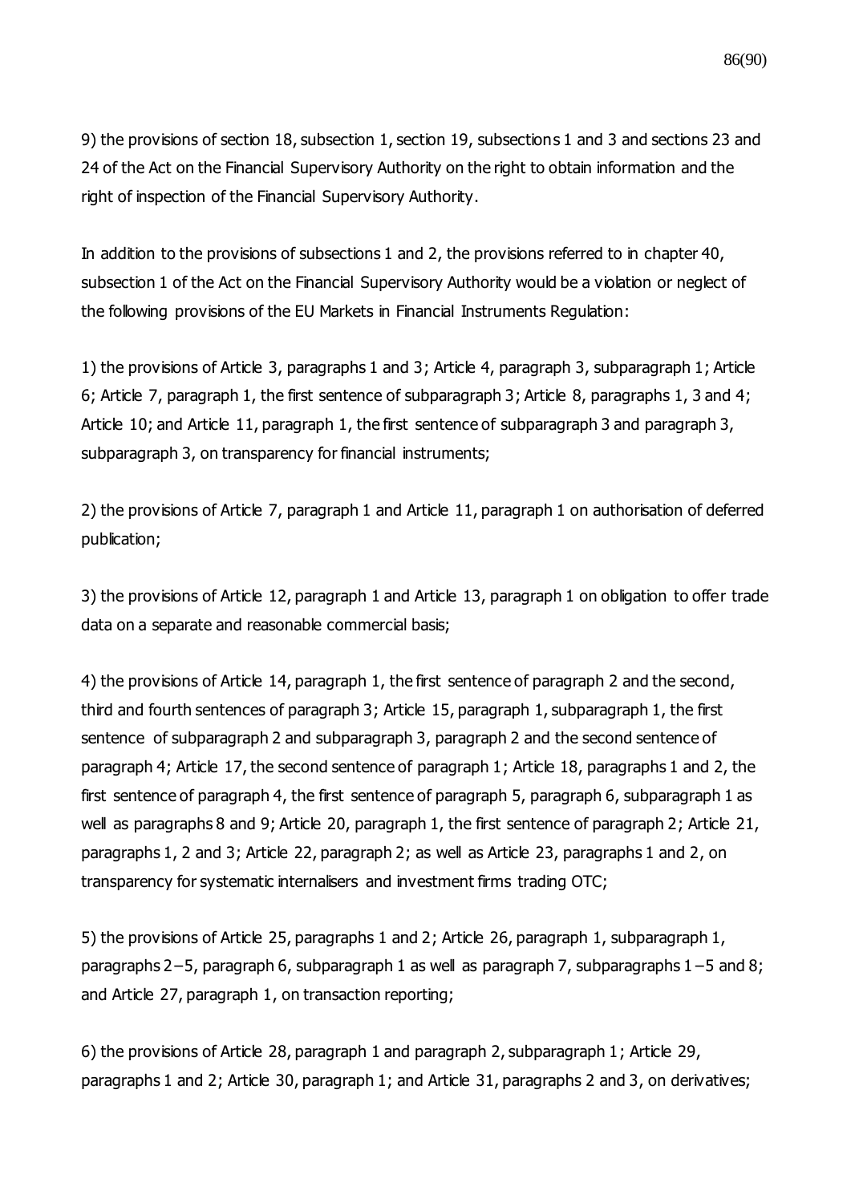9) the provisions of section 18, subsection 1, section 19, subsections 1 and 3 and sections 23 and 24 of the Act on the Financial Supervisory Authority on the right to obtain information and the right of inspection of the Financial Supervisory Authority.

In addition to the provisions of subsections 1 and 2, the provisions referred to in chapter 40, subsection 1 of the Act on the Financial Supervisory Authority would be a violation or neglect of the following provisions of the EU Markets in Financial Instruments Regulation:

1) the provisions of Article 3, paragraphs 1 and 3; Article 4, paragraph 3, subparagraph 1; Article 6; Article 7, paragraph 1, the first sentence of subparagraph 3; Article 8, paragraphs 1, 3 and 4; Article 10; and Article 11, paragraph 1, the first sentence of subparagraph 3 and paragraph 3, subparagraph 3, on transparency for financial instruments;

2) the provisions of Article 7, paragraph 1 and Article 11, paragraph 1 on authorisation of deferred publication;

3) the provisions of Article 12, paragraph 1 and Article 13, paragraph 1 on obligation to offer trade data on a separate and reasonable commercial basis;

4) the provisions of Article 14, paragraph 1, the first sentence of paragraph 2 and the second, third and fourth sentences of paragraph 3; Article 15, paragraph 1, subparagraph 1, the first sentence of subparagraph 2 and subparagraph 3, paragraph 2 and the second sentence of paragraph 4; Article 17, the second sentence of paragraph 1; Article 18, paragraphs 1 and 2, the first sentence of paragraph 4, the first sentence of paragraph 5, paragraph 6, subparagraph 1 as well as paragraphs 8 and 9; Article 20, paragraph 1, the first sentence of paragraph 2; Article 21, paragraphs 1, 2 and 3; Article 22, paragraph 2; as well as Article 23, paragraphs 1 and 2, on transparency for systematic internalisers and investment firms trading OTC;

5) the provisions of Article 25, paragraphs 1 and 2; Article 26, paragraph 1, subparagraph 1, paragraphs 2–5, paragraph 6, subparagraph 1 as well as paragraph 7, subparagraphs 1–5 and 8; and Article 27, paragraph 1, on transaction reporting;

6) the provisions of Article 28, paragraph 1 and paragraph 2, subparagraph 1; Article 29, paragraphs 1 and 2; Article 30, paragraph 1; and Article 31, paragraphs 2 and 3, on derivatives;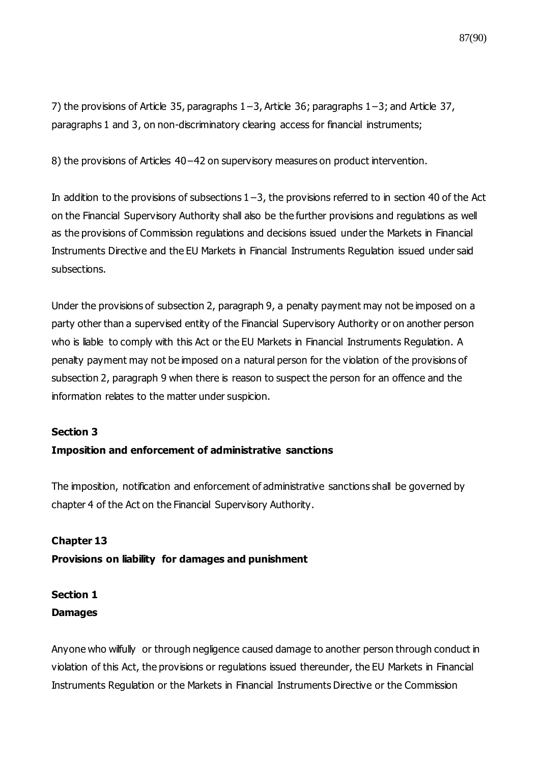7) the provisions of Article 35, paragraphs 1–3, Article 36; paragraphs 1–3; and Article 37, paragraphs 1 and 3, on non-discriminatory clearing access for financial instruments;

8) the provisions of Articles 40–42 on supervisory measures on product intervention.

In addition to the provisions of subsections 1–3, the provisions referred to in section 40 of the Act on the Financial Supervisory Authority shall also be the further provisions and regulations as well as the provisions of Commission regulations and decisions issued under the Markets in Financial Instruments Directive and the EU Markets in Financial Instruments Regulation issued under said subsections.

Under the provisions of subsection 2, paragraph 9, a penalty payment may not be imposed on a party other than a supervised entity of the Financial Supervisory Authority or on another person who is liable to comply with this Act or the EU Markets in Financial Instruments Regulation. A penalty payment may not be imposed on a natural person for the violation of the provisions of subsection 2, paragraph 9 when there is reason to suspect the person for an offence and the information relates to the matter under suspicion.

**Section 3**
**Imposition and enforcement of administrative sanctions**

The imposition, notification and enforcement of administrative sanctions shall be governed by chapter 4 of the Act on the Financial Supervisory Authority.

## Chapter 13
## Provisions on liability for damages and punishment

**Section 1**
**Damages**

Anyone who wilfully or through negligence caused damage to another person through conduct in violation of this Act, the provisions or regulations issued thereunder, the EU Markets in Financial Instruments Regulation or the Markets in Financial Instruments Directive or the Commission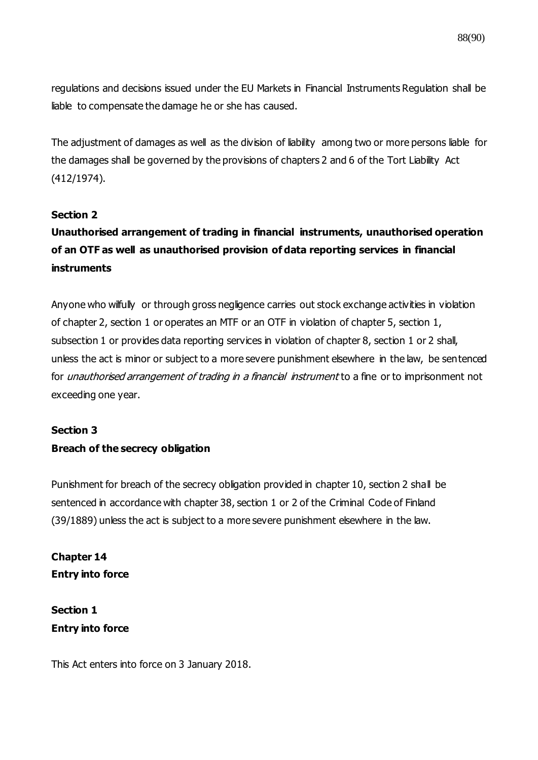regulations and decisions issued under the EU Markets in Financial Instruments Regulation shall be liable to compensate the damage he or she has caused.

The adjustment of damages as well as the division of liability among two or more persons liable for the damages shall be governed by the provisions of chapters 2 and 6 of the Tort Liability Act (412/1974).

### Section 2

### Unauthorised arrangement of trading in financial instruments, unauthorised operation of an OTF as well as unauthorised provision of data reporting services in financial instruments

Anyone who wilfully or through gross negligence carries out stock exchange activities in violation of chapter 2, section 1 or operates an MTF or an OTF in violation of chapter 5, section 1, subsection 1 or provides data reporting services in violation of chapter 8, section 1 or 2 shall, unless the act is minor or subject to a more severe punishment elsewhere in the law, be sentenced for *unauthorised arrangement of trading in a financial instrument* to a fine or to imprisonment not exceeding one year.

### Section 3

### Breach of the secrecy obligation

Punishment for breach of the secrecy obligation provided in chapter 10, section 2 shall be sentenced in accordance with chapter 38, section 1 or 2 of the Criminal Code of Finland (39/1889) unless the act is subject to a more severe punishment elsewhere in the law.

## Chapter 14
## Entry into force

### Section 1
### Entry into force

This Act enters into force on 3 January 2018.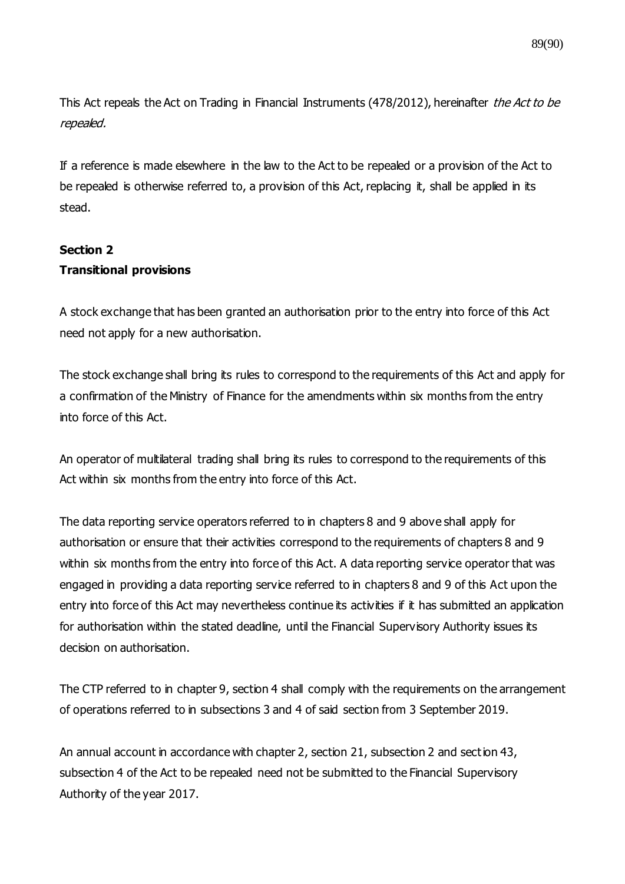This Act repeals the Act on Trading in Financial Instruments (478/2012), hereinafter *the Act to be repealed.*

If a reference is made elsewhere in the law to the Act to be repealed or a provision of the Act to be repealed is otherwise referred to, a provision of this Act, replacing it, shall be applied in its stead.

**Section 2**
**Transitional provisions**

A stock exchange that has been granted an authorisation prior to the entry into force of this Act need not apply for a new authorisation.

The stock exchange shall bring its rules to correspond to the requirements of this Act and apply for a confirmation of the Ministry of Finance for the amendments within six months from the entry into force of this Act.

An operator of multilateral trading shall bring its rules to correspond to the requirements of this Act within six months from the entry into force of this Act.

The data reporting service operators referred to in chapters 8 and 9 above shall apply for authorisation or ensure that their activities correspond to the requirements of chapters 8 and 9 within six months from the entry into force of this Act. A data reporting service operator that was engaged in providing a data reporting service referred to in chapters 8 and 9 of this Act upon the entry into force of this Act may nevertheless continue its activities if it has submitted an application for authorisation within the stated deadline, until the Financial Supervisory Authority issues its decision on authorisation.

The CTP referred to in chapter 9, section 4 shall comply with the requirements on the arrangement of operations referred to in subsections 3 and 4 of said section from 3 September 2019.

An annual account in accordance with chapter 2, section 21, subsection 2 and section 43, subsection 4 of the Act to be repealed need not be submitted to the Financial Supervisory Authority of the year 2017.